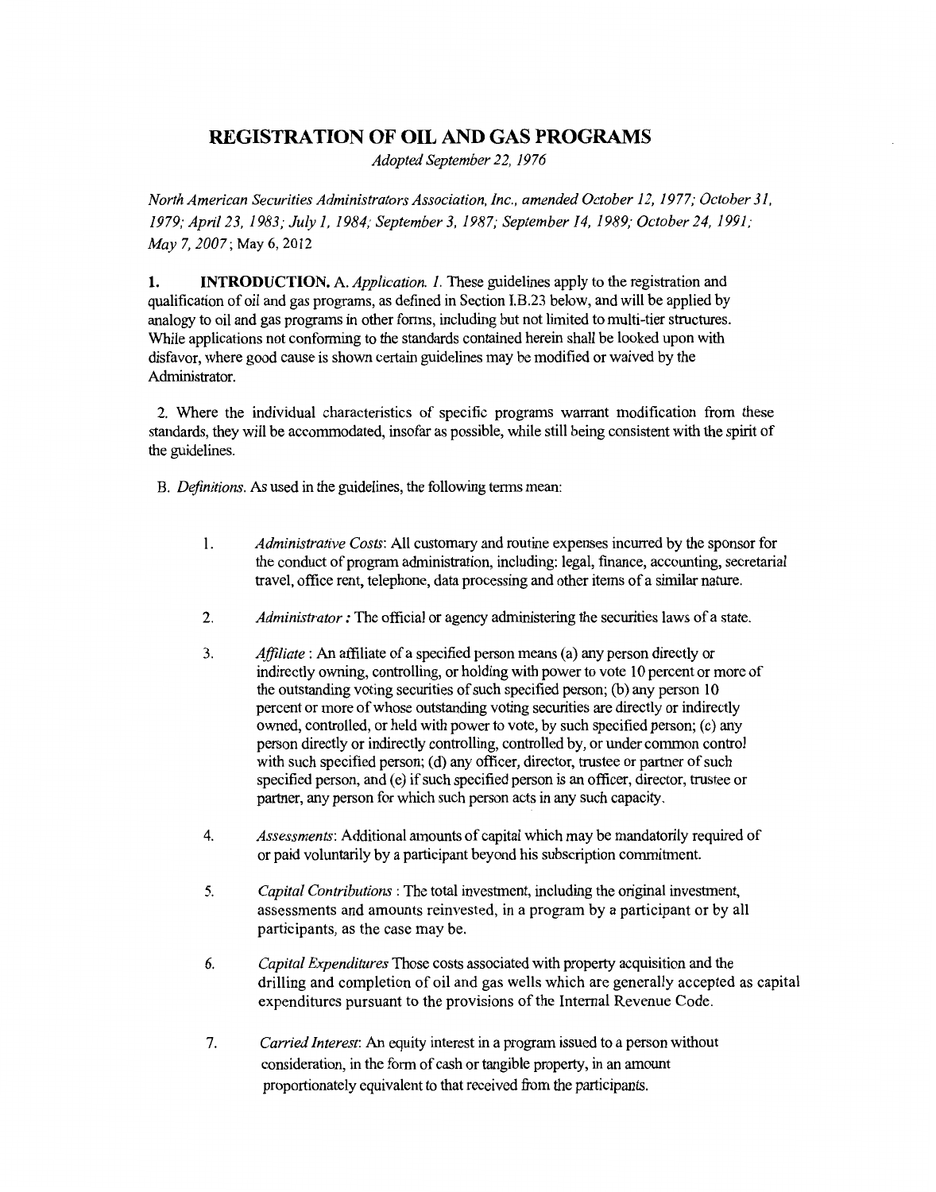# REGISTRATION OF OIL AND GAS PROGRAMS

*Adopted September 22, 1976*

*North American Securities Administrators Association, Inc., amended October 12, 1977; October 31, 1979; April 23, 1983; July 1, 1984; September 3, 1987; September 14, 1989; October 24, 1991; May 7, 2007*; May 6, 2012

**1. INTRODUCTION.** A. *Application. 1.* These guidelines apply to the registration and qualification of oil and gas programs, as defined in Section I.B.23 below, and will be applied by analogy to oil and gas programs in other forms, including but not limited to multi-tier structures. While applications not conforming to the standards contained herein shall be looked upon with disfavor, where good cause is shown certain guidelines may be modified or waived by the Administrator.

2. Where the individual characteristics of specific programs warrant modification from these standards, they will be accommodated, insofar as possible, while still being consistent with the spirit of the guidelines.

B. *Definitions.* As used in the guidelines, the following terms mean:

1. *Administrative Costs*: All customary and routine expenses incurred by the sponsor for the conduct of program administration, including: legal, finance, accounting, secretarial travel, office rent, telephone, data processing and other items of a similar nature.

2. *Administrator* : The official or agency administering the securities laws of a state.

3. *Affiliate* : An affiliate of a specified person means (a) any person directly or indirectly owning, controlling, or holding with power to vote 10 percent or more of the outstanding voting securities of such specified person; (b) any person 10 percent or more of whose outstanding voting securities are directly or indirectly owned, controlled, or held with power to vote, by such specified person; (c) any person directly or indirectly controlling, controlled by, or under common control with such specified person; (d) any officer, director, trustee or partner of such specified person, and (e) if such specified person is an officer, director, trustee or partner, any person for which such person acts in any such capacity.

4. *Assessments*: Additional amounts of capital which may be mandatorily required of or paid voluntarily by a participant beyond his subscription commitment.

5. *Capital Contributions* : The total investment, including the original investment, assessments and amounts reinvested, in a program by a participant or by all participants, as the case may be.

6. *Capital Expenditures* Those costs associated with property acquisition and the drilling and completion of oil and gas wells which are generally accepted as capital expenditures pursuant to the provisions of the Internal Revenue Code.

7. *Carried Interest*: An equity interest in a program issued to a person without consideration, in the form of cash or tangible property, in an amount proportionately equivalent to that received from the participants.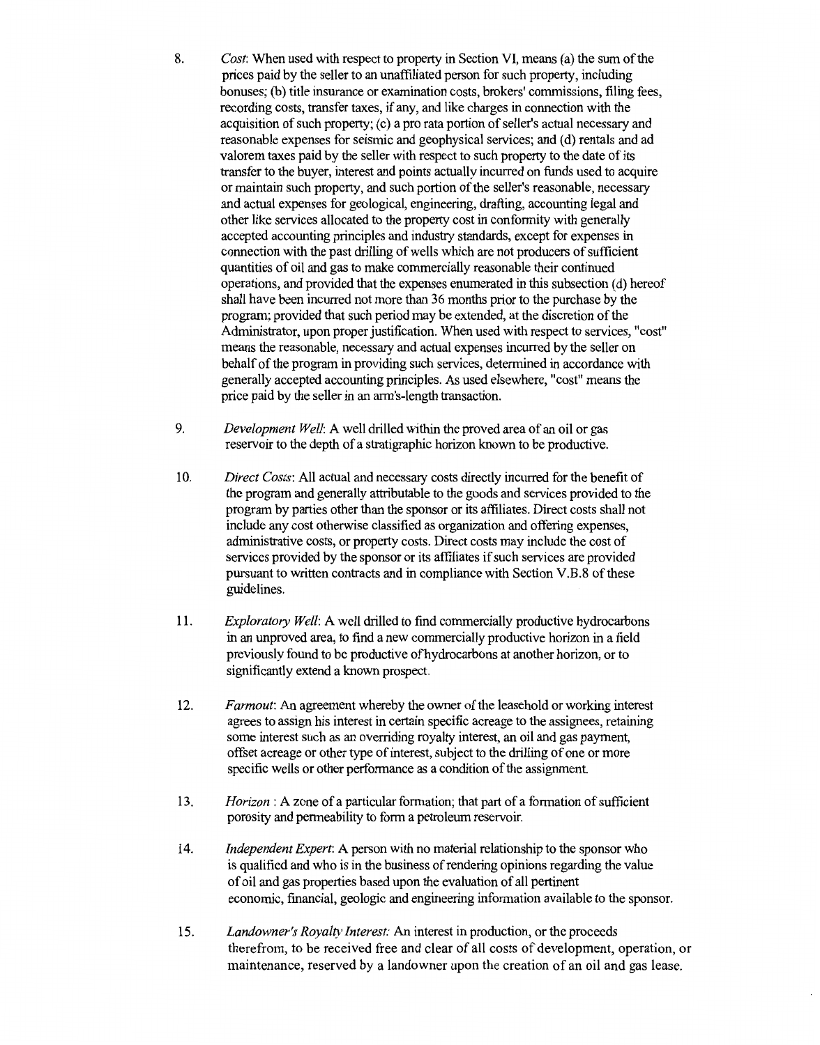8. *Cost*: When used with respect to property in Section VI, means (a) the sum of the prices paid by the seller to an unaffiliated person for such property, including bonuses; (b) title insurance or examination costs, brokers' commissions, filing fees, recording costs, transfer taxes, if any, and like charges in connection with the acquisition of such property; (c) a pro rata portion of seller's actual necessary and reasonable expenses for seismic and geophysical services; and (d) rentals and ad valorem taxes paid by the seller with respect to such property to the date of its transfer to the buyer, interest and points actually incurred on funds used to acquire or maintain such property, and such portion of the seller's reasonable, necessary and actual expenses for geological, engineering, drafting, accounting legal and other like services allocated to the property cost in conformity with generally accepted accounting principles and industry standards, except for expenses in connection with the past drilling of wells which are not producers of sufficient quantities of oil and gas to make commercially reasonable their continued operations, and provided that the expenses enumerated in this subsection (d) hereof shall have been incurred not more than 36 months prior to the purchase by the program; provided that such period may be extended, at the discretion of the Administrator, upon proper justification. When used with respect to services, "cost" means the reasonable, necessary and actual expenses incurred by the seller on behalf of the program in providing such services, determined in accordance with generally accepted accounting principles. As used elsewhere, "cost" means the price paid by the seller in an arm's-length transaction.

9. *Development Well*: A well drilled within the proved area of an oil or gas reservoir to the depth of a stratigraphic horizon known to be productive.

10. *Direct Costs*: All actual and necessary costs directly incurred for the benefit of the program and generally attributable to the goods and services provided to the program by parties other than the sponsor or its affiliates. Direct costs shall not include any cost otherwise classified as organization and offering expenses, administrative costs, or property costs. Direct costs may include the cost of services provided by the sponsor or its affiliates if such services are provided pursuant to written contracts and in compliance with Section V.B.8 of these guidelines.

11. *Exploratory Well*: A well drilled to find commercially productive hydrocarbons in an unproved area, to find a new commercially productive horizon in a field previously found to be productive of hydrocarbons at another horizon, or to significantly extend a known prospect.

12. *Farmout*: An agreement whereby the owner of the leasehold or working interest agrees to assign his interest in certain specific acreage to the assignees, retaining some interest such as an overriding royalty interest, an oil and gas payment, offset acreage or other type of interest, subject to the drilling of one or more specific wells or other performance as a condition of the assignment.

13. *Horizon* : A zone of a particular formation; that part of a formation of sufficient porosity and permeability to form a petroleum reservoir.

14. *Independent Expert*: A person with no material relationship to the sponsor who is qualified and who is in the business of rendering opinions regarding the value of oil and gas properties based upon the evaluation of all pertinent economic, financial, geologic and engineering information available to the sponsor.

15. *Landowner's Royalty Interest:* An interest in production, or the proceeds therefrom, to be received free and clear of all costs of development, operation, or maintenance, reserved by a landowner upon the creation of an oil and gas lease.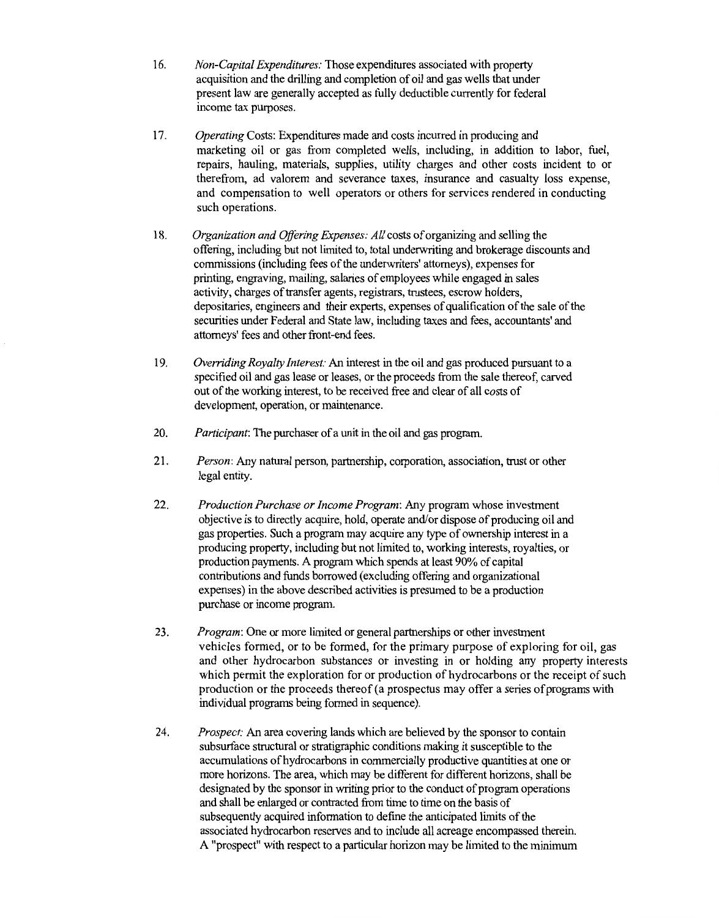16. *Non-Capital Expenditures:* Those expenditures associated with property acquisition and the drilling and completion of oil and gas wells that under present law are generally accepted as fully deductible currently for federal income tax purposes.

17. *Operating* Costs: Expenditures made and costs incurred in producing and marketing oil or gas from completed wells, including, in addition to labor, fuel, repairs, hauling, materials, supplies, utility charges and other costs incident to or therefrom, ad valorem and severance taxes, insurance and casualty loss expense, and compensation to well operators or others for services rendered in conducting such operations.

18. *Organization and Offering Expenses: All* costs of organizing and selling the offering, including but not limited to, total underwriting and brokerage discounts and commissions (including fees of the underwriters' attorneys), expenses for printing, engraving, mailing, salaries of employees while engaged in sales activity, charges of transfer agents, registrars, trustees, escrow holders, depositaries, engineers and their experts, expenses of qualification of the sale of the securities under Federal and State law, including taxes and fees, accountants' and attorneys' fees and other front-end fees.

19. *Overriding Royalty Interest:* An interest in the oil and gas produced pursuant to a specified oil and gas lease or leases, or the proceeds from the sale thereof, carved out of the working interest, to be received free and clear of all costs of development, operation, or maintenance.

20. *Participant*: The purchaser of a unit in the oil and gas program.

21. *Person*: Any natural person, partnership, corporation, association, trust or other legal entity.

22. *Production Purchase or Income Program*: Any program whose investment objective is to directly acquire, hold, operate and/or dispose of producing oil and gas properties. Such a program may acquire any type of ownership interest in a producing property, including but not limited to, working interests, royalties, or production payments. A program which spends at least 90% of capital contributions and funds borrowed (excluding offering and organizational expenses) in the above described activities is presumed to be a production purchase or income program.

23. *Program*: One or more limited or general partnerships or other investment vehicles formed, or to be formed, for the primary purpose of exploring for oil, gas and other hydrocarbon substances or investing in or holding any property interests which permit the exploration for or production of hydrocarbons or the receipt of such production or the proceeds thereof (a prospectus may offer a series of programs with individual programs being formed in sequence).

24. *Prospect:* An area covering lands which are believed by the sponsor to contain subsurface structural or stratigraphic conditions making it susceptible to the accumulations of hydrocarbons in commercially productive quantities at one or more horizons. The area, which may be different for different horizons, shall be designated by the sponsor in writing prior to the conduct of program operations and shall be enlarged or contracted from time to time on the basis of subsequently acquired information to define the anticipated limits of the associated hydrocarbon reserves and to include all acreage encompassed therein. A "prospect" with respect to a particular horizon may be limited to the minimum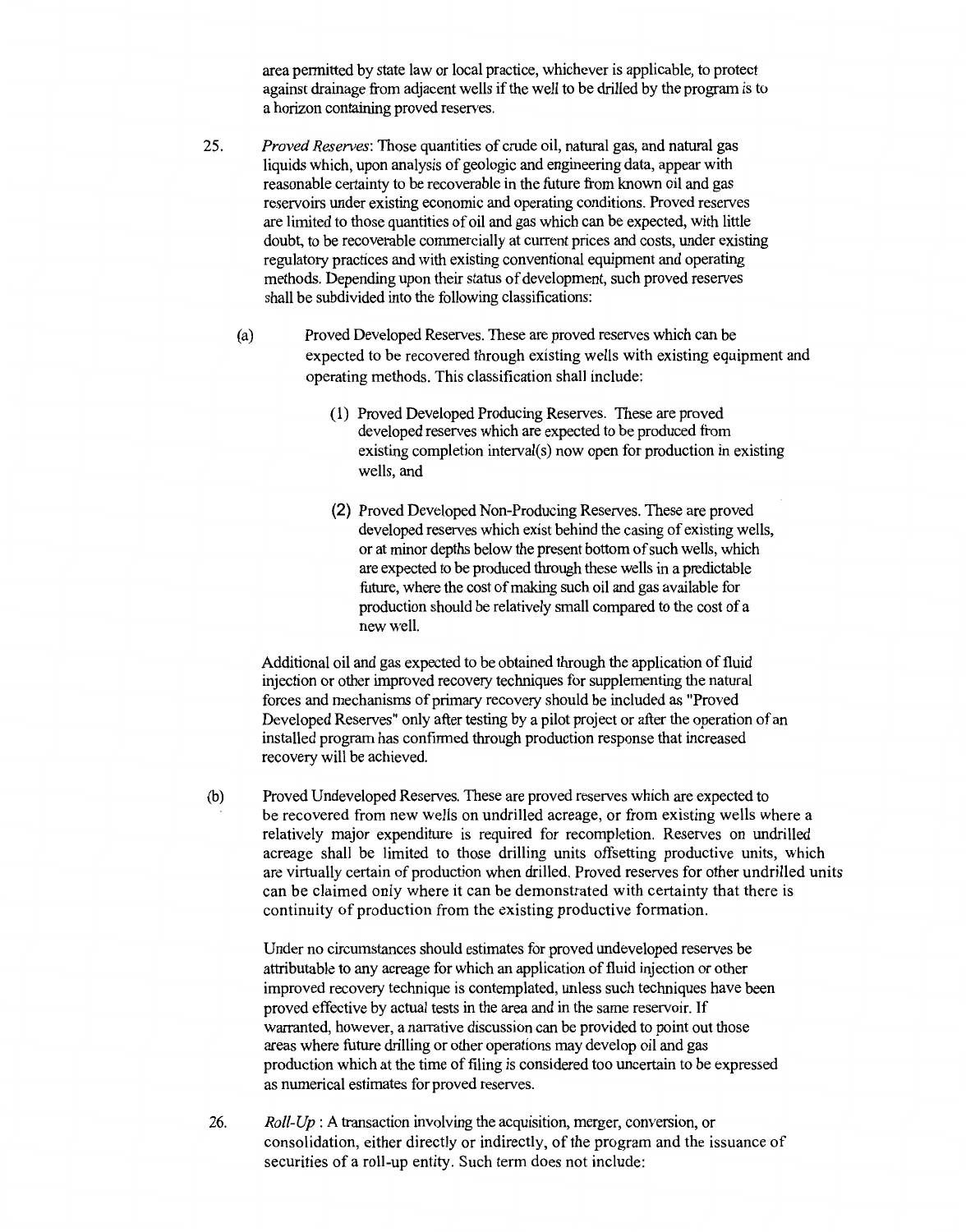area permitted by state law or local practice, whichever is applicable, to protect against drainage from adjacent wells if the well to be drilled by the program is to a horizon containing proved reserves.

25. *Proved Reserves*: Those quantities of crude oil, natural gas, and natural gas liquids which, upon analysis of geologic and engineering data, appear with reasonable certainty to be recoverable in the future from known oil and gas reservoirs under existing economic and operating conditions. Proved reserves are limited to those quantities of oil and gas which can be expected, with little doubt, to be recoverable commercially at current prices and costs, under existing regulatory practices and with existing conventional equipment and operating methods. Depending upon their status of development, such proved reserves shall be subdivided into the following classifications:

    (a) Proved Developed Reserves. These are proved reserves which can be expected to be recovered through existing wells with existing equipment and operating methods. This classification shall include:

    (1) Proved Developed Producing Reserves. These are proved developed reserves which are expected to be produced from existing completion interval(s) now open for production in existing wells, and

    (2) Proved Developed Non-Producing Reserves. These are proved developed reserves which exist behind the casing of existing wells, or at minor depths below the present bottom of such wells, which are expected to be produced through these wells in a predictable future, where the cost of making such oil and gas available for production should be relatively small compared to the cost of a new well.

    Additional oil and gas expected to be obtained through the application of fluid injection or other improved recovery techniques for supplementing the natural forces and mechanisms of primary recovery should be included as "Proved Developed Reserves" only after testing by a pilot project or after the operation of an installed program has confirmed through production response that increased recovery will be achieved.

    (b) Proved Undeveloped Reserves. These are proved reserves which are expected to be recovered from new wells on undrilled acreage, or from existing wells where a relatively major expenditure is required for recompletion. Reserves on undrilled acreage shall be limited to those drilling units offsetting productive units, which are virtually certain of production when drilled. Proved reserves for other undrilled units can be claimed only where it can be demonstrated with certainty that there is continuity of production from the existing productive formation.

    Under no circumstances should estimates for proved undeveloped reserves be attributable to any acreage for which an application of fluid injection or other improved recovery technique is contemplated, unless such techniques have been proved effective by actual tests in the area and in the same reservoir. If warranted, however, a narrative discussion can be provided to point out those areas where future drilling or other operations may develop oil and gas production which at the time of filing is considered too uncertain to be expressed as numerical estimates for proved reserves.

26. *Roll-Up* : A transaction involving the acquisition, merger, conversion, or consolidation, either directly or indirectly, of the program and the issuance of securities of a roll-up entity. Such term does not include: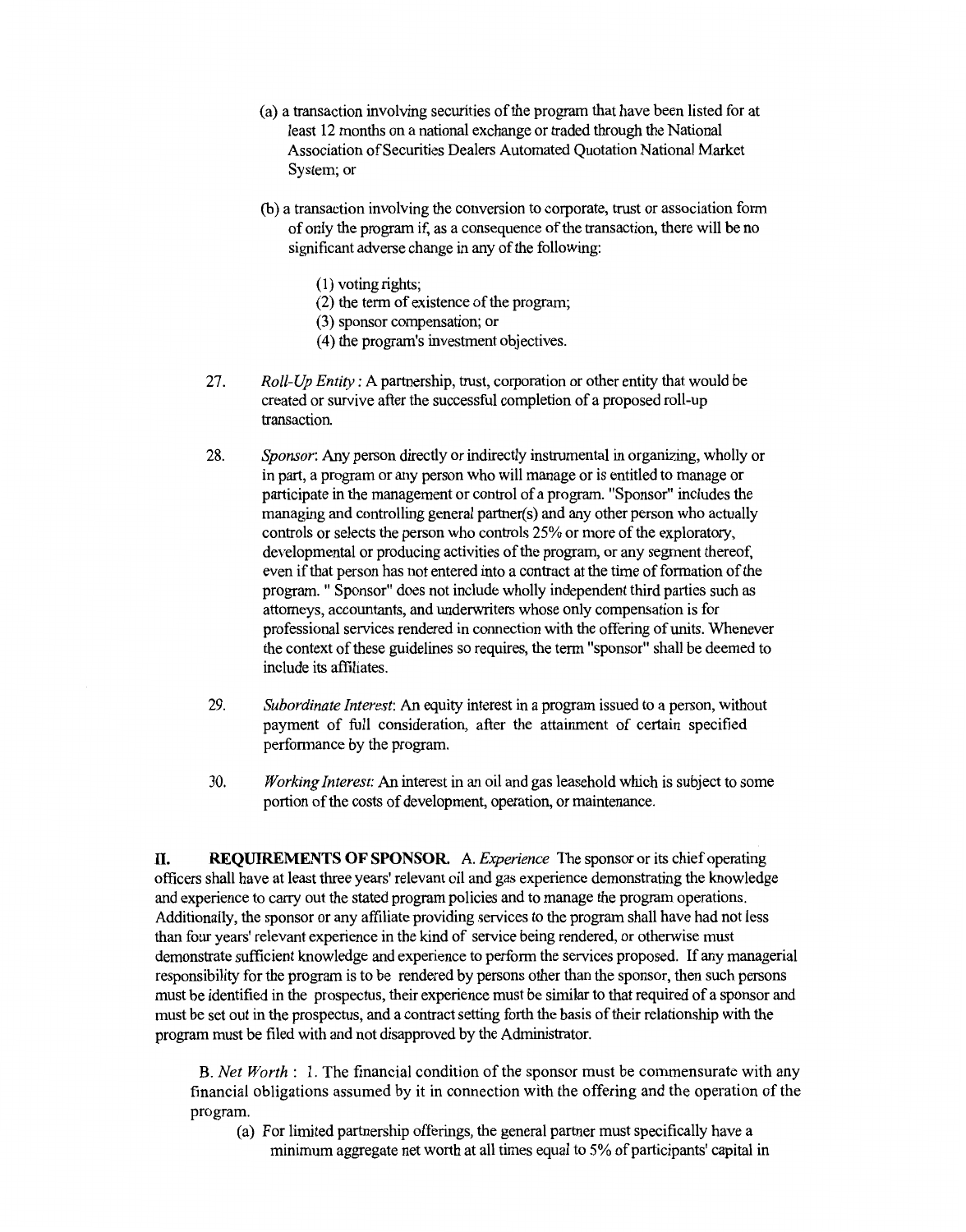(a) a transaction involving securities of the program that have been listed for at least 12 months on a national exchange or traded through the National Association of Securities Dealers Automated Quotation National Market System; or

(b) a transaction involving the conversion to corporate, trust or association form of only the program if, as a consequence of the transaction, there will be no significant adverse change in any of the following:

(1) voting rights;
(2) the term of existence of the program;
(3) sponsor compensation; or
(4) the program's investment objectives.

27. *Roll-Up Entity* : A partnership, trust, corporation or other entity that would be created or survive after the successful completion of a proposed roll-up transaction.

28. *Sponsor*: Any person directly or indirectly instrumental in organizing, wholly or in part, a program or any person who will manage or is entitled to manage or participate in the management or control of a program. "Sponsor" includes the managing and controlling general partner(s) and any other person who actually controls or selects the person who controls 25% or more of the exploratory, developmental or producing activities of the program, or any segment thereof, even if that person has not entered into a contract at the time of formation of the program. " Sponsor" does not include wholly independent third parties such as attorneys, accountants, and underwriters whose only compensation is for professional services rendered in connection with the offering of units. Whenever the context of these guidelines so requires, the term "sponsor" shall be deemed to include its affiliates.

29. *Subordinate Interest*: An equity interest in a program issued to a person, without payment of full consideration, after the attainment of certain specified performance by the program.

30. *Working Interest*: An interest in an oil and gas leasehold which is subject to some portion of the costs of development, operation, or maintenance.

**II. REQUIREMENTS OF SPONSOR.** A. *Experience* The sponsor or its chief operating officers shall have at least three years' relevant oil and gas experience demonstrating the knowledge and experience to carry out the stated program policies and to manage the program operations. Additionally, the sponsor or any affiliate providing services to the program shall have had not less than four years' relevant experience in the kind of service being rendered, or otherwise must demonstrate sufficient knowledge and experience to perform the services proposed. If any managerial responsibility for the program is to be rendered by persons other than the sponsor, then such persons must be identified in the prospectus, their experience must be similar to that required of a sponsor and must be set out in the prospectus, and a contract setting forth the basis of their relationship with the program must be filed with and not disapproved by the Administrator.

B. *Net Worth* : 1. The financial condition of the sponsor must be commensurate with any financial obligations assumed by it in connection with the offering and the operation of the program.

(a) For limited partnership offerings, the general partner must specifically have a minimum aggregate net worth at all times equal to 5% of participants' capital in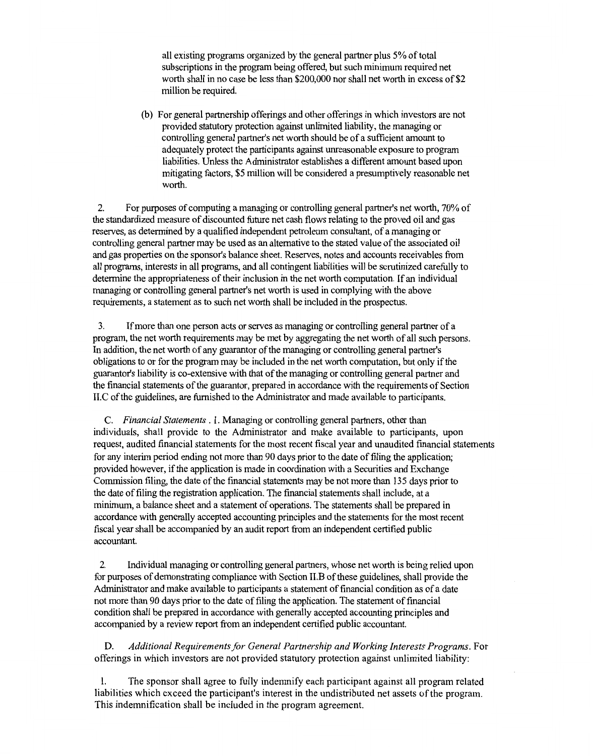all existing programs organized by the general partner plus 5% of total subscriptions in the program being offered, but such minimum required net worth shall in no case be less than $200,000 nor shall net worth in excess of $2 million be required.

(b) For general partnership offerings and other offerings in which investors are not provided statutory protection against unlimited liability, the managing or controlling general partner's net worth should be of a sufficient amount to adequately protect the participants against unreasonable exposure to program liabilities. Unless the Administrator establishes a different amount based upon mitigating factors, $5 million will be considered a presumptively reasonable net worth.

2. For purposes of computing a managing or controlling general partner's net worth, 70% of the standardized measure of discounted future net cash flows relating to the proved oil and gas reserves, as determined by a qualified independent petroleum consultant, of a managing or controlling general partner may be used as an alternative to the stated value of the associated oil and gas properties on the sponsor's balance sheet. Reserves, notes and accounts receivables from all programs, interests in all programs, and all contingent liabilities will be scrutinized carefully to determine the appropriateness of their inclusion in the net worth computation. If an individual managing or controlling general partner's net worth is used in complying with the above requirements, a statement as to such net worth shall be included in the prospectus.

3. If more than one person acts or serves as managing or controlling general partner of a program, the net worth requirements may be met by aggregating the net worth of all such persons. In addition, the net worth of any guarantor of the managing or controlling general partner's obligations to or for the program may be included in the net worth computation, but only if the guarantor's liability is co-extensive with that of the managing or controlling general partner and the financial statements of the guarantor, prepared in accordance with the requirements of Section II.C of the guidelines, are furnished to the Administrator and made available to participants.

C. *Financial Statements* . 1. Managing or controlling general partners, other than individuals, shall provide to the Administrator and make available to participants, upon request, audited financial statements for the most recent fiscal year and unaudited financial statements for any interim period ending not more than 90 days prior to the date of filing the application; provided however, if the application is made in coordination with a Securities and Exchange Commission filing, the date of the financial statements may be not more than 135 days prior to the date of filing the registration application. The financial statements shall include, at a minimum, a balance sheet and a statement of operations. The statements shall be prepared in accordance with generally accepted accounting principles and the statements for the most recent fiscal year shall be accompanied by an audit report from an independent certified public accountant.

2. Individual managing or controlling general partners, whose net worth is being relied upon for purposes of demonstrating compliance with Section II.B of these guidelines, shall provide the Administrator and make available to participants a statement of financial condition as of a date not more than 90 days prior to the date of filing the application. The statement of financial condition shall be prepared in accordance with generally accepted accounting principles and accompanied by a review report from an independent certified public accountant.

D. *Additional Requirements for General Partnership and Working Interests Programs*. For offerings in which investors are not provided statutory protection against unlimited liability:

1. The sponsor shall agree to fully indemnify each participant against all program related liabilities which exceed the participant's interest in the undistributed net assets of the program. This indemnification shall be included in the program agreement.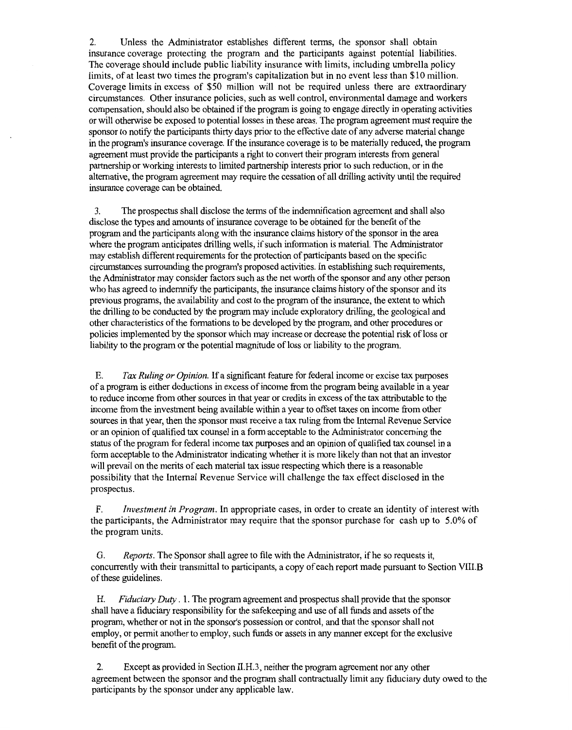2. Unless the Administrator establishes different terms, the sponsor shall obtain insurance coverage protecting the program and the participants against potential liabilities. The coverage should include public liability insurance with limits, including umbrella policy limits, of at least two times the program's capitalization but in no event less than $10 million. Coverage limits in excess of $50 million will not be required unless there are extraordinary circumstances. Other insurance policies, such as well control, environmental damage and workers compensation, should also be obtained if the program is going to engage directly in operating activities or will otherwise be exposed to potential losses in these areas. The program agreement must require the sponsor to notify the participants thirty days prior to the effective date of any adverse material change in the program's insurance coverage. If the insurance coverage is to be materially reduced, the program agreement must provide the participants a right to convert their program interests from general partnership or working interests to limited partnership interests prior to such reduction, or in the alternative, the program agreement may require the cessation of all drilling activity until the required insurance coverage can be obtained.

3. The prospectus shall disclose the terms of the indemnification agreement and shall also disclose the types and amounts of insurance coverage to be obtained for the benefit of the program and the participants along with the insurance claims history of the sponsor in the area where the program anticipates drilling wells, if such information is material. The Administrator may establish different requirements for the protection of participants based on the specific circumstances surrounding the program's proposed activities. In establishing such requirements, the Administrator may consider factors such as the net worth of the sponsor and any other person who has agreed to indemnify the participants, the insurance claims history of the sponsor and its previous programs, the availability and cost to the program of the insurance, the extent to which the drilling to be conducted by the program may include exploratory drilling, the geological and other characteristics of the formations to be developed by the program, and other procedures or policies implemented by the sponsor which may increase or decrease the potential risk of loss or liability to the program or the potential magnitude of loss or liability to the program.

E. *Tax Ruling or Opinion.* If a significant feature for federal income or excise tax purposes of a program is either deductions in excess of income from the program being available in a year to reduce income from other sources in that year or credits in excess of the tax attributable to the income from the investment being available within a year to offset taxes on income from other sources in that year, then the sponsor must receive a tax ruling from the Internal Revenue Service or an opinion of qualified tax counsel in a form acceptable to the Administrator concerning the status of the program for federal income tax purposes and an opinion of qualified tax counsel in a form acceptable to the Administrator indicating whether it is more likely than not that an investor will prevail on the merits of each material tax issue respecting which there is a reasonable possibility that the Internal Revenue Service will challenge the tax effect disclosed in the prospectus.

F. *Investment in Program.* In appropriate cases, in order to create an identity of interest with the participants, the Administrator may require that the sponsor purchase for cash up to 5.0% of the program units.

G. *Reports.* The Sponsor shall agree to file with the Administrator, if he so requests it, concurrently with their transmittal to participants, a copy of each report made pursuant to Section VIII.B of these guidelines.

H. *Fiduciary Duty*. 1. The program agreement and prospectus shall provide that the sponsor shall have a fiduciary responsibility for the safekeeping and use of all funds and assets of the program, whether or not in the sponsor's possession or control, and that the sponsor shall not employ, or permit another to employ, such funds or assets in any manner except for the exclusive benefit of the program.

2. Except as provided in Section II.H.3, neither the program agreement nor any other agreement between the sponsor and the program shall contractually limit any fiduciary duty owed to the participants by the sponsor under any applicable law.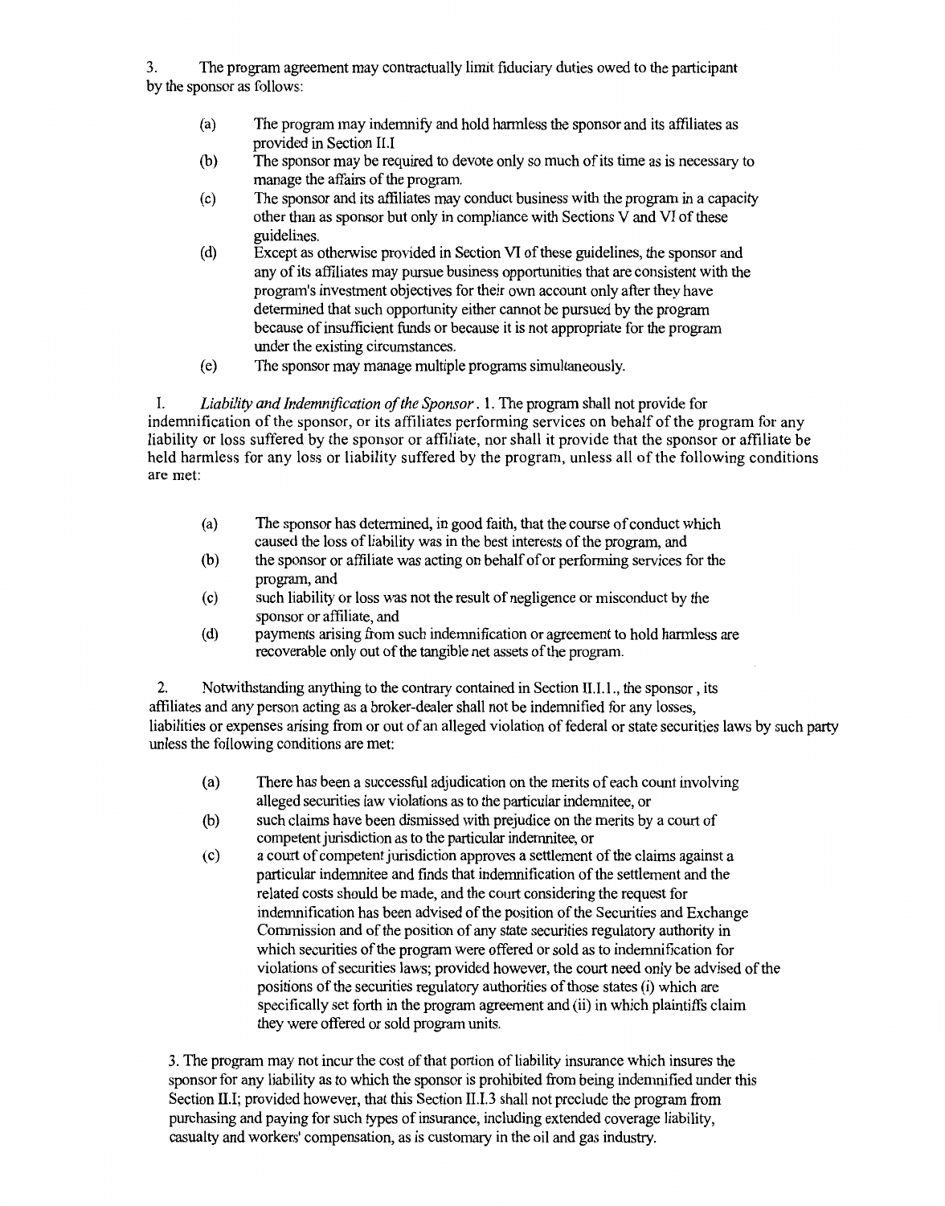3. The program agreement may contractually limit fiduciary duties owed to the participant by the sponsor as follows:

(a) The program may indemnify and hold harmless the sponsor and its affiliates as provided in Section II.I

(b) The sponsor may be required to devote only so much of its time as is necessary to manage the affairs of the program.

(c) The sponsor and its affiliates may conduct business with the program in a capacity other than as sponsor but only in compliance with Sections V and VI of these guidelines.

(d) Except as otherwise provided in Section VI of these guidelines, the sponsor and any of its affiliates may pursue business opportunities that are consistent with the program's investment objectives for their own account only after they have determined that such opportunity either cannot be pursued by the program because of insufficient funds or because it is not appropriate for the program under the existing circumstances.

(e) The sponsor may manage multiple programs simultaneously.

I. *Liability and Indemnification of the Sponsor*. 1. The program shall not provide for indemnification of the sponsor, or its affiliates performing services on behalf of the program for any liability or loss suffered by the sponsor or affiliate, nor shall it provide that the sponsor or affiliate be held harmless for any loss or liability suffered by the program, unless all of the following conditions are met:

(a) The sponsor has determined, in good faith, that the course of conduct which caused the loss of liability was in the best interests of the program, and

(b) the sponsor or affiliate was acting on behalf of or performing services for the program, and

(c) such liability or loss was not the result of negligence or misconduct by the sponsor or affiliate, and

(d) payments arising from such indemnification or agreement to hold harmless are recoverable only out of the tangible net assets of the program.

2. Notwithstanding anything to the contrary contained in Section II.I.1., the sponsor , its affiliates and any person acting as a broker-dealer shall not be indemnified for any losses, liabilities or expenses arising from or out of an alleged violation of federal or state securities laws by such party unless the following conditions are met:

(a) There has been a successful adjudication on the merits of each count involving alleged securities law violations as to the particular indemnitee, or

(b) such claims have been dismissed with prejudice on the merits by a court of competent jurisdiction as to the particular indemnitee, or

(c) a court of competent jurisdiction approves a settlement of the claims against a particular indemnitee and finds that indemnification of the settlement and the related costs should be made, and the court considering the request for indemnification has been advised of the position of the Securities and Exchange Commission and of the position of any state securities regulatory authority in which securities of the program were offered or sold as to indemnification for violations of securities laws; provided however, the court need only be advised of the positions of the securities regulatory authorities of those states (i) which are specifically set forth in the program agreement and (ii) in which plaintiffs claim they were offered or sold program units.

3. The program may not incur the cost of that portion of liability insurance which insures the sponsor for any liability as to which the sponsor is prohibited from being indemnified under this Section II.I; provided however, that this Section II.I.3 shall not preclude the program from purchasing and paying for such types of insurance, including extended coverage liability, casualty and workers' compensation, as is customary in the oil and gas industry.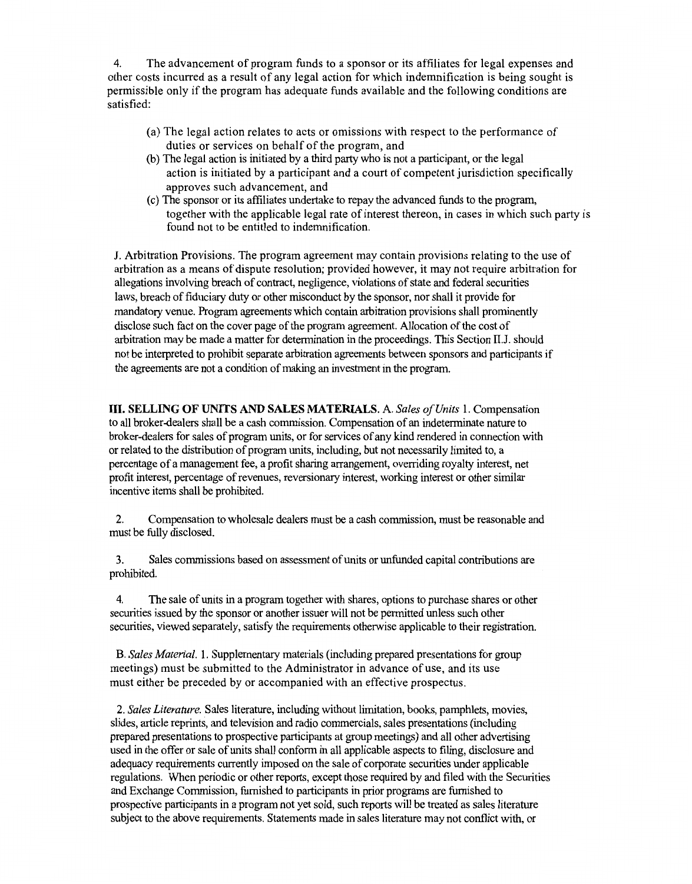4. The advancement of program funds to a sponsor or its affiliates for legal expenses and other costs incurred as a result of any legal action for which indemnification is being sought is permissible only if the program has adequate funds available and the following conditions are satisfied:

(a) The legal action relates to acts or omissions with respect to the performance of duties or services on behalf of the program, and

(b) The legal action is initiated by a third party who is not a participant, or the legal action is initiated by a participant and a court of competent jurisdiction specifically approves such advancement, and

(c) The sponsor or its affiliates undertake to repay the advanced funds to the program, together with the applicable legal rate of interest thereon, in cases in which such party is found not to be entitled to indemnification.

J. Arbitration Provisions. The program agreement may contain provisions relating to the use of arbitration as a means of dispute resolution; provided however, it may not require arbitration for allegations involving breach of contract, negligence, violations of state and federal securities laws, breach of fiduciary duty or other misconduct by the sponsor, nor shall it provide for mandatory venue. Program agreements which contain arbitration provisions shall prominently disclose such fact on the cover page of the program agreement. Allocation of the cost of arbitration may be made a matter for determination in the proceedings. This Section II.J. should not be interpreted to prohibit separate arbitration agreements between sponsors and participants if the agreements are not a condition of making an investment in the program.

**III. SELLING OF UNITS AND SALES MATERIALS.** A. *Sales of Units* 1. Compensation to all broker-dealers shall be a cash commission. Compensation of an indeterminate nature to broker-dealers for sales of program units, or for services of any kind rendered in connection with or related to the distribution of program units, including, but not necessarily limited to, a percentage of a management fee, a profit sharing arrangement, overriding royalty interest, net profit interest, percentage of revenues, reversionary interest, working interest or other similar incentive items shall be prohibited.

2. Compensation to wholesale dealers must be a cash commission, must be reasonable and must be fully disclosed.

3. Sales commissions based on assessment of units or unfunded capital contributions are prohibited.

4. The sale of units in a program together with shares, options to purchase shares or other securities issued by the sponsor or another issuer will not be permitted unless such other securities, viewed separately, satisfy the requirements otherwise applicable to their registration.

B. *Sales Material.* 1. Supplementary materials (including prepared presentations for group meetings) must be submitted to the Administrator in advance of use, and its use must either be preceded by or accompanied with an effective prospectus.

2. *Sales Literature.* Sales literature, including without limitation, books, pamphlets, movies, slides, article reprints, and television and radio commercials, sales presentations (including prepared presentations to prospective participants at group meetings) and all other advertising used in the offer or sale of units shall conform in all applicable aspects to filing, disclosure and adequacy requirements currently imposed on the sale of corporate securities under applicable regulations. When periodic or other reports, except those required by and filed with the Securities and Exchange Commission, furnished to participants in prior programs are furnished to prospective participants in a program not yet sold, such reports will be treated as sales literature subject to the above requirements. Statements made in sales literature may not conflict with, or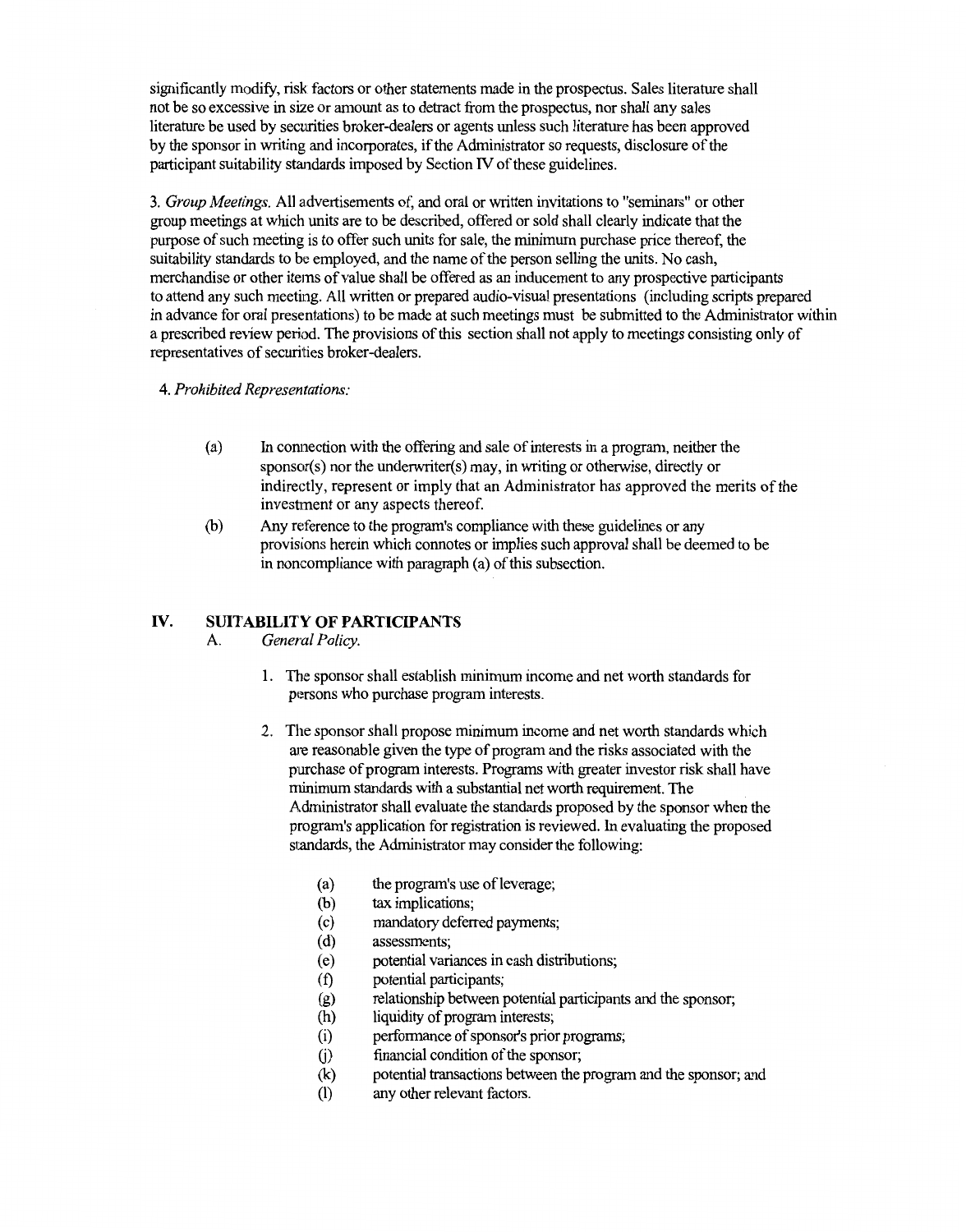significantly modify, risk factors or other statements made in the prospectus. Sales literature shall not be so excessive in size or amount as to detract from the prospectus, nor shall any sales literature be used by securities broker-dealers or agents unless such literature has been approved by the sponsor in writing and incorporates, if the Administrator so requests, disclosure of the participant suitability standards imposed by Section IV of these guidelines.

3. *Group Meetings.* All advertisements of, and oral or written invitations to "seminars" or other group meetings at which units are to be described, offered or sold shall clearly indicate that the purpose of such meeting is to offer such units for sale, the minimum purchase price thereof, the suitability standards to be employed, and the name of the person selling the units. No cash, merchandise or other items of value shall be offered as an inducement to any prospective participants to attend any such meeting. All written or prepared audio-visual presentations (including scripts prepared in advance for oral presentations) to be made at such meetings must be submitted to the Administrator within a prescribed review period. The provisions of this section shall not apply to meetings consisting only of representatives of securities broker-dealers.

4. *Prohibited Representations:*

(a) In connection with the offering and sale of interests in a program, neither the sponsor(s) nor the underwriter(s) may, in writing or otherwise, directly or indirectly, represent or imply that an Administrator has approved the merits of the investment or any aspects thereof.

(b) Any reference to the program's compliance with these guidelines or any provisions herein which connotes or implies such approval shall be deemed to be in noncompliance with paragraph (a) of this subsection.

## IV. SUITABILITY OF PARTICIPANTS

A. *General Policy.*

1. The sponsor shall establish minimum income and net worth standards for persons who purchase program interests.

2. The sponsor shall propose minimum income and net worth standards which are reasonable given the type of program and the risks associated with the purchase of program interests. Programs with greater investor risk shall have minimum standards with a substantial net worth requirement. The Administrator shall evaluate the standards proposed by the sponsor when the program's application for registration is reviewed. In evaluating the proposed standards, the Administrator may consider the following:

(a) the program's use of leverage;
(b) tax implications;
(c) mandatory deferred payments;
(d) assessments;
(e) potential variances in cash distributions;
(f) potential participants;
(g) relationship between potential participants and the sponsor;
(h) liquidity of program interests;
(i) performance of sponsor's prior programs;
(j) financial condition of the sponsor;
(k) potential transactions between the program and the sponsor; and
(l) any other relevant factors.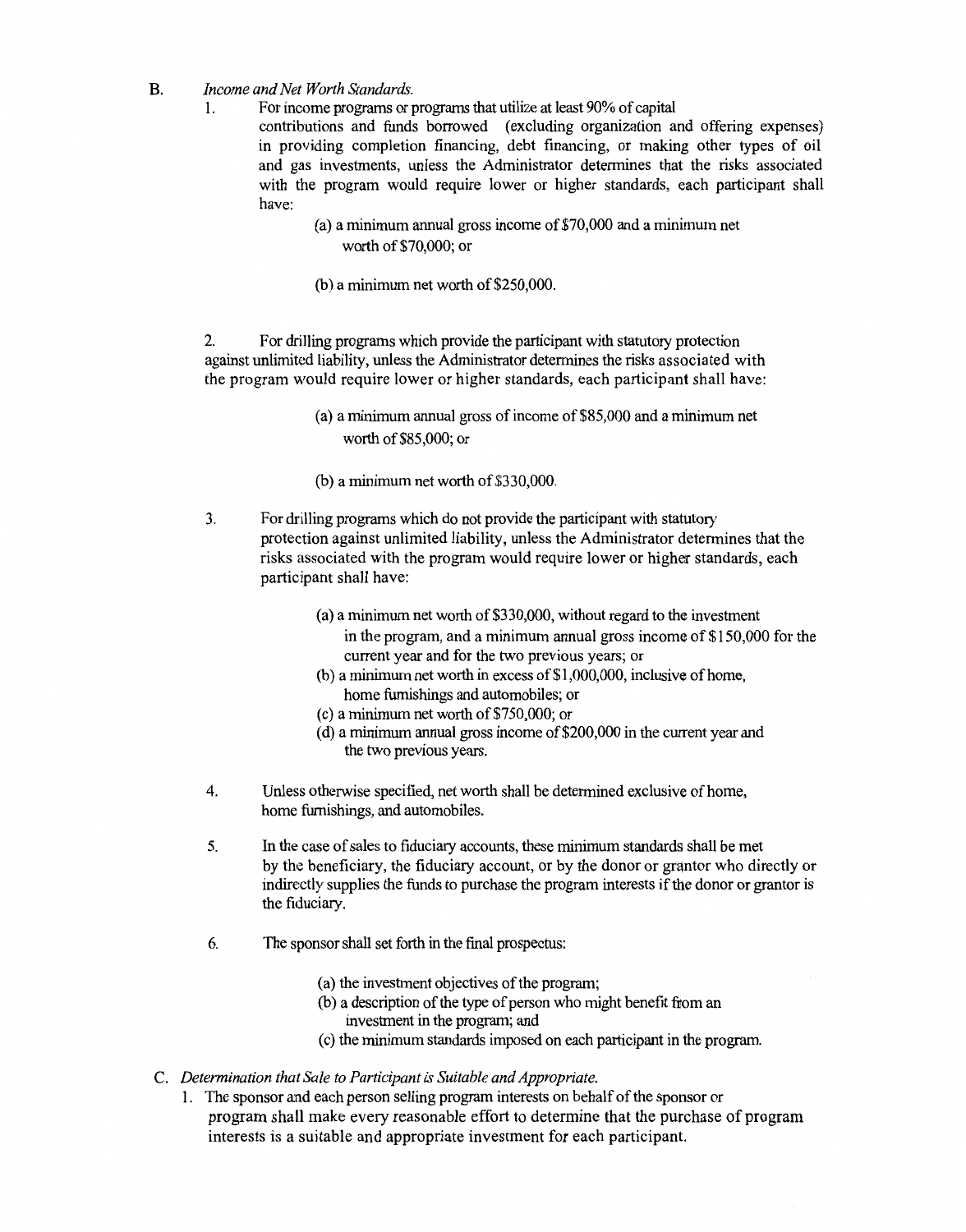B. *Income and Net Worth Standards.*

1. For income programs or programs that utilize at least 90% of capital contributions and funds borrowed (excluding organization and offering expenses) in providing completion financing, debt financing, or making other types of oil and gas investments, unless the Administrator determines that the risks associated with the program would require lower or higher standards, each participant shall have:

   (a) a minimum annual gross income of $70,000 and a minimum net worth of $70,000; or

   (b) a minimum net worth of $250,000.

2. For drilling programs which provide the participant with statutory protection against unlimited liability, unless the Administrator determines the risks associated with the program would require lower or higher standards, each participant shall have:

   (a) a minimum annual gross of income of $85,000 and a minimum net worth of $85,000; or

   (b) a minimum net worth of $330,000.

3. For drilling programs which do not provide the participant with statutory protection against unlimited liability, unless the Administrator determines that the risks associated with the program would require lower or higher standards, each participant shall have:

   (a) a minimum net worth of $330,000, without regard to the investment in the program, and a minimum annual gross income of $150,000 for the current year and for the two previous years; or
   (b) a minimum net worth in excess of $1,000,000, inclusive of home, home furnishings and automobiles; or
   (c) a minimum net worth of $750,000; or
   (d) a minimum annual gross income of $200,000 in the current year and the two previous years.

4. Unless otherwise specified, net worth shall be determined exclusive of home, home furnishings, and automobiles.

5. In the case of sales to fiduciary accounts, these minimum standards shall be met by the beneficiary, the fiduciary account, or by the donor or grantor who directly or indirectly supplies the funds to purchase the program interests if the donor or grantor is the fiduciary.

6. The sponsor shall set forth in the final prospectus:

   (a) the investment objectives of the program;
   (b) a description of the type of person who might benefit from an investment in the program; and
   (c) the minimum standards imposed on each participant in the program.

C. *Determination that Sale to Participant is Suitable and Appropriate.*

1. The sponsor and each person selling program interests on behalf of the sponsor or program shall make every reasonable effort to determine that the purchase of program interests is a suitable and appropriate investment for each participant.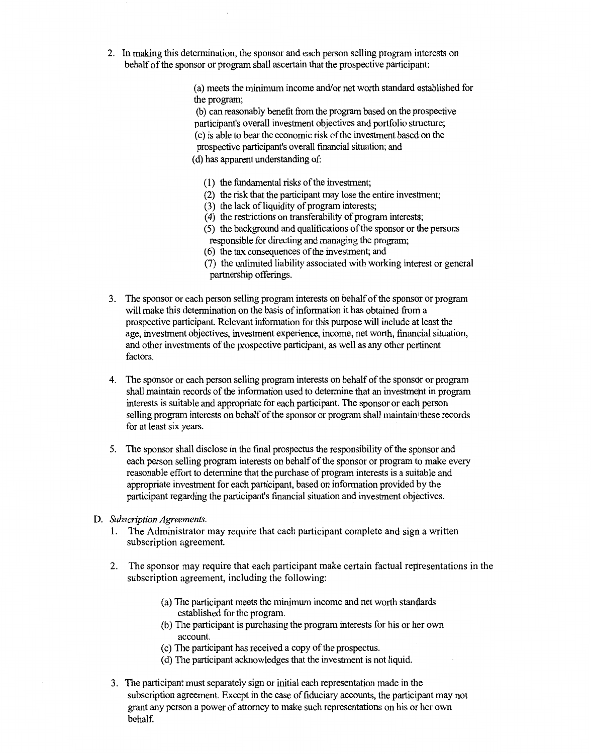2. In making this determination, the sponsor and each person selling program interests on behalf of the sponsor or program shall ascertain that the prospective participant:

   (a) meets the minimum income and/or net worth standard established for the program;
   (b) can reasonably benefit from the program based on the prospective participant's overall investment objectives and portfolio structure;
   (c) is able to bear the economic risk of the investment based on the prospective participant's overall financial situation; and
   (d) has apparent understanding of:

      (1) the fundamental risks of the investment;
      (2) the risk that the participant may lose the entire investment;
      (3) the lack of liquidity of program interests;
      (4) the restrictions on transferability of program interests;
      (5) the background and qualifications of the sponsor or the persons responsible for directing and managing the program;
      (6) the tax consequences of the investment; and
      (7) the unlimited liability associated with working interest or general partnership offerings.

3. The sponsor or each person selling program interests on behalf of the sponsor or program will make this determination on the basis of information it has obtained from a prospective participant. Relevant information for this purpose will include at least the age, investment objectives, investment experience, income, net worth, financial situation, and other investments of the prospective participant, as well as any other pertinent factors.

4. The sponsor or each person selling program interests on behalf of the sponsor or program shall maintain records of the information used to determine that an investment in program interests is suitable and appropriate for each participant. The sponsor or each person selling program interests on behalf of the sponsor or program shall maintain these records for at least six years.

5. The sponsor shall disclose in the final prospectus the responsibility of the sponsor and each person selling program interests on behalf of the sponsor or program to make every reasonable effort to determine that the purchase of program interests is a suitable and appropriate investment for each participant, based on information provided by the participant regarding the participant's financial situation and investment objectives.

D. *Subscription Agreements.*

1. The Administrator may require that each participant complete and sign a written subscription agreement.

2. The sponsor may require that each participant make certain factual representations in the subscription agreement, including the following:

   (a) The participant meets the minimum income and net worth standards established for the program.
   (b) The participant is purchasing the program interests for his or her own account.
   (c) The participant has received a copy of the prospectus.
   (d) The participant acknowledges that the investment is not liquid.

3. The participant must separately sign or initial each representation made in the subscription agreement. Except in the case of fiduciary accounts, the participant may not grant any person a power of attorney to make such representations on his or her own behalf.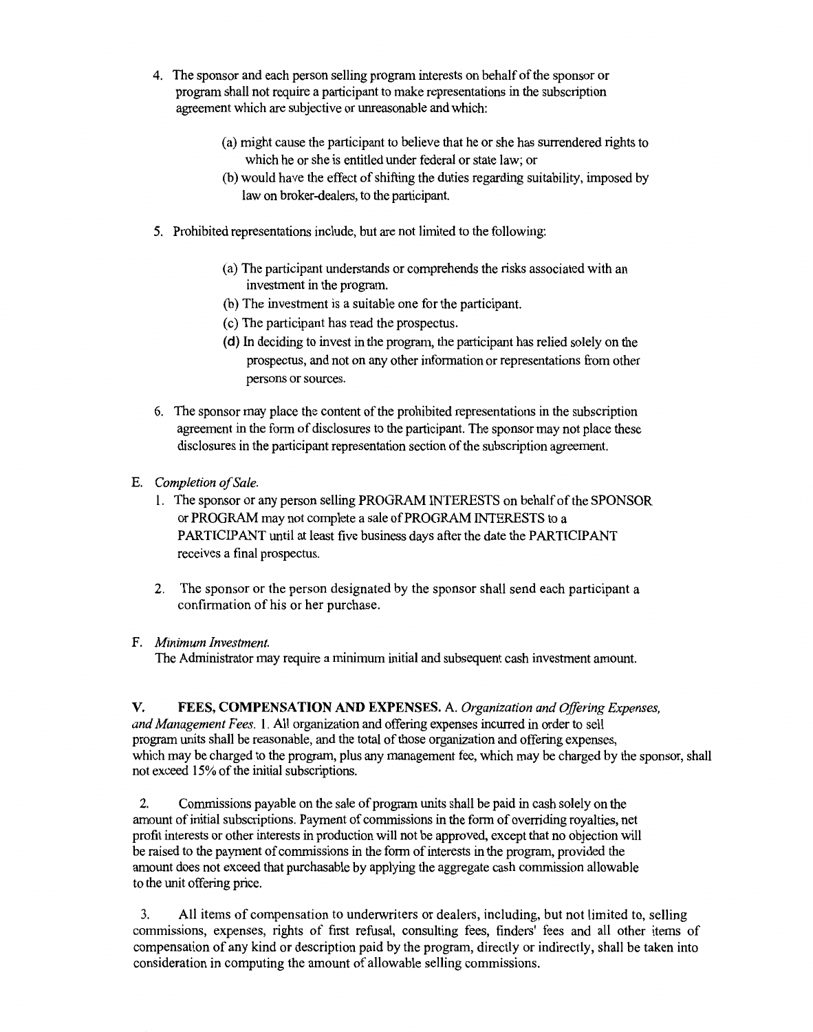4. The sponsor and each person selling program interests on behalf of the sponsor or program shall not require a participant to make representations in the subscription agreement which are subjective or unreasonable and which:

   (a) might cause the participant to believe that he or she has surrendered rights to which he or she is entitled under federal or state law; or

   (b) would have the effect of shifting the duties regarding suitability, imposed by law on broker-dealers, to the participant.

5. Prohibited representations include, but are not limited to the following:

   (a) The participant understands or comprehends the risks associated with an investment in the program.

   (b) The investment is a suitable one for the participant.

   (c) The participant has read the prospectus.

   (d) In deciding to invest in the program, the participant has relied solely on the prospectus, and not on any other information or representations from other persons or sources.

6. The sponsor may place the content of the prohibited representations in the subscription agreement in the form of disclosures to the participant. The sponsor may not place these disclosures in the participant representation section of the subscription agreement.

E. *Completion of Sale.*

   1. The sponsor or any person selling PROGRAM INTERESTS on behalf of the SPONSOR or PROGRAM may not complete a sale of PROGRAM INTERESTS to a PARTICIPANT until at least five business days after the date the PARTICIPANT receives a final prospectus.

   2. The sponsor or the person designated by the sponsor shall send each participant a confirmation of his or her purchase.

F. *Minimum Investment.*

   The Administrator may require a minimum initial and subsequent cash investment amount.

**V. FEES, COMPENSATION AND EXPENSES.** A. *Organization and Offering Expenses, and Management Fees.* 1. All organization and offering expenses incurred in order to sell program units shall be reasonable, and the total of those organization and offering expenses, which may be charged to the program, plus any management fee, which may be charged by the sponsor, shall not exceed 15% of the initial subscriptions.

2. Commissions payable on the sale of program units shall be paid in cash solely on the amount of initial subscriptions. Payment of commissions in the form of overriding royalties, net profit interests or other interests in production will not be approved, except that no objection will be raised to the payment of commissions in the form of interests in the program, provided the amount does not exceed that purchasable by applying the aggregate cash commission allowable to the unit offering price.

3. All items of compensation to underwriters or dealers, including, but not limited to, selling commissions, expenses, rights of first refusal, consulting fees, finders' fees and all other items of compensation of any kind or description paid by the program, directly or indirectly, shall be taken into consideration in computing the amount of allowable selling commissions.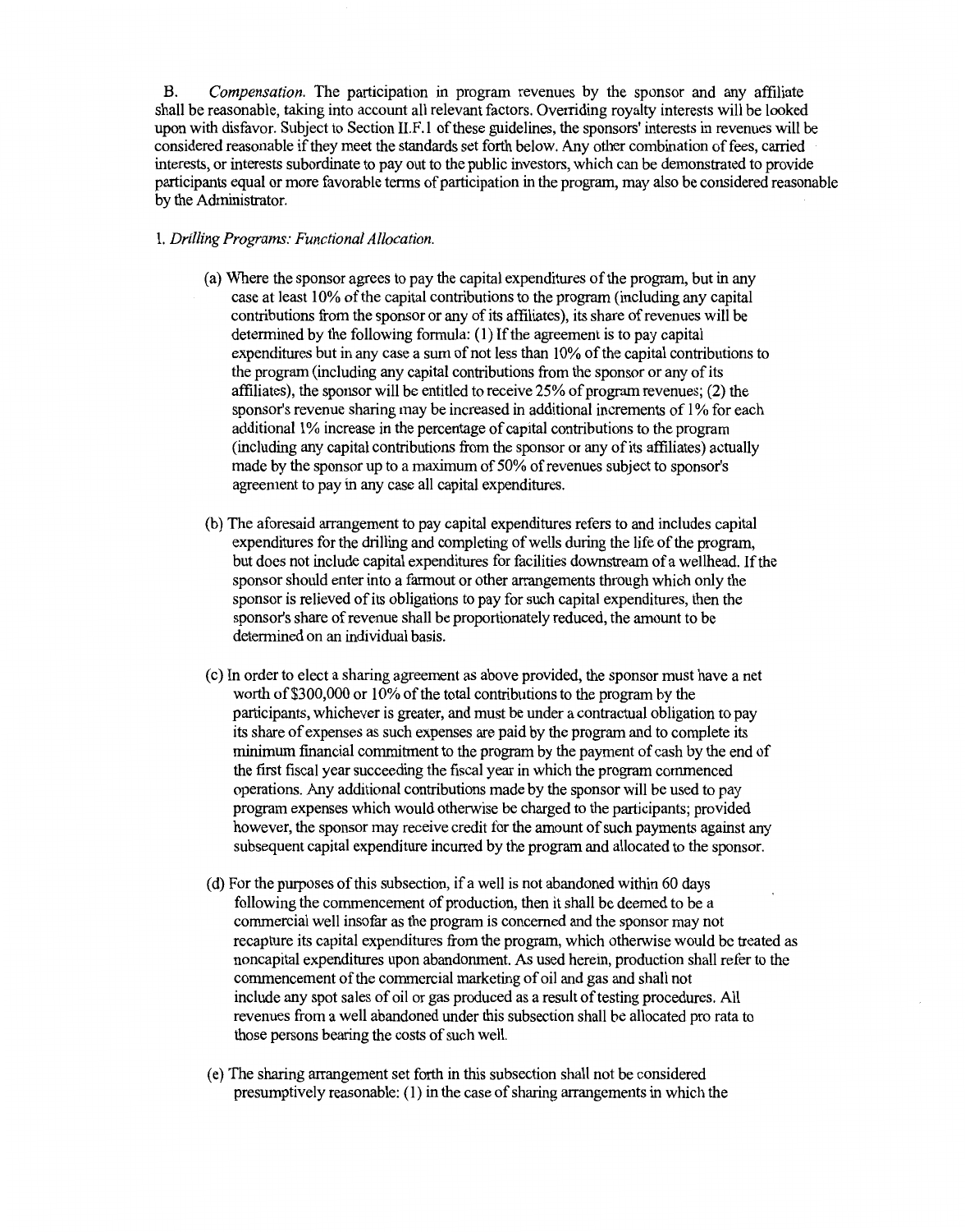B. *Compensation.* The participation in program revenues by the sponsor and any affiliate shall be reasonable, taking into account all relevant factors. Overriding royalty interests will be looked upon with disfavor. Subject to Section II.F.1 of these guidelines, the sponsors' interests in revenues will be considered reasonable if they meet the standards set forth below. Any other combination of fees, carried interests, or interests subordinate to pay out to the public investors, which can be demonstrated to provide participants equal or more favorable terms of participation in the program, may also be considered reasonable by the Administrator.

1. *Drilling Programs: Functional Allocation.*

(a) Where the sponsor agrees to pay the capital expenditures of the program, but in any case at least 10% of the capital contributions to the program (including any capital contributions from the sponsor or any of its affiliates), its share of revenues will be determined by the following formula: (1) If the agreement is to pay capital expenditures but in any case a sum of not less than 10% of the capital contributions to the program (including any capital contributions from the sponsor or any of its affiliates), the sponsor will be entitled to receive 25% of program revenues; (2) the sponsor's revenue sharing may be increased in additional increments of 1% for each additional 1% increase in the percentage of capital contributions to the program (including any capital contributions from the sponsor or any of its affiliates) actually made by the sponsor up to a maximum of 50% of revenues subject to sponsor's agreement to pay in any case all capital expenditures.

(b) The aforesaid arrangement to pay capital expenditures refers to and includes capital expenditures for the drilling and completing of wells during the life of the program, but does not include capital expenditures for facilities downstream of a wellhead. If the sponsor should enter into a farmout or other arrangements through which only the sponsor is relieved of its obligations to pay for such capital expenditures, then the sponsor's share of revenue shall be proportionately reduced, the amount to be determined on an individual basis.

(c) In order to elect a sharing agreement as above provided, the sponsor must have a net worth of $300,000 or 10% of the total contributions to the program by the participants, whichever is greater, and must be under a contractual obligation to pay its share of expenses as such expenses are paid by the program and to complete its minimum financial commitment to the program by the payment of cash by the end of the first fiscal year succeeding the fiscal year in which the program commenced operations. Any additional contributions made by the sponsor will be used to pay program expenses which would otherwise be charged to the participants; provided however, the sponsor may receive credit for the amount of such payments against any subsequent capital expenditure incurred by the program and allocated to the sponsor.

(d) For the purposes of this subsection, if a well is not abandoned within 60 days following the commencement of production, then it shall be deemed to be a commercial well insofar as the program is concerned and the sponsor may not recapture its capital expenditures from the program, which otherwise would be treated as noncapital expenditures upon abandonment. As used herein, production shall refer to the commencement of the commercial marketing of oil and gas and shall not include any spot sales of oil or gas produced as a result of testing procedures. All revenues from a well abandoned under this subsection shall be allocated pro rata to those persons bearing the costs of such well.

(e) The sharing arrangement set forth in this subsection shall not be considered presumptively reasonable: (1) in the case of sharing arrangements in which the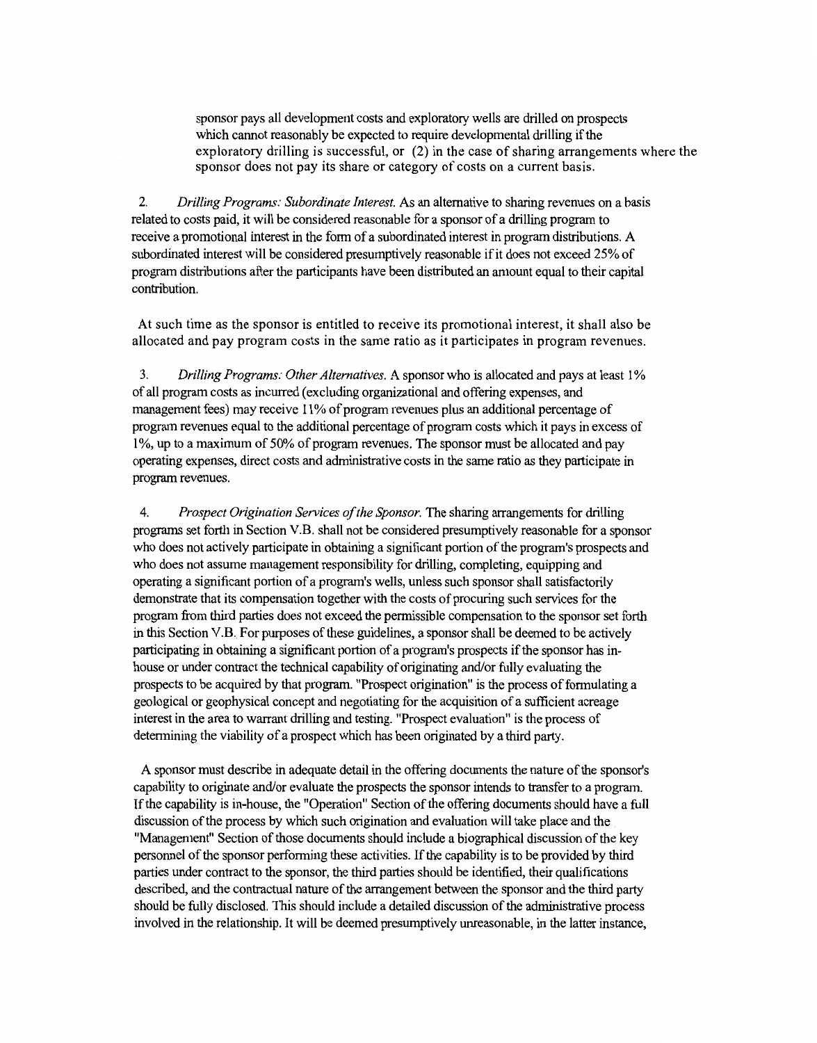sponsor pays all development costs and exploratory wells are drilled on prospects which cannot reasonably be expected to require developmental drilling if the exploratory drilling is successful, or (2) in the case of sharing arrangements where the sponsor does not pay its share or category of costs on a current basis.

2. *Drilling Programs: Subordinate Interest.* As an alternative to sharing revenues on a basis related to costs paid, it will be considered reasonable for a sponsor of a drilling program to receive a promotional interest in the form of a subordinated interest in program distributions. A subordinated interest will be considered presumptively reasonable if it does not exceed 25% of program distributions after the participants have been distributed an amount equal to their capital contribution.

At such time as the sponsor is entitled to receive its promotional interest, it shall also be allocated and pay program costs in the same ratio as it participates in program revenues.

3. *Drilling Programs: Other Alternatives.* A sponsor who is allocated and pays at least 1% of all program costs as incurred (excluding organizational and offering expenses, and management fees) may receive 11% of program revenues plus an additional percentage of program revenues equal to the additional percentage of program costs which it pays in excess of 1%, up to a maximum of 50% of program revenues. The sponsor must be allocated and pay operating expenses, direct costs and administrative costs in the same ratio as they participate in program revenues.

4. *Prospect Origination Services of the Sponsor.* The sharing arrangements for drilling programs set forth in Section V.B. shall not be considered presumptively reasonable for a sponsor who does not actively participate in obtaining a significant portion of the program's prospects and who does not assume management responsibility for drilling, completing, equipping and operating a significant portion of a program's wells, unless such sponsor shall satisfactorily demonstrate that its compensation together with the costs of procuring such services for the program from third parties does not exceed the permissible compensation to the sponsor set forth in this Section V.B. For purposes of these guidelines, a sponsor shall be deemed to be actively participating in obtaining a significant portion of a program's prospects if the sponsor has in-house or under contract the technical capability of originating and/or fully evaluating the prospects to be acquired by that program. "Prospect origination" is the process of formulating a geological or geophysical concept and negotiating for the acquisition of a sufficient acreage interest in the area to warrant drilling and testing. "Prospect evaluation" is the process of determining the viability of a prospect which has been originated by a third party.

A sponsor must describe in adequate detail in the offering documents the nature of the sponsor's capability to originate and/or evaluate the prospects the sponsor intends to transfer to a program. If the capability is in-house, the "Operation" Section of the offering documents should have a full discussion of the process by which such origination and evaluation will take place and the "Management" Section of those documents should include a biographical discussion of the key personnel of the sponsor performing these activities. If the capability is to be provided by third parties under contract to the sponsor, the third parties should be identified, their qualifications described, and the contractual nature of the arrangement between the sponsor and the third party should be fully disclosed. This should include a detailed discussion of the administrative process involved in the relationship. It will be deemed presumptively unreasonable, in the latter instance,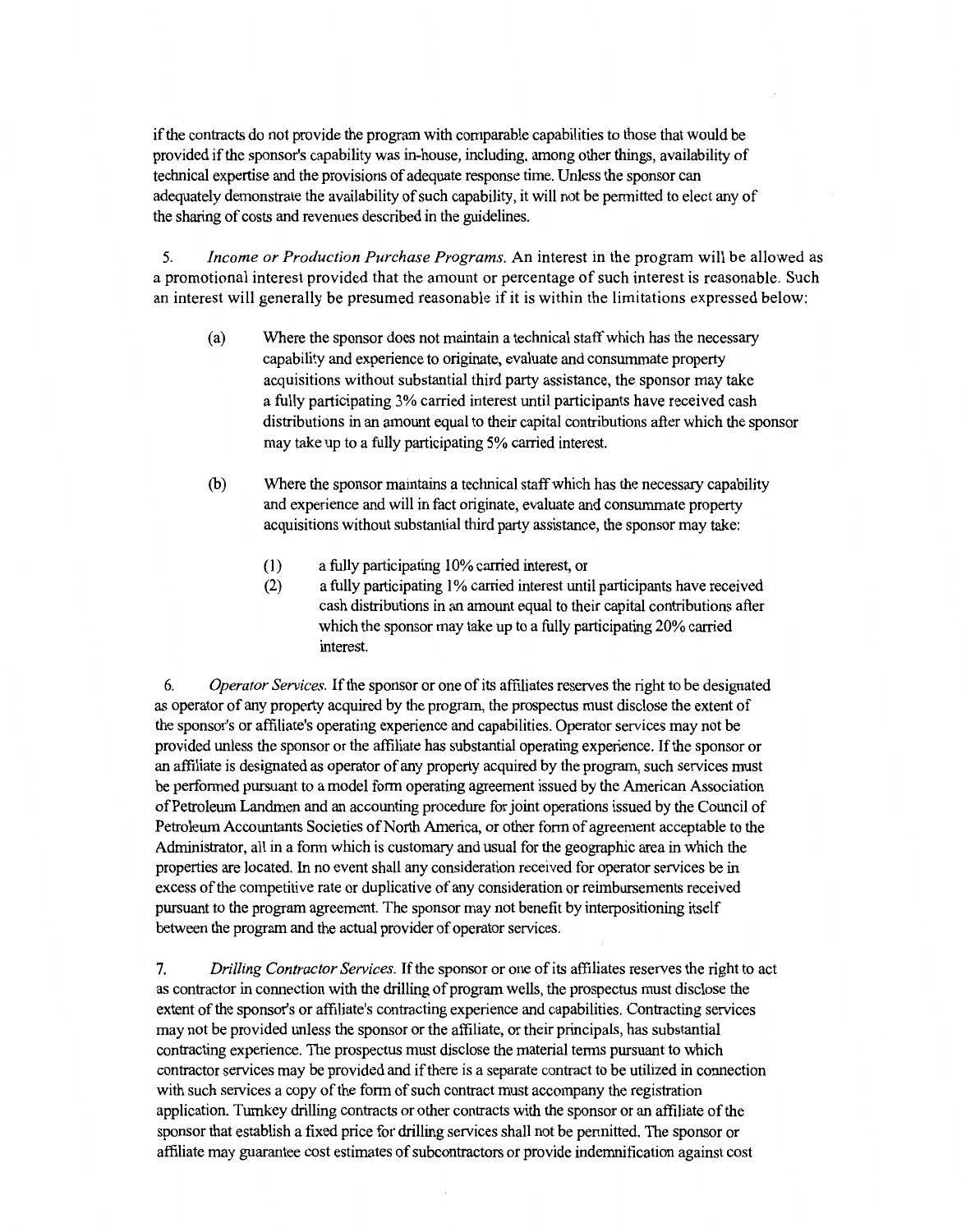if the contracts do not provide the program with comparable capabilities to those that would be provided if the sponsor's capability was in-house, including, among other things, availability of technical expertise and the provisions of adequate response time. Unless the sponsor can adequately demonstrate the availability of such capability, it will not be permitted to elect any of the sharing of costs and revenues described in the guidelines.

5. *Income or Production Purchase Programs.* An interest in the program will be allowed as a promotional interest provided that the amount or percentage of such interest is reasonable. Such an interest will generally be presumed reasonable if it is within the limitations expressed below:

(a) Where the sponsor does not maintain a technical staff which has the necessary capability and experience to originate, evaluate and consummate property acquisitions without substantial third party assistance, the sponsor may take a fully participating 3% carried interest until participants have received cash distributions in an amount equal to their capital contributions after which the sponsor may take up to a fully participating 5% carried interest.

(b) Where the sponsor maintains a technical staff which has the necessary capability and experience and will in fact originate, evaluate and consummate property acquisitions without substantial third party assistance, the sponsor may take:

(1) a fully participating 10% carried interest, or

(2) a fully participating 1% carried interest until participants have received cash distributions in an amount equal to their capital contributions after which the sponsor may take up to a fully participating 20% carried interest.

6. *Operator Services.* If the sponsor or one of its affiliates reserves the right to be designated as operator of any property acquired by the program, the prospectus must disclose the extent of the sponsor's or affiliate's operating experience and capabilities. Operator services may not be provided unless the sponsor or the affiliate has substantial operating experience. If the sponsor or an affiliate is designated as operator of any property acquired by the program, such services must be performed pursuant to a model form operating agreement issued by the American Association of Petroleum Landmen and an accounting procedure for joint operations issued by the Council of Petroleum Accountants Societies of North America, or other form of agreement acceptable to the Administrator, all in a form which is customary and usual for the geographic area in which the properties are located. In no event shall any consideration received for operator services be in excess of the competitive rate or duplicative of any consideration or reimbursements received pursuant to the program agreement. The sponsor may not benefit by interpositioning itself between the program and the actual provider of operator services.

7. *Drilling Contractor Services.* If the sponsor or one of its affiliates reserves the right to act as contractor in connection with the drilling of program wells, the prospectus must disclose the extent of the sponsor's or affiliate's contracting experience and capabilities. Contracting services may not be provided unless the sponsor or the affiliate, or their principals, has substantial contracting experience. The prospectus must disclose the material terms pursuant to which contractor services may be provided and if there is a separate contract to be utilized in connection with such services a copy of the form of such contract must accompany the registration application. Turnkey drilling contracts or other contracts with the sponsor or an affiliate of the sponsor that establish a fixed price for drilling services shall not be permitted. The sponsor or affiliate may guarantee cost estimates of subcontractors or provide indemnification against cost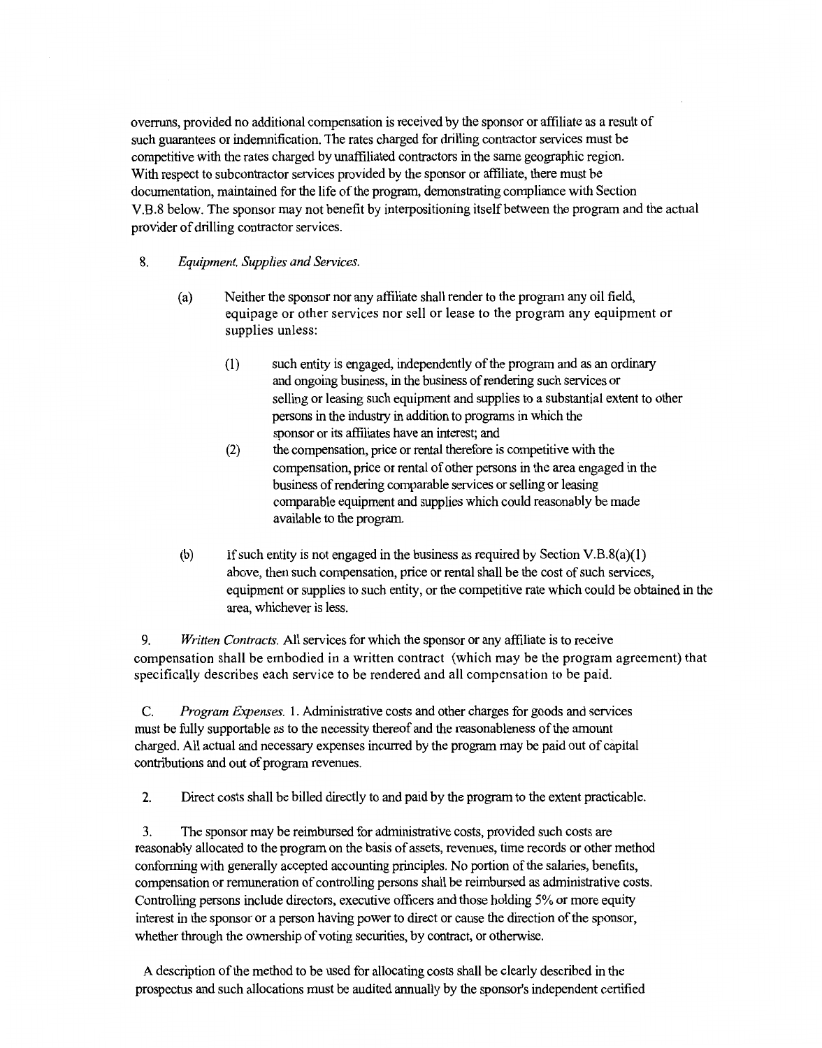overruns, provided no additional compensation is received by the sponsor or affiliate as a result of such guarantees or indemnification. The rates charged for drilling contractor services must be competitive with the rates charged by unaffiliated contractors in the same geographic region. With respect to subcontractor services provided by the sponsor or affiliate, there must be documentation, maintained for the life of the program, demonstrating compliance with Section V.B.8 below. The sponsor may not benefit by interpositioning itself between the program and the actual provider of drilling contractor services.

8. *Equipment, Supplies and Services.*

(a) Neither the sponsor nor any affiliate shall render to the program any oil field, equipage or other services nor sell or lease to the program any equipment or supplies unless:

(1) such entity is engaged, independently of the program and as an ordinary and ongoing business, in the business of rendering such services or selling or leasing such equipment and supplies to a substantial extent to other persons in the industry in addition to programs in which the sponsor or its affiliates have an interest; and

(2) the compensation, price or rental therefore is competitive with the compensation, price or rental of other persons in the area engaged in the business of rendering comparable services or selling or leasing comparable equipment and supplies which could reasonably be made available to the program.

(b) If such entity is not engaged in the business as required by Section V.B.8(a)(1) above, then such compensation, price or rental shall be the cost of such services, equipment or supplies to such entity, or the competitive rate which could be obtained in the area, whichever is less.

9. *Written Contracts.* All services for which the sponsor or any affiliate is to receive compensation shall be embodied in a written contract (which may be the program agreement) that specifically describes each service to be rendered and all compensation to be paid.

C. *Program Expenses.* 1. Administrative costs and other charges for goods and services must be fully supportable as to the necessity thereof and the reasonableness of the amount charged. All actual and necessary expenses incurred by the program may be paid out of capital contributions and out of program revenues.

2. Direct costs shall be billed directly to and paid by the program to the extent practicable.

3. The sponsor may be reimbursed for administrative costs, provided such costs are reasonably allocated to the program on the basis of assets, revenues, time records or other method conforming with generally accepted accounting principles. No portion of the salaries, benefits, compensation or remuneration of controlling persons shall be reimbursed as administrative costs. Controlling persons include directors, executive officers and those holding 5% or more equity interest in the sponsor or a person having power to direct or cause the direction of the sponsor, whether through the ownership of voting securities, by contract, or otherwise.

A description of the method to be used for allocating costs shall be clearly described in the prospectus and such allocations must be audited annually by the sponsor's independent certified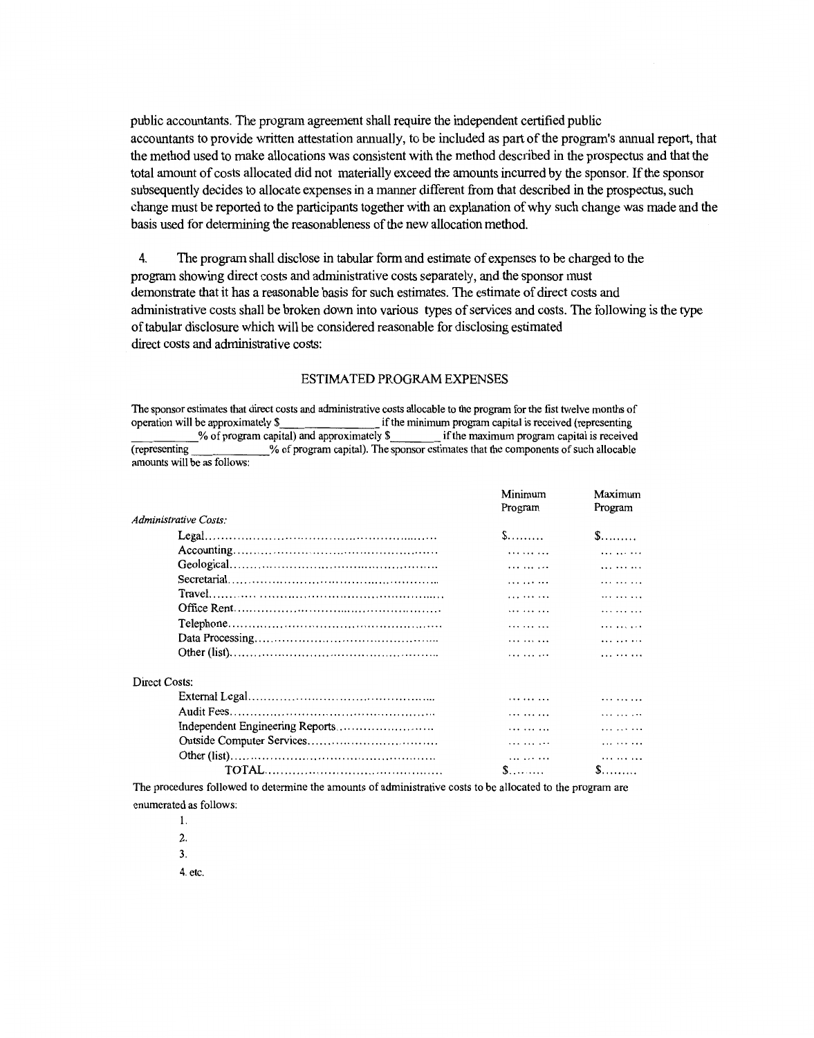public accountants. The program agreement shall require the independent certified public accountants to provide written attestation annually, to be included as part of the program's annual report, that the method used to make allocations was consistent with the method described in the prospectus and that the total amount of costs allocated did not materially exceed the amounts incurred by the sponsor. If the sponsor subsequently decides to allocate expenses in a manner different from that described in the prospectus, such change must be reported to the participants together with an explanation of why such change was made and the basis used for determining the reasonableness of the new allocation method.

4. The program shall disclose in tabular form and estimate of expenses to be charged to the program showing direct costs and administrative costs separately, and the sponsor must demonstrate that it has a reasonable basis for such estimates. The estimate of direct costs and administrative costs shall be broken down into various types of services and costs. The following is the type of tabular disclosure which will be considered reasonable for disclosing estimated direct costs and administrative costs:

### ESTIMATED PROGRAM EXPENSES

The sponsor estimates that direct costs and administrative costs allocable to the program for the fist twelve months of operation will be approximately $\_\_\_\_\_\_\_\_\_\_\_\_\_\_ if the minimum program capital is received (representing \_\_\_\_\_\_\_\_\_\_% of program capital) and approximately $\_\_\_\_\_\_\_\_ if the maximum program capital is received (representing \_\_\_\_\_\_\_\_\_\_\_\_% of program capital). The sponsor estimates that the components of such allocable amounts will be as follows:

| | Minimum Program | Maximum Program |
|---|---|---|
| *Administrative Costs:* | | |
| Legal.......................................................... | $......... | $........ |
| Accounting.................................................... | ......... | ......... |
| Geological.................................................... | ......... | ......... |
| Secretarial.................................................... | ......... | ......... |
| Travel.......................................................... | ......... | ......... |
| Office Rent.................................................... | ......... | ......... |
| Telephone..................................................... | ......... | ......... |
| Data Processing............................................. | ......... | ......... |
| Other (list)..................................................... | ......... | ......... |
| Direct Costs: | | |
| External Legal............................................... | ......... | ......... |
| Audit Fees..................................................... | ......... | ......... |
| Independent Engineering Reports........................ | ......... | ......... |
| Outside Computer Services................................ | ......... | ......... |
| Other (list)..................................................... | ......... | ......... |
| TOTAL......................................................... | $......... | $........ |

The procedures followed to determine the amounts of administrative costs to be allocated to the program are enumerated as follows:

1.

2.

3.

4. etc.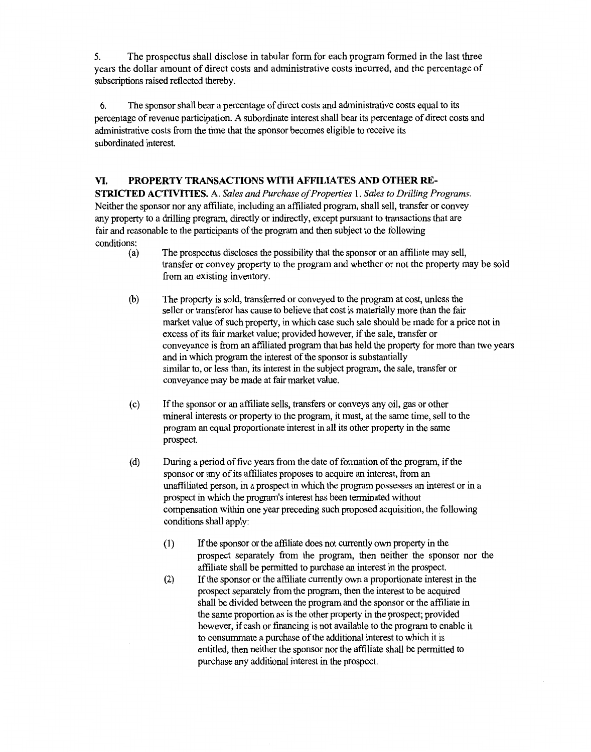5. The prospectus shall disclose in tabular form for each program formed in the last three years the dollar amount of direct costs and administrative costs incurred, and the percentage of subscriptions raised reflected thereby.

6. The sponsor shall bear a percentage of direct costs and administrative costs equal to its percentage of revenue participation. A subordinate interest shall bear its percentage of direct costs and administrative costs from the time that the sponsor becomes eligible to receive its subordinated interest.

**VI. PROPERTY TRANSACTIONS WITH AFFILIATES AND OTHER RESTRICTED ACTIVITIES.** A. *Sales and Purchase of Properties* 1. *Sales to Drilling Programs.* Neither the sponsor nor any affiliate, including an affiliated program, shall sell, transfer or convey any property to a drilling program, directly or indirectly, except pursuant to transactions that are fair and reasonable to the participants of the program and then subject to the following conditions:

(a) The prospectus discloses the possibility that the sponsor or an affiliate may sell, transfer or convey property to the program and whether or not the property may be sold from an existing inventory.

(b) The property is sold, transferred or conveyed to the program at cost, unless the seller or transferor has cause to believe that cost is materially more than the fair market value of such property, in which case such sale should be made for a price not in excess of its fair market value; provided however, if the sale, transfer or conveyance is from an affiliated program that has held the property for more than two years and in which program the interest of the sponsor is substantially similar to, or less than, its interest in the subject program, the sale, transfer or conveyance may be made at fair market value.

(c) If the sponsor or an affiliate sells, transfers or conveys any oil, gas or other mineral interests or property to the program, it must, at the same time, sell to the program an equal proportionate interest in all its other property in the same prospect.

(d) During a period of five years from the date of formation of the program, if the sponsor or any of its affiliates proposes to acquire an interest, from an unaffiliated person, in a prospect in which the program possesses an interest or in a prospect in which the program's interest has been terminated without compensation within one year preceding such proposed acquisition, the following conditions shall apply:

(1) If the sponsor or the affiliate does not currently own property in the prospect separately from the program, then neither the sponsor nor the affiliate shall be permitted to purchase an interest in the prospect.

(2) If the sponsor or the affiliate currently own a proportionate interest in the prospect separately from the program, then the interest to be acquired shall be divided between the program and the sponsor or the affiliate in the same proportion as is the other property in the prospect; provided however, if cash or financing is not available to the program to enable it to consummate a purchase of the additional interest to which it is entitled, then neither the sponsor nor the affiliate shall be permitted to purchase any additional interest in the prospect.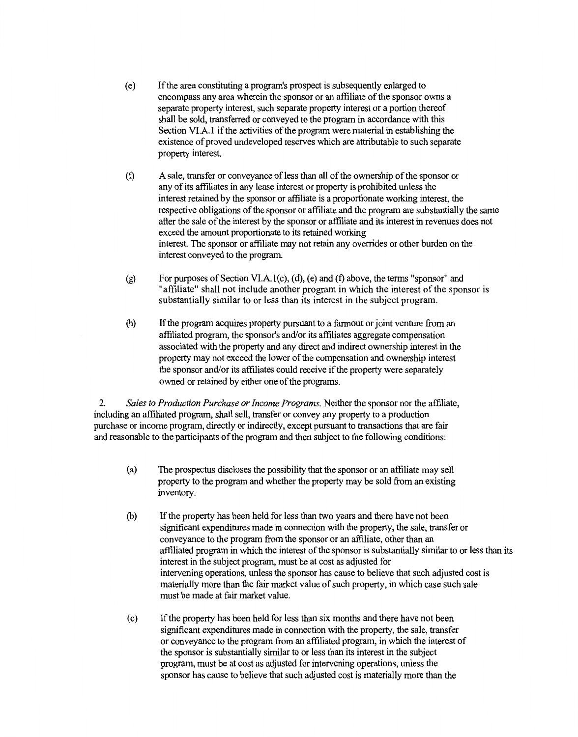(e) If the area constituting a program's prospect is subsequently enlarged to encompass any area wherein the sponsor or an affiliate of the sponsor owns a separate property interest, such separate property interest or a portion thereof shall be sold, transferred or conveyed to the program in accordance with this Section VI.A.1 if the activities of the program were material in establishing the existence of proved undeveloped reserves which are attributable to such separate property interest.

(f) A sale, transfer or conveyance of less than all of the ownership of the sponsor or any of its affiliates in any lease interest or property is prohibited unless the interest retained by the sponsor or affiliate is a proportionate working interest, the respective obligations of the sponsor or affiliate and the program are substantially the same after the sale of the interest by the sponsor or affiliate and its interest in revenues does not exceed the amount proportionate to its retained working interest. The sponsor or affiliate may not retain any overrides or other burden on the interest conveyed to the program.

(g) For purposes of Section VI.A.1(c), (d), (e) and (f) above, the terms "sponsor" and "affiliate" shall not include another program in which the interest of the sponsor is substantially similar to or less than its interest in the subject program.

(h) If the program acquires property pursuant to a farmout or joint venture from an affiliated program, the sponsor's and/or its affiliates aggregate compensation associated with the property and any direct and indirect ownership interest in the property may not exceed the lower of the compensation and ownership interest the sponsor and/or its affiliates could receive if the property were separately owned or retained by either one of the programs.

2. *Sales to Production Purchase or Income Programs.* Neither the sponsor nor the affiliate, including an affiliated program, shall sell, transfer or convey any property to a production purchase or income program, directly or indirectly, except pursuant to transactions that are fair and reasonable to the participants of the program and then subject to the following conditions:

(a) The prospectus discloses the possibility that the sponsor or an affiliate may sell property to the program and whether the property may be sold from an existing inventory.

(b) If the property has been held for less than two years and there have not been significant expenditures made in connection with the property, the sale, transfer or conveyance to the program from the sponsor or an affiliate, other than an affiliated program in which the interest of the sponsor is substantially similar to or less than its interest in the subject program, must be at cost as adjusted for intervening operations, unless the sponsor has cause to believe that such adjusted cost is materially more than the fair market value of such property, in which case such sale must be made at fair market value.

(c) If the property has been held for less than six months and there have not been significant expenditures made in connection with the property, the sale, transfer or conveyance to the program from an affiliated program, in which the interest of the sponsor is substantially similar to or less than its interest in the subject program, must be at cost as adjusted for intervening operations, unless the sponsor has cause to believe that such adjusted cost is materially more than the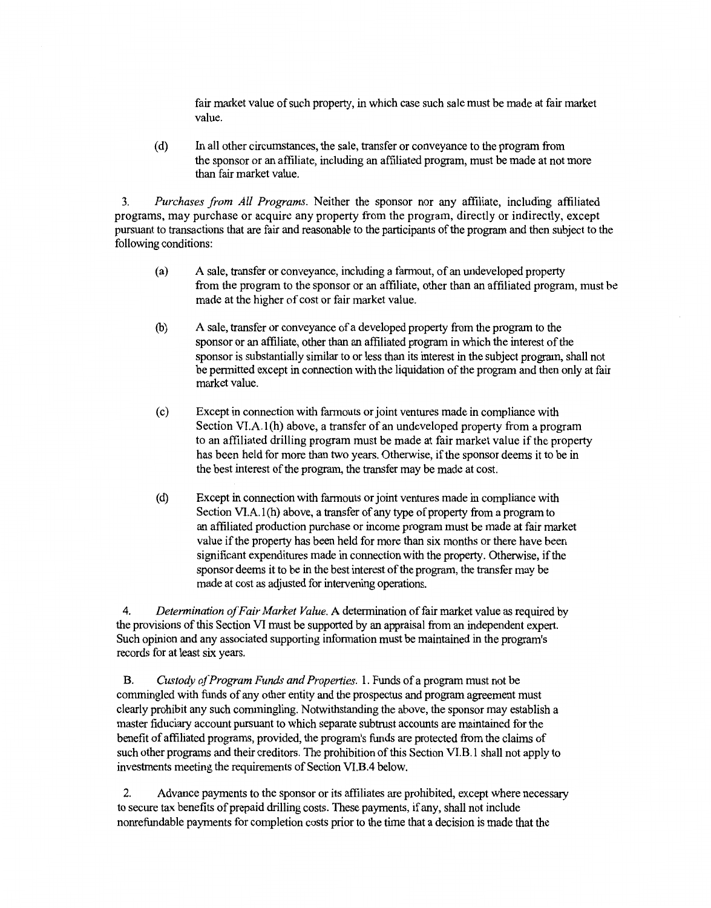fair market value of such property, in which case such sale must be made at fair market value.

(d) In all other circumstances, the sale, transfer or conveyance to the program from the sponsor or an affiliate, including an affiliated program, must be made at not more than fair market value.

3. *Purchases from All Programs.* Neither the sponsor nor any affiliate, including affiliated programs, may purchase or acquire any property from the program, directly or indirectly, except pursuant to transactions that are fair and reasonable to the participants of the program and then subject to the following conditions:

(a) A sale, transfer or conveyance, including a farmout, of an undeveloped property from the program to the sponsor or an affiliate, other than an affiliated program, must be made at the higher of cost or fair market value.

(b) A sale, transfer or conveyance of a developed property from the program to the sponsor or an affiliate, other than an affiliated program in which the interest of the sponsor is substantially similar to or less than its interest in the subject program, shall not be permitted except in connection with the liquidation of the program and then only at fair market value.

(c) Except in connection with farmouts or joint ventures made in compliance with Section VI.A.1(h) above, a transfer of an undeveloped property from a program to an affiliated drilling program must be made at fair market value if the property has been held for more than two years. Otherwise, if the sponsor deems it to be in the best interest of the program, the transfer may be made at cost.

(d) Except in connection with farmouts or joint ventures made in compliance with Section VI.A.1(h) above, a transfer of any type of property from a program to an affiliated production purchase or income program must be made at fair market value if the property has been held for more than six months or there have been significant expenditures made in connection with the property. Otherwise, if the sponsor deems it to be in the best interest of the program, the transfer may be made at cost as adjusted for intervening operations.

4. *Determination of Fair Market Value.* A determination of fair market value as required by the provisions of this Section VI must be supported by an appraisal from an independent expert. Such opinion and any associated supporting information must be maintained in the program's records for at least six years.

B. *Custody of Program Funds and Properties.* 1. Funds of a program must not be commingled with funds of any other entity and the prospectus and program agreement must clearly prohibit any such commingling. Notwithstanding the above, the sponsor may establish a master fiduciary account pursuant to which separate subtrust accounts are maintained for the benefit of affiliated programs, provided, the program's funds are protected from the claims of such other programs and their creditors. The prohibition of this Section VI.B.1 shall not apply to investments meeting the requirements of Section VI.B.4 below.

2. Advance payments to the sponsor or its affiliates are prohibited, except where necessary to secure tax benefits of prepaid drilling costs. These payments, if any, shall not include nonrefundable payments for completion costs prior to the time that a decision is made that the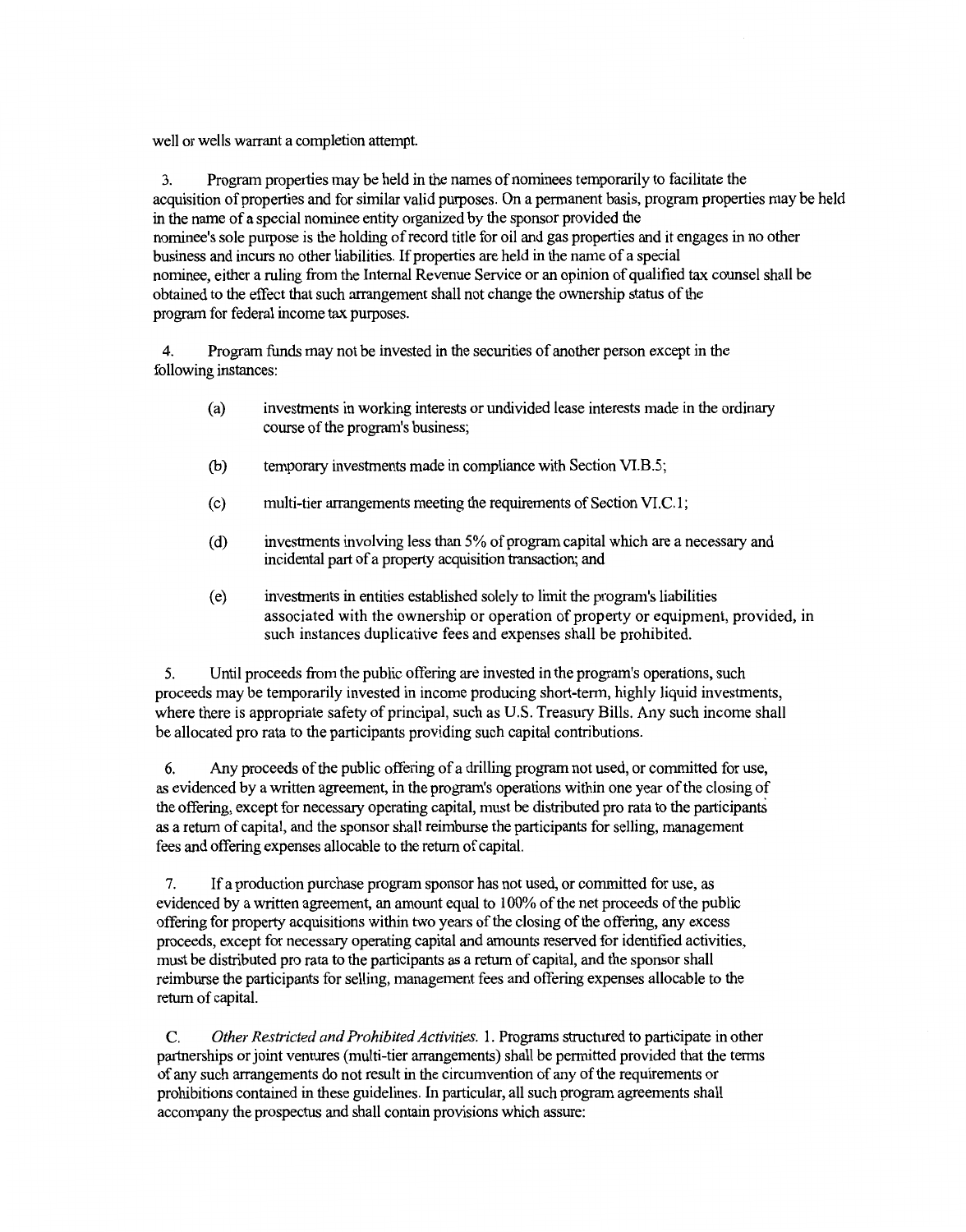well or wells warrant a completion attempt.

3. Program properties may be held in the names of nominees temporarily to facilitate the acquisition of properties and for similar valid purposes. On a permanent basis, program properties may be held in the name of a special nominee entity organized by the sponsor provided the nominee's sole purpose is the holding of record title for oil and gas properties and it engages in no other business and incurs no other liabilities. If properties are held in the name of a special nominee, either a ruling from the Internal Revenue Service or an opinion of qualified tax counsel shall be obtained to the effect that such arrangement shall not change the ownership status of the program for federal income tax purposes.

4. Program funds may not be invested in the securities of another person except in the following instances:

(a) investments in working interests or undivided lease interests made in the ordinary course of the program's business;

(b) temporary investments made in compliance with Section VI.B.5;

(c) multi-tier arrangements meeting the requirements of Section VI.C.1;

(d) investments involving less than 5% of program capital which are a necessary and incidental part of a property acquisition transaction; and

(e) investments in entities established solely to limit the program's liabilities associated with the ownership or operation of property or equipment, provided, in such instances duplicative fees and expenses shall be prohibited.

5. Until proceeds from the public offering are invested in the program's operations, such proceeds may be temporarily invested in income producing short-term, highly liquid investments, where there is appropriate safety of principal, such as U.S. Treasury Bills. Any such income shall be allocated pro rata to the participants providing such capital contributions.

6. Any proceeds of the public offering of a drilling program not used, or committed for use, as evidenced by a written agreement, in the program's operations within one year of the closing of the offering, except for necessary operating capital, must be distributed pro rata to the participants as a return of capital, and the sponsor shall reimburse the participants for selling, management fees and offering expenses allocable to the return of capital.

7. If a production purchase program sponsor has not used, or committed for use, as evidenced by a written agreement, an amount equal to 100% of the net proceeds of the public offering for property acquisitions within two years of the closing of the offering, any excess proceeds, except for necessary operating capital and amounts reserved for identified activities, must be distributed pro rata to the participants as a return of capital, and the sponsor shall reimburse the participants for selling, management fees and offering expenses allocable to the return of capital.

C. *Other Restricted and Prohibited Activities.* 1. Programs structured to participate in other partnerships or joint ventures (multi-tier arrangements) shall be permitted provided that the terms of any such arrangements do not result in the circumvention of any of the requirements or prohibitions contained in these guidelines. In particular, all such program agreements shall accompany the prospectus and shall contain provisions which assure: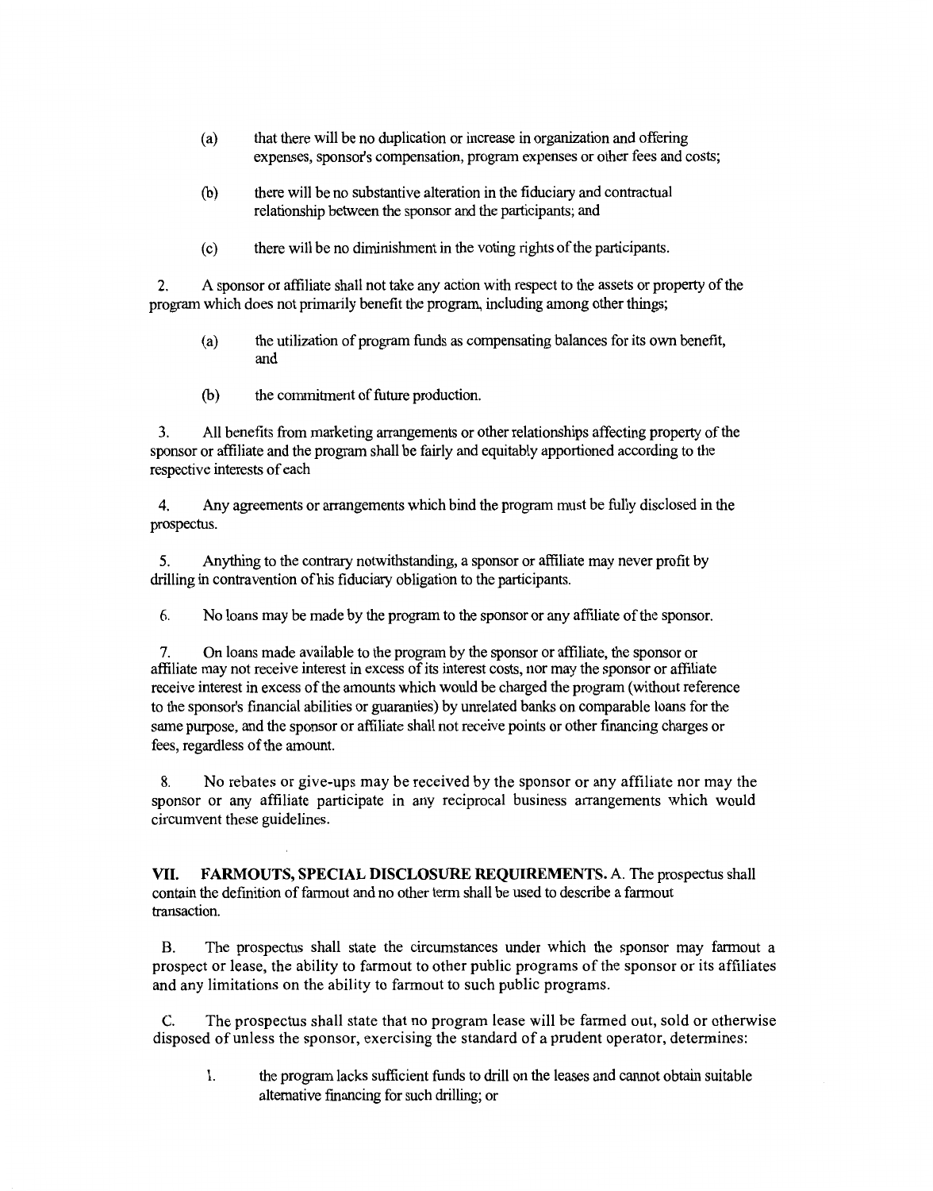(a) that there will be no duplication or increase in organization and offering expenses, sponsor's compensation, program expenses or other fees and costs;

(b) there will be no substantive alteration in the fiduciary and contractual relationship between the sponsor and the participants; and

(c) there will be no diminishment in the voting rights of the participants.

2. A sponsor or affiliate shall not take any action with respect to the assets or property of the program which does not primarily benefit the program, including among other things;

(a) the utilization of program funds as compensating balances for its own benefit, and

(b) the commitment of future production.

3. All benefits from marketing arrangements or other relationships affecting property of the sponsor or affiliate and the program shall be fairly and equitably apportioned according to the respective interests of each

4. Any agreements or arrangements which bind the program must be fully disclosed in the prospectus.

5. Anything to the contrary notwithstanding, a sponsor or affiliate may never profit by drilling in contravention of his fiduciary obligation to the participants.

6. No loans may be made by the program to the sponsor or any affiliate of the sponsor.

7. On loans made available to the program by the sponsor or affiliate, the sponsor or affiliate may not receive interest in excess of its interest costs, nor may the sponsor or affiliate receive interest in excess of the amounts which would be charged the program (without reference to the sponsor's financial abilities or guaranties) by unrelated banks on comparable loans for the same purpose, and the sponsor or affiliate shall not receive points or other financing charges or fees, regardless of the amount.

8. No rebates or give-ups may be received by the sponsor or any affiliate nor may the sponsor or any affiliate participate in any reciprocal business arrangements which would circumvent these guidelines.

**VII. FARMOUTS, SPECIAL DISCLOSURE REQUIREMENTS.** A. The prospectus shall contain the definition of farmout and no other term shall be used to describe a farmout transaction.

B. The prospectus shall state the circumstances under which the sponsor may farmout a prospect or lease, the ability to farmout to other public programs of the sponsor or its affiliates and any limitations on the ability to farmout to such public programs.

C. The prospectus shall state that no program lease will be farmed out, sold or otherwise disposed of unless the sponsor, exercising the standard of a prudent operator, determines:

1. the program lacks sufficient funds to drill on the leases and cannot obtain suitable alternative financing for such drilling; or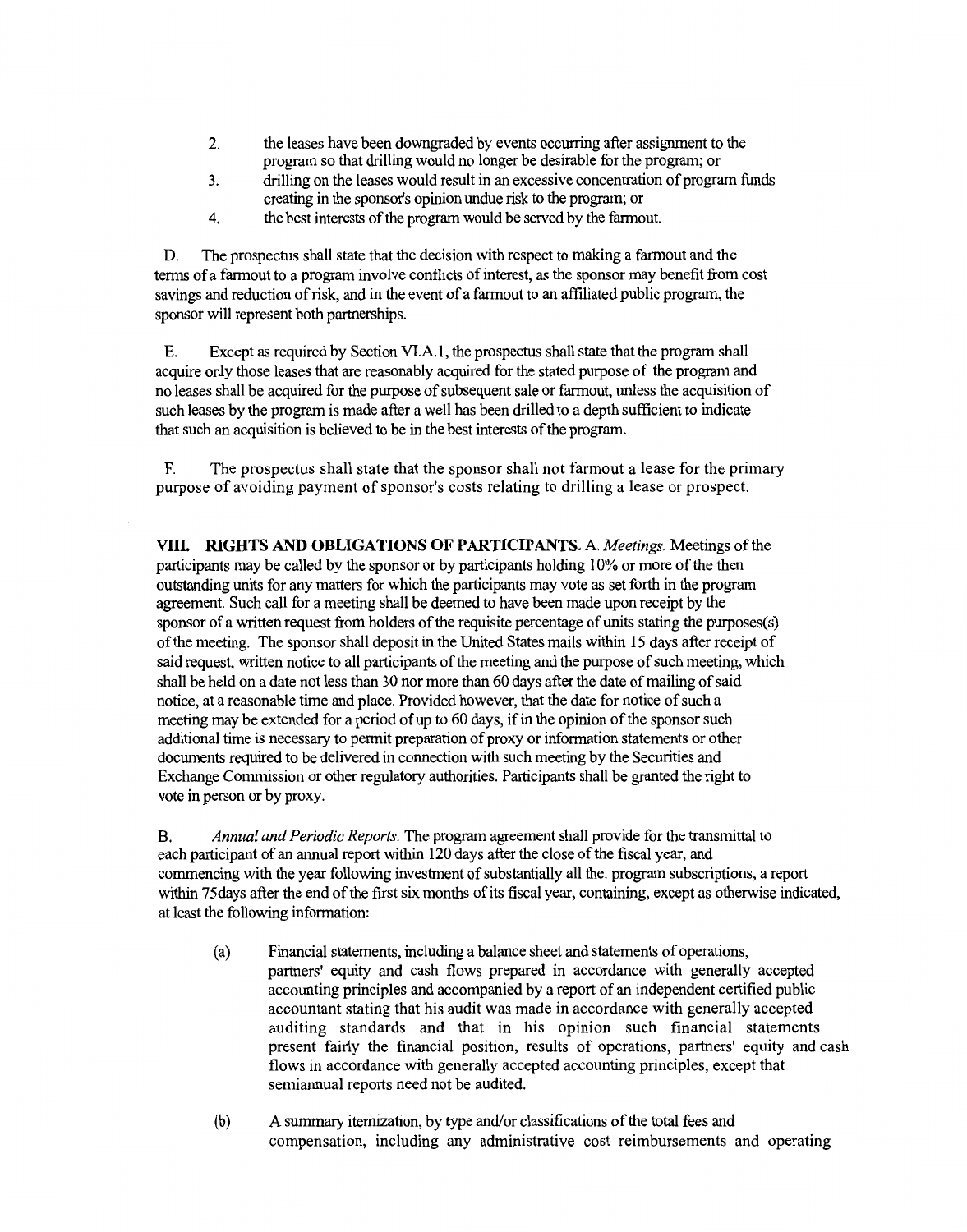2. the leases have been downgraded by events occurring after assignment to the program so that drilling would no longer be desirable for the program; or
3. drilling on the leases would result in an excessive concentration of program funds creating in the sponsor's opinion undue risk to the program; or
4. the best interests of the program would be served by the farmout.

D. The prospectus shall state that the decision with respect to making a farmout and the terms of a farmout to a program involve conflicts of interest, as the sponsor may benefit from cost savings and reduction of risk, and in the event of a farmout to an affiliated public program, the sponsor will represent both partnerships.

E. Except as required by Section VI.A.1, the prospectus shall state that the program shall acquire only those leases that are reasonably acquired for the stated purpose of the program and no leases shall be acquired for the purpose of subsequent sale or farmout, unless the acquisition of such leases by the program is made after a well has been drilled to a depth sufficient to indicate that such an acquisition is believed to be in the best interests of the program.

F. The prospectus shall state that the sponsor shall not farmout a lease for the primary purpose of avoiding payment of sponsor's costs relating to drilling a lease or prospect.

**VIII. RIGHTS AND OBLIGATIONS OF PARTICIPANTS.** A. *Meetings.* Meetings of the participants may be called by the sponsor or by participants holding 10% or more of the then outstanding units for any matters for which the participants may vote as set forth in the program agreement. Such call for a meeting shall be deemed to have been made upon receipt by the sponsor of a written request from holders of the requisite percentage of units stating the purposes(s) of the meeting. The sponsor shall deposit in the United States mails within 15 days after receipt of said request, written notice to all participants of the meeting and the purpose of such meeting, which shall be held on a date not less than 30 nor more than 60 days after the date of mailing of said notice, at a reasonable time and place. Provided however, that the date for notice of such a meeting may be extended for a period of up to 60 days, if in the opinion of the sponsor such additional time is necessary to permit preparation of proxy or information statements or other documents required to be delivered in connection with such meeting by the Securities and Exchange Commission or other regulatory authorities. Participants shall be granted the right to vote in person or by proxy.

B. *Annual and Periodic Reports.* The program agreement shall provide for the transmittal to each participant of an annual report within 120 days after the close of the fiscal year, and commencing with the year following investment of substantially all the. program subscriptions, a report within 75days after the end of the first six months of its fiscal year, containing, except as otherwise indicated, at least the following information:

(a) Financial statements, including a balance sheet and statements of operations, partners' equity and cash flows prepared in accordance with generally accepted accounting principles and accompanied by a report of an independent certified public accountant stating that his audit was made in accordance with generally accepted auditing standards and that in his opinion such financial statements present fairly the financial position, results of operations, partners' equity and cash flows in accordance with generally accepted accounting principles, except that semiannual reports need not be audited.

(b) A summary itemization, by type and/or classifications of the total fees and compensation, including any administrative cost reimbursements and operating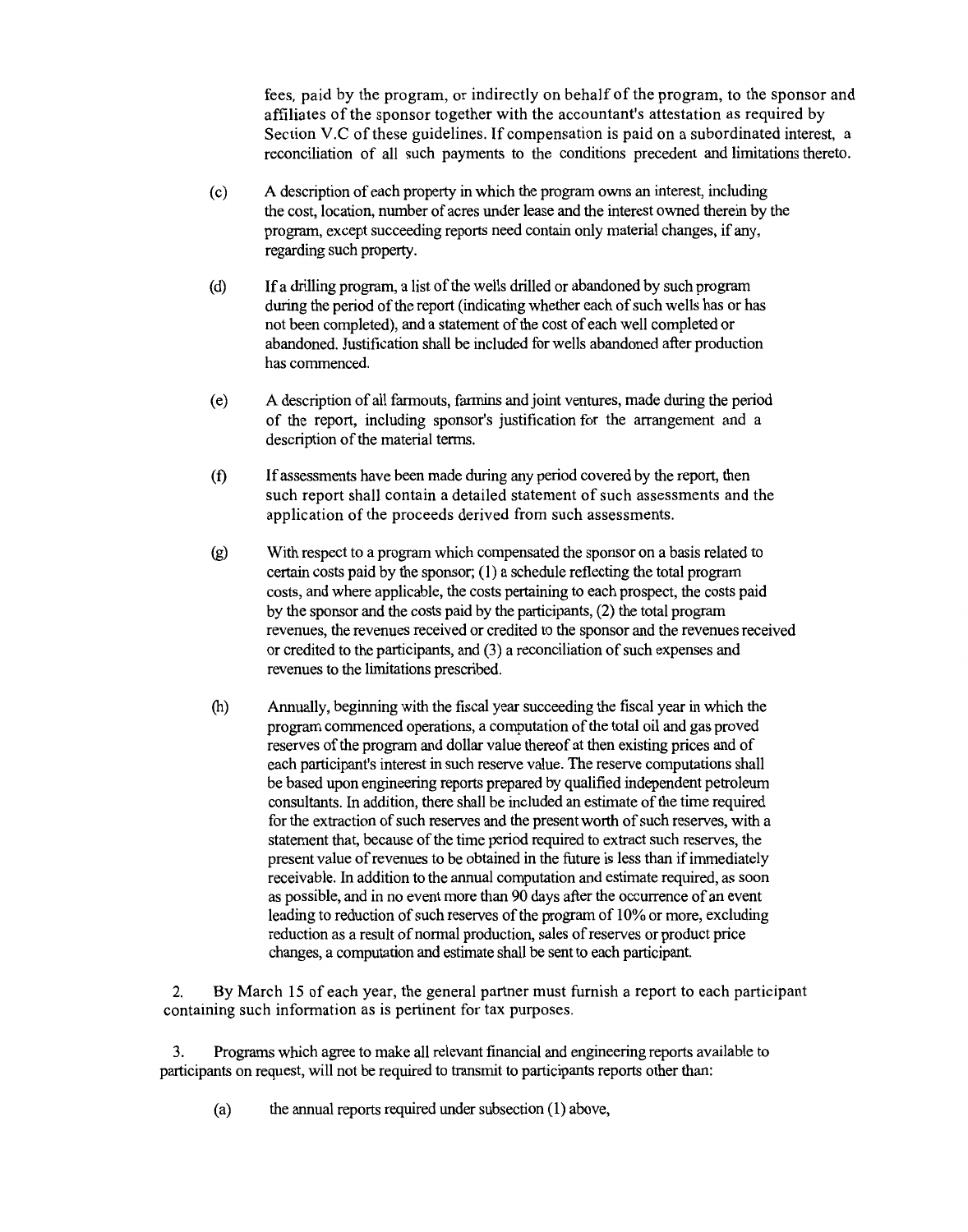fees, paid by the program, or indirectly on behalf of the program, to the sponsor and affiliates of the sponsor together with the accountant's attestation as required by Section V.C of these guidelines. If compensation is paid on a subordinated interest, a reconciliation of all such payments to the conditions precedent and limitations thereto.

(c) A description of each property in which the program owns an interest, including the cost, location, number of acres under lease and the interest owned therein by the program, except succeeding reports need contain only material changes, if any, regarding such property.

(d) If a drilling program, a list of the wells drilled or abandoned by such program during the period of the report (indicating whether each of such wells has or has not been completed), and a statement of the cost of each well completed or abandoned. Justification shall be included for wells abandoned after production has commenced.

(e) A description of all farmouts, farmins and joint ventures, made during the period of the report, including sponsor's justification for the arrangement and a description of the material terms.

(f) If assessments have been made during any period covered by the report, then such report shall contain a detailed statement of such assessments and the application of the proceeds derived from such assessments.

(g) With respect to a program which compensated the sponsor on a basis related to certain costs paid by the sponsor; (1) a schedule reflecting the total program costs, and where applicable, the costs pertaining to each prospect, the costs paid by the sponsor and the costs paid by the participants, (2) the total program revenues, the revenues received or credited to the sponsor and the revenues received or credited to the participants, and (3) a reconciliation of such expenses and revenues to the limitations prescribed.

(h) Annually, beginning with the fiscal year succeeding the fiscal year in which the program commenced operations, a computation of the total oil and gas proved reserves of the program and dollar value thereof at then existing prices and of each participant's interest in such reserve value. The reserve computations shall be based upon engineering reports prepared by qualified independent petroleum consultants. In addition, there shall be included an estimate of the time required for the extraction of such reserves and the present worth of such reserves, with a statement that, because of the time period required to extract such reserves, the present value of revenues to be obtained in the future is less than if immediately receivable. In addition to the annual computation and estimate required, as soon as possible, and in no event more than 90 days after the occurrence of an event leading to reduction of such reserves of the program of 10% or more, excluding reduction as a result of normal production, sales of reserves or product price changes, a computation and estimate shall be sent to each participant.

2. By March 15 of each year, the general partner must furnish a report to each participant containing such information as is pertinent for tax purposes.

3. Programs which agree to make all relevant financial and engineering reports available to participants on request, will not be required to transmit to participants reports other than:

(a) the annual reports required under subsection (1) above,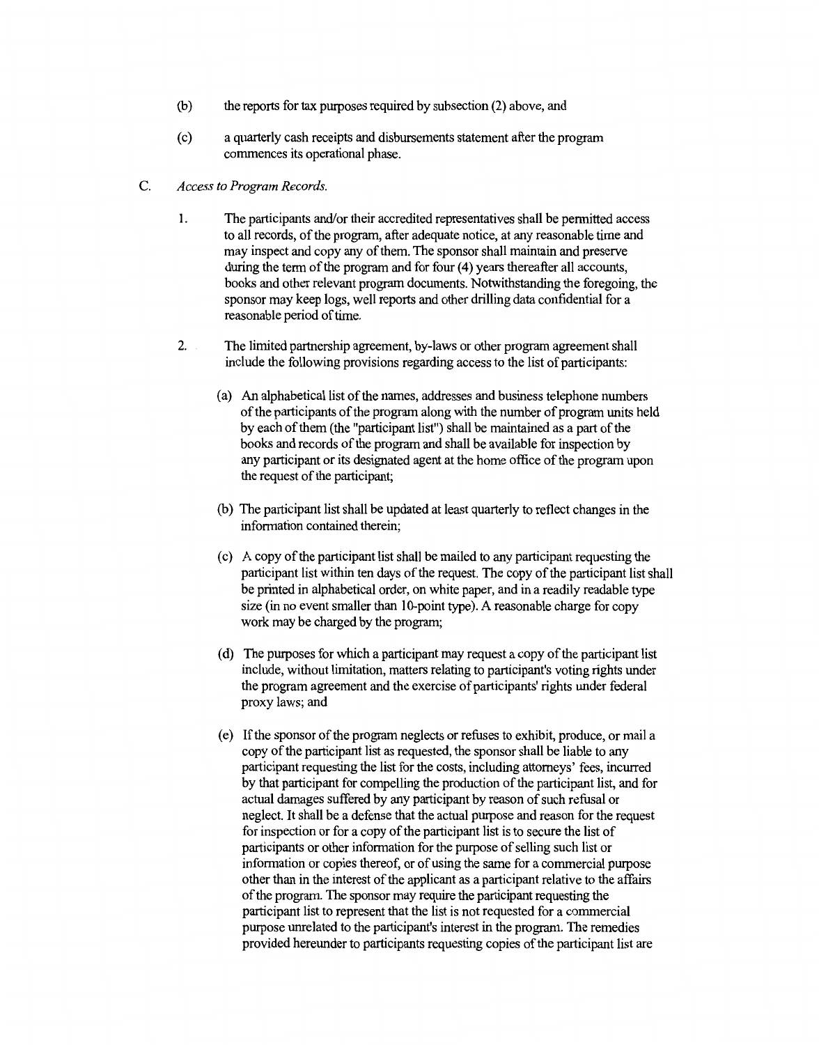(b) the reports for tax purposes required by subsection (2) above, and

(c) a quarterly cash receipts and disbursements statement after the program commences its operational phase.

C. *Access to Program Records.*

1. The participants and/or their accredited representatives shall be permitted access to all records, of the program, after adequate notice, at any reasonable time and may inspect and copy any of them. The sponsor shall maintain and preserve during the term of the program and for four (4) years thereafter all accounts, books and other relevant program documents. Notwithstanding the foregoing, the sponsor may keep logs, well reports and other drilling data confidential for a reasonable period of time.

2. The limited partnership agreement, by-laws or other program agreement shall include the following provisions regarding access to the list of participants:

   (a) An alphabetical list of the names, addresses and business telephone numbers of the participants of the program along with the number of program units held by each of them (the "participant list") shall be maintained as a part of the books and records of the program and shall be available for inspection by any participant or its designated agent at the home office of the program upon the request of the participant;

   (b) The participant list shall be updated at least quarterly to reflect changes in the information contained therein;

   (c) A copy of the participant list shall be mailed to any participant requesting the participant list within ten days of the request. The copy of the participant list shall be printed in alphabetical order, on white paper, and in a readily readable type size (in no event smaller than 10-point type). A reasonable charge for copy work may be charged by the program;

   (d) The purposes for which a participant may request a copy of the participant list include, without limitation, matters relating to participant's voting rights under the program agreement and the exercise of participants' rights under federal proxy laws; and

   (e) If the sponsor of the program neglects or refuses to exhibit, produce, or mail a copy of the participant list as requested, the sponsor shall be liable to any participant requesting the list for the costs, including attorneys' fees, incurred by that participant for compelling the production of the participant list, and for actual damages suffered by any participant by reason of such refusal or neglect. It shall be a defense that the actual purpose and reason for the request for inspection or for a copy of the participant list is to secure the list of participants or other information for the purpose of selling such list or information or copies thereof, or of using the same for a commercial purpose other than in the interest of the applicant as a participant relative to the affairs of the program. The sponsor may require the participant requesting the participant list to represent that the list is not requested for a commercial purpose unrelated to the participant's interest in the program. The remedies provided hereunder to participants requesting copies of the participant list are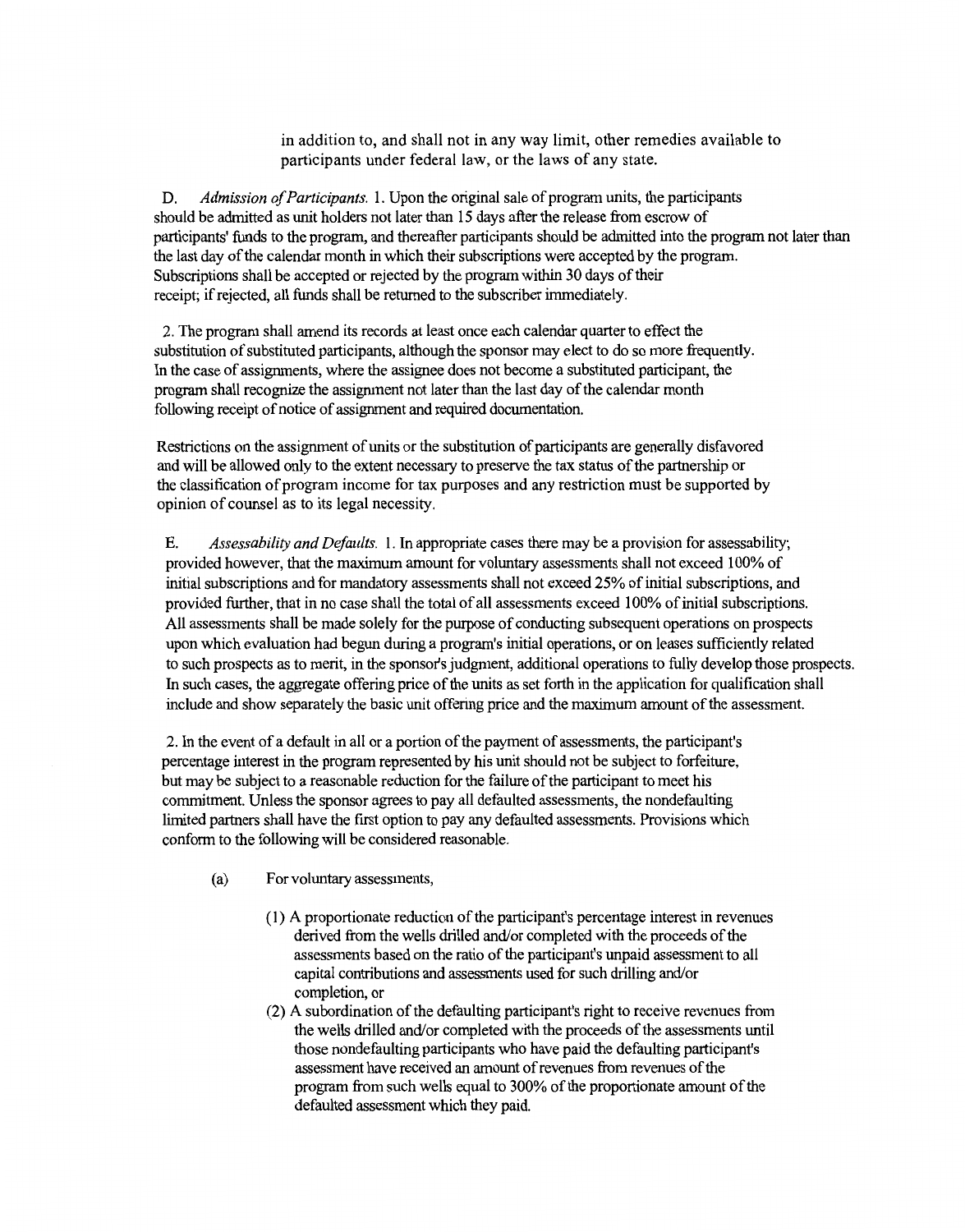in addition to, and shall not in any way limit, other remedies available to participants under federal law, or the laws of any state.

D. *Admission of Participants.* 1. Upon the original sale of program units, the participants should be admitted as unit holders not later than 15 days after the release from escrow of participants' funds to the program, and thereafter participants should be admitted into the program not later than the last day of the calendar month in which their subscriptions were accepted by the program. Subscriptions shall be accepted or rejected by the program within 30 days of their receipt; if rejected, all funds shall be returned to the subscriber immediately.

2. The program shall amend its records at least once each calendar quarter to effect the substitution of substituted participants, although the sponsor may elect to do so more frequently. In the case of assignments, where the assignee does not become a substituted participant, the program shall recognize the assignment not later than the last day of the calendar month following receipt of notice of assignment and required documentation.

Restrictions on the assignment of units or the substitution of participants are generally disfavored and will be allowed only to the extent necessary to preserve the tax status of the partnership or the classification of program income for tax purposes and any restriction must be supported by opinion of counsel as to its legal necessity.

E. *Assessability and Defaults.* 1. In appropriate cases there may be a provision for assessability; provided however, that the maximum amount for voluntary assessments shall not exceed 100% of initial subscriptions and for mandatory assessments shall not exceed 25% of initial subscriptions, and provided further, that in no case shall the total of all assessments exceed 100% of initial subscriptions. All assessments shall be made solely for the purpose of conducting subsequent operations on prospects upon which evaluation had begun during a program's initial operations, or on leases sufficiently related to such prospects as to merit, in the sponsor's judgment, additional operations to fully develop those prospects. In such cases, the aggregate offering price of the units as set forth in the application for qualification shall include and show separately the basic unit offering price and the maximum amount of the assessment.

2. In the event of a default in all or a portion of the payment of assessments, the participant's percentage interest in the program represented by his unit should not be subject to forfeiture, but may be subject to a reasonable reduction for the failure of the participant to meet his commitment. Unless the sponsor agrees to pay all defaulted assessments, the nondefaulting limited partners shall have the first option to pay any defaulted assessments. Provisions which conform to the following will be considered reasonable.

(a) For voluntary assessments,

(1) A proportionate reduction of the participant's percentage interest in revenues derived from the wells drilled and/or completed with the proceeds of the assessments based on the ratio of the participant's unpaid assessment to all capital contributions and assessments used for such drilling and/or completion, or

(2) A subordination of the defaulting participant's right to receive revenues from the wells drilled and/or completed with the proceeds of the assessments until those nondefaulting participants who have paid the defaulting participant's assessment have received an amount of revenues from revenues of the program from such wells equal to 300% of the proportionate amount of the defaulted assessment which they paid.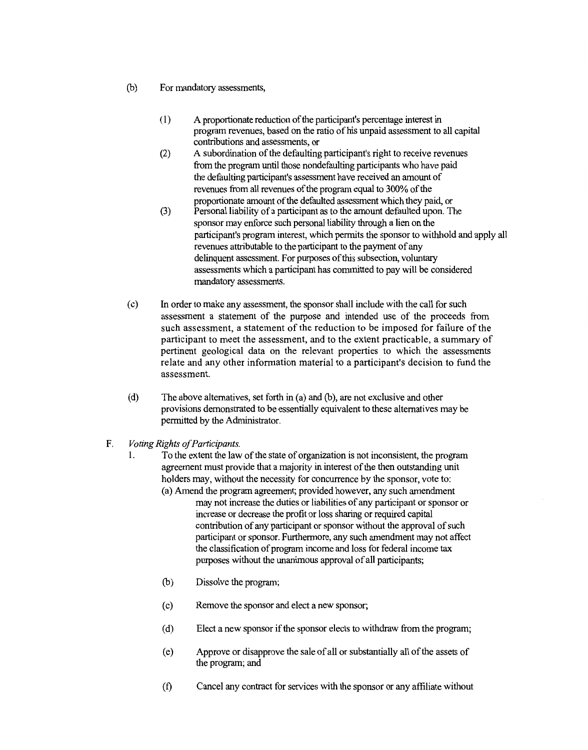(b) For mandatory assessments,

   (1) A proportionate reduction of the participant's percentage interest in program revenues, based on the ratio of his unpaid assessment to all capital contributions and assessments, or

   (2) A subordination of the defaulting participant's right to receive revenues from the program until those nondefaulting participants who have paid the defaulting participant's assessment have received an amount of revenues from all revenues of the program equal to 300% of the proportionate amount of the defaulted assessment which they paid, or

   (3) Personal liability of a participant as to the amount defaulted upon. The sponsor may enforce such personal liability through a lien on the participant's program interest, which permits the sponsor to withhold and apply all revenues attributable to the participant to the payment of any delinquent assessment. For purposes of this subsection, voluntary assessments which a participant has committed to pay will be considered mandatory assessments.

(c) In order to make any assessment, the sponsor shall include with the call for such assessment a statement of the purpose and intended use of the proceeds from such assessment, a statement of the reduction to be imposed for failure of the participant to meet the assessment, and to the extent practicable, a summary of pertinent geological data on the relevant properties to which the assessments relate and any other information material to a participant's decision to fund the assessment.

(d) The above alternatives, set forth in (a) and (b), are not exclusive and other provisions demonstrated to be essentially equivalent to these alternatives may be permitted by the Administrator.

F. *Voting Rights of Participants.*

1. To the extent the law of the state of organization is not inconsistent, the program agreement must provide that a majority in interest of the then outstanding unit holders may, without the necessity for concurrence by the sponsor, vote to:

   (a) Amend the program agreement; provided however, any such amendment may not increase the duties or liabilities of any participant or sponsor or increase or decrease the profit or loss sharing or required capital contribution of any participant or sponsor without the approval of such participant or sponsor. Furthermore, any such amendment may not affect the classification of program income and loss for federal income tax purposes without the unanimous approval of all participants;

   (b) Dissolve the program;

   (c) Remove the sponsor and elect a new sponsor;

   (d) Elect a new sponsor if the sponsor elects to withdraw from the program;

   (e) Approve or disapprove the sale of all or substantially all of the assets of the program; and

   (f) Cancel any contract for services with the sponsor or any affiliate without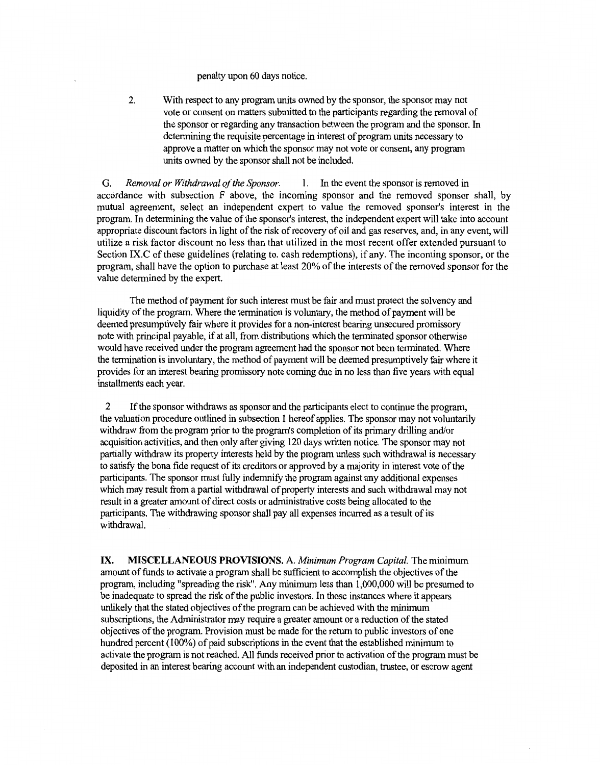penalty upon 60 days notice.

2. With respect to any program units owned by the sponsor, the sponsor may not vote or consent on matters submitted to the participants regarding the removal of the sponsor or regarding any transaction between the program and the sponsor. In determining the requisite percentage in interest of program units necessary to approve a matter on which the sponsor may not vote or consent, any program units owned by the sponsor shall not be included.

G. *Removal or Withdrawal of the Sponsor.* 1. In the event the sponsor is removed in accordance with subsection F above, the incoming sponsor and the removed sponsor shall, by mutual agreement, select an independent expert to value the removed sponsor's interest in the program. In determining the value of the sponsor's interest, the independent expert will take into account appropriate discount factors in light of the risk of recovery of oil and gas reserves, and, in any event, will utilize a risk factor discount no less than that utilized in the most recent offer extended pursuant to Section IX.C of these guidelines (relating to. cash redemptions), if any. The incoming sponsor, or the program, shall have the option to purchase at least 20% of the interests of the removed sponsor for the value determined by the expert.

The method of payment for such interest must be fair and must protect the solvency and liquidity of the program. Where the termination is voluntary, the method of payment will be deemed presumptively fair where it provides for a non-interest bearing unsecured promissory note with principal payable, if at all, from distributions which the terminated sponsor otherwise would have received under the program agreement had the sponsor not been terminated. Where the termination is involuntary, the method of payment will be deemed presumptively fair where it provides for an interest bearing promissory note coming due in no less than five years with equal installments each year.

2 If the sponsor withdraws as sponsor and the participants elect to continue the program, the valuation procedure outlined in subsection 1 hereof applies. The sponsor may not voluntarily withdraw from the program prior to the program's completion of its primary drilling and/or acquisition activities, and then only after giving 120 days written notice. The sponsor may not partially withdraw its property interests held by the program unless such withdrawal is necessary to satisfy the bona fide request of its creditors or approved by a majority in interest vote of the participants. The sponsor must fully indemnify the program against any additional expenses which may result from a partial withdrawal of property interests and such withdrawal may not result in a greater amount of direct costs or administrative costs being allocated to the participants. The withdrawing sponsor shall pay all expenses incurred as a result of its withdrawal.

**IX. MISCELLANEOUS PROVISIONS.** A. *Minimum Program Capital.* The minimum amount of funds to activate a program shall be sufficient to accomplish the objectives of the program, including "spreading the risk". Any minimum less than 1,000,000 will be presumed to be inadequate to spread the risk of the public investors. In those instances where it appears unlikely that the stated objectives of the program can be achieved with the minimum subscriptions, the Administrator may require a greater amount or a reduction of the stated objectives of the program. Provision must be made for the return to public investors of one hundred percent (100%) of paid subscriptions in the event that the established minimum to activate the program is not reached. All funds received prior to activation of the program must be deposited in an interest bearing account with an independent custodian, trustee, or escrow agent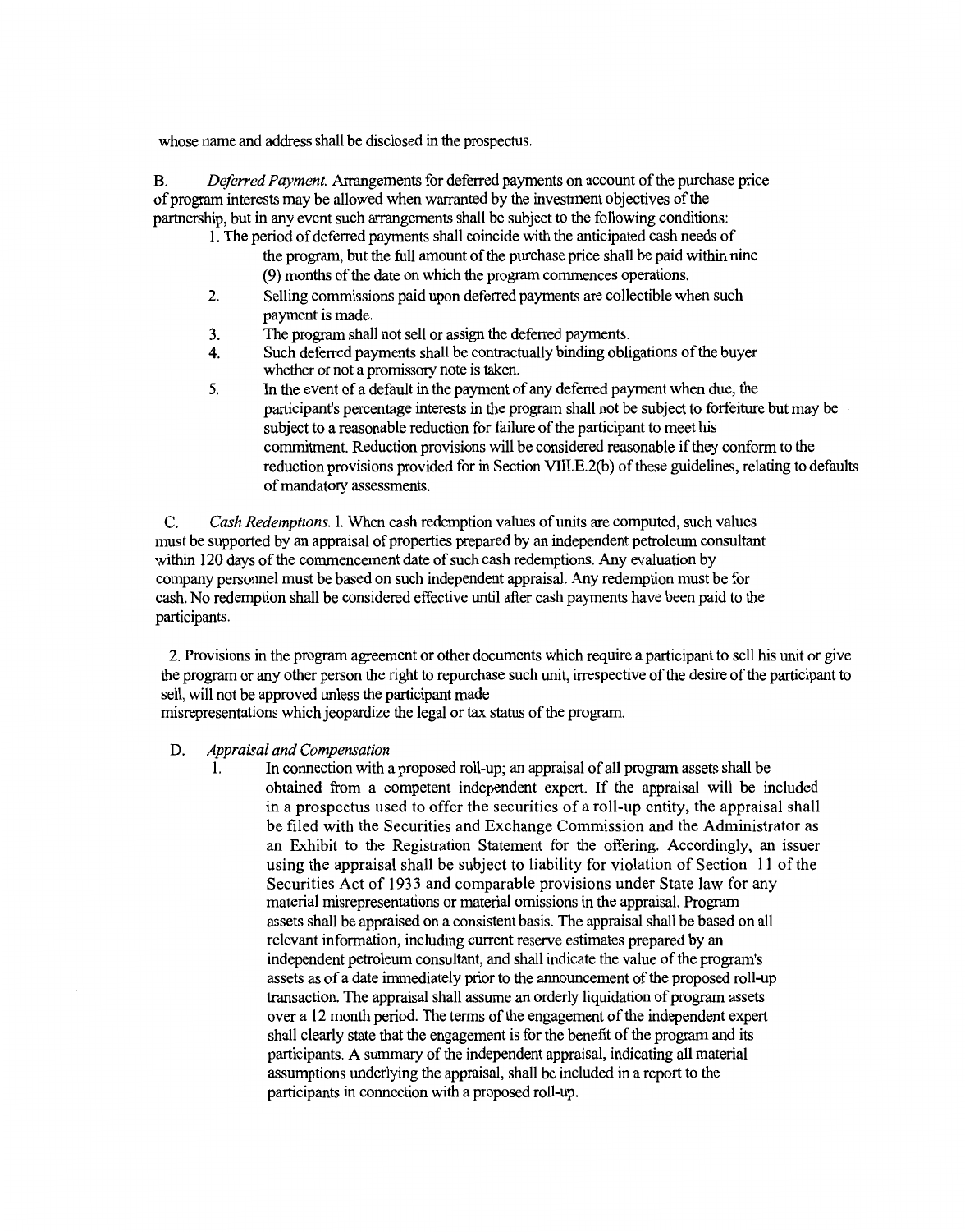whose name and address shall be disclosed in the prospectus.

B. *Deferred Payment.* Arrangements for deferred payments on account of the purchase price of program interests may be allowed when warranted by the investment objectives of the partnership, but in any event such arrangements shall be subject to the following conditions:

1. The period of deferred payments shall coincide with the anticipated cash needs of the program, but the full amount of the purchase price shall be paid within nine (9) months of the date on which the program commences operations.
2. Selling commissions paid upon deferred payments are collectible when such payment is made.
3. The program shall not sell or assign the deferred payments.
4. Such deferred payments shall be contractually binding obligations of the buyer whether or not a promissory note is taken.
5. In the event of a default in the payment of any deferred payment when due, the participant's percentage interests in the program shall not be subject to forfeiture but may be subject to a reasonable reduction for failure of the participant to meet his commitment. Reduction provisions will be considered reasonable if they conform to the reduction provisions provided for in Section VIII.E.2(b) of these guidelines, relating to defaults of mandatory assessments.

C. *Cash Redemptions.* 1. When cash redemption values of units are computed, such values must be supported by an appraisal of properties prepared by an independent petroleum consultant within 120 days of the commencement date of such cash redemptions. Any evaluation by company personnel must be based on such independent appraisal. Any redemption must be for cash. No redemption shall be considered effective until after cash payments have been paid to the participants.

2. Provisions in the program agreement or other documents which require a participant to sell his unit or give the program or any other person the right to repurchase such unit, irrespective of the desire of the participant to sell, will not be approved unless the participant made misrepresentations which jeopardize the legal or tax status of the program.

D. *Appraisal and Compensation*

1. In connection with a proposed roll-up; an appraisal of all program assets shall be obtained from a competent independent expert. If the appraisal will be included in a prospectus used to offer the securities of a roll-up entity, the appraisal shall be filed with the Securities and Exchange Commission and the Administrator as an Exhibit to the Registration Statement for the offering. Accordingly, an issuer using the appraisal shall be subject to liability for violation of Section 11 of the Securities Act of 1933 and comparable provisions under State law for any material misrepresentations or material omissions in the appraisal. Program assets shall be appraised on a consistent basis. The appraisal shall be based on all relevant information, including current reserve estimates prepared by an independent petroleum consultant, and shall indicate the value of the program's assets as of a date immediately prior to the announcement of the proposed roll-up transaction. The appraisal shall assume an orderly liquidation of program assets over a 12 month period. The terms of the engagement of the independent expert shall clearly state that the engagement is for the benefit of the program and its participants. A summary of the independent appraisal, indicating all material assumptions underlying the appraisal, shall be included in a report to the participants in connection with a proposed roll-up.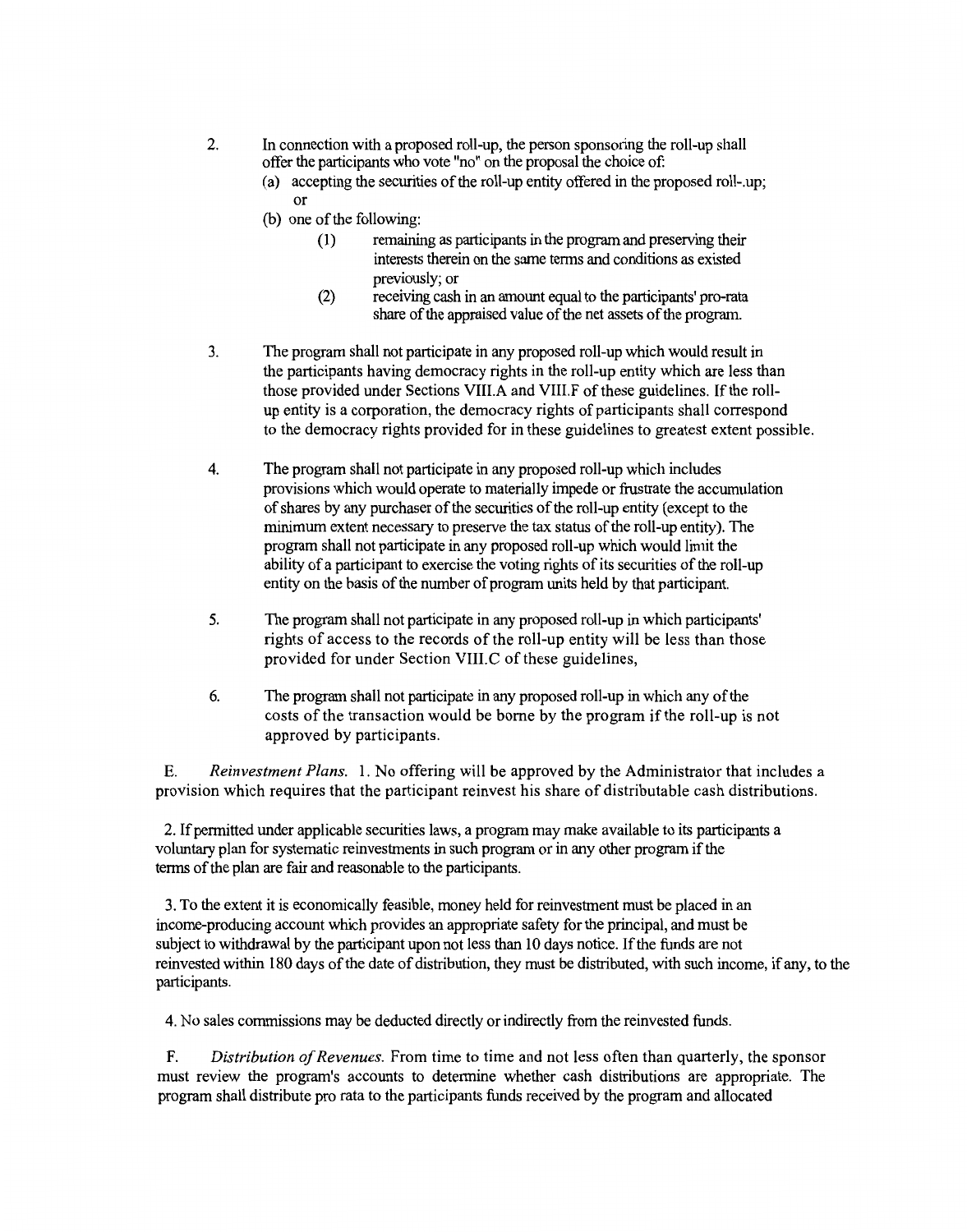2. In connection with a proposed roll-up, the person sponsoring the roll-up shall offer the participants who vote "no" on the proposal the choice of:
   - (a) accepting the securities of the roll-up entity offered in the proposed roll-.up; or
   - (b) one of the following:
     - (1) remaining as participants in the program and preserving their interests therein on the same terms and conditions as existed previously; or
     - (2) receiving cash in an amount equal to the participants' pro-rata share of the appraised value of the net assets of the program.

3. The program shall not participate in any proposed roll-up which would result in the participants having democracy rights in the roll-up entity which are less than those provided under Sections VIII.A and VIII.F of these guidelines. If the roll-up entity is a corporation, the democracy rights of participants shall correspond to the democracy rights provided for in these guidelines to greatest extent possible.

4. The program shall not participate in any proposed roll-up which includes provisions which would operate to materially impede or frustrate the accumulation of shares by any purchaser of the securities of the roll-up entity (except to the minimum extent necessary to preserve the tax status of the roll-up entity). The program shall not participate in any proposed roll-up which would limit the ability of a participant to exercise the voting rights of its securities of the roll-up entity on the basis of the number of program units held by that participant.

5. The program shall not participate in any proposed roll-up in which participants' rights of access to the records of the roll-up entity will be less than those provided for under Section VIII.C of these guidelines,

6. The program shall not participate in any proposed roll-up in which any of the costs of the transaction would be borne by the program if the roll-up is not approved by participants.

E. *Reinvestment Plans.* 1. No offering will be approved by the Administrator that includes a provision which requires that the participant reinvest his share of distributable cash distributions.

2. If permitted under applicable securities laws, a program may make available to its participants a voluntary plan for systematic reinvestments in such program or in any other program if the terms of the plan are fair and reasonable to the participants.

3. To the extent it is economically feasible, money held for reinvestment must be placed in an income-producing account which provides an appropriate safety for the principal, and must be subject to withdrawal by the participant upon not less than 10 days notice. If the funds are not reinvested within 180 days of the date of distribution, they must be distributed, with such income, if any, to the participants.

4. No sales commissions may be deducted directly or indirectly from the reinvested funds.

F. *Distribution of Revenues.* From time to time and not less often than quarterly, the sponsor must review the program's accounts to determine whether cash distributions are appropriate. The program shall distribute pro rata to the participants funds received by the program and allocated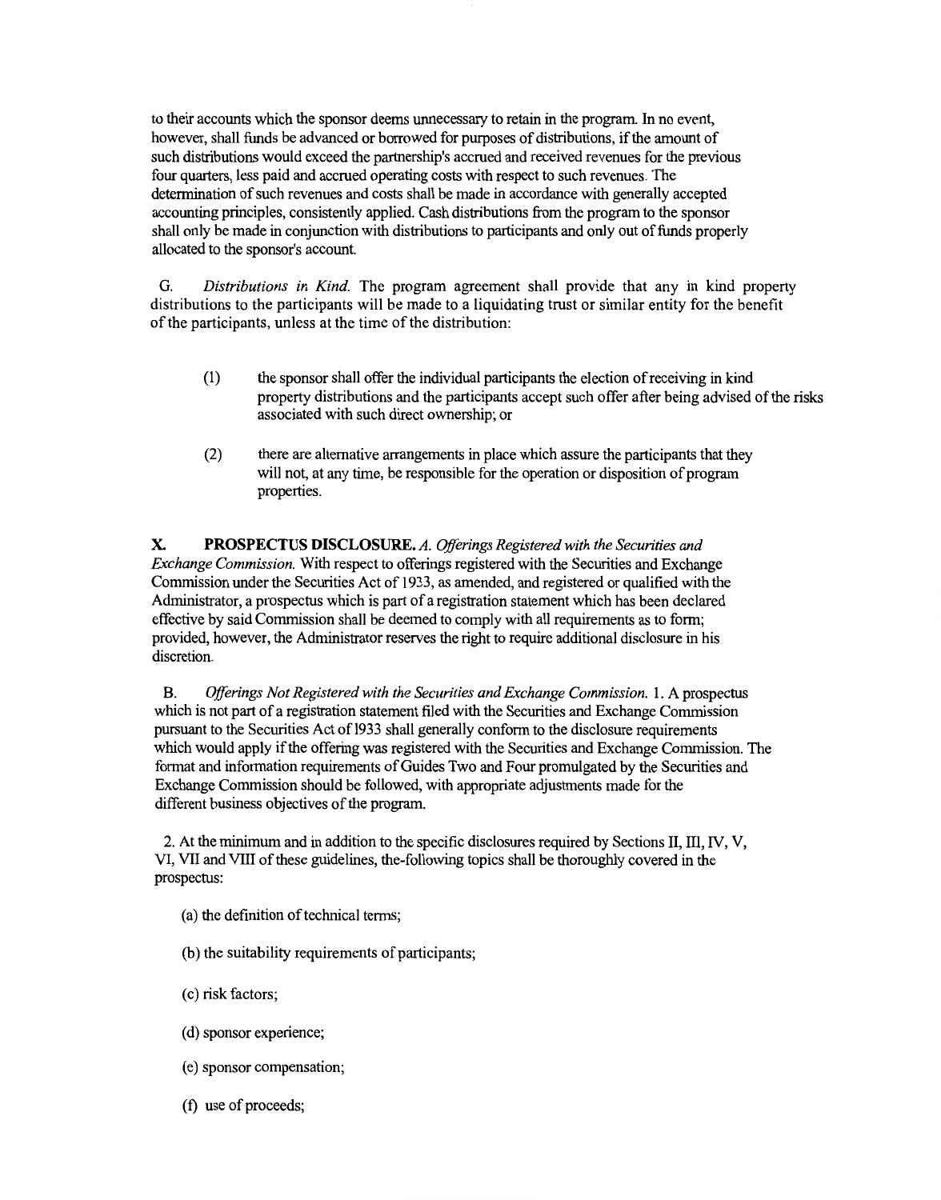to their accounts which the sponsor deems unnecessary to retain in the program. In no event, however, shall funds be advanced or borrowed for purposes of distributions, if the amount of such distributions would exceed the partnership's accrued and received revenues for the previous four quarters, less paid and accrued operating costs with respect to such revenues. The determination of such revenues and costs shall be made in accordance with generally accepted accounting principles, consistently applied. Cash distributions from the program to the sponsor shall only be made in conjunction with distributions to participants and only out of funds properly allocated to the sponsor's account.

G. *Distributions in Kind.* The program agreement shall provide that any in kind property distributions to the participants will be made to a liquidating trust or similar entity for the benefit of the participants, unless at the time of the distribution:

(1) the sponsor shall offer the individual participants the election of receiving in kind property distributions and the participants accept such offer after being advised of the risks associated with such direct ownership; or

(2) there are alternative arrangements in place which assure the participants that they will not, at any time, be responsible for the operation or disposition of program properties.

**X. PROSPECTUS DISCLOSURE.** *A. Offerings Registered with the Securities and Exchange Commission.* With respect to offerings registered with the Securities and Exchange Commission under the Securities Act of 1933, as amended, and registered or qualified with the Administrator, a prospectus which is part of a registration statement which has been declared effective by said Commission shall be deemed to comply with all requirements as to form; provided, however, the Administrator reserves the right to require additional disclosure in his discretion.

B. *Offerings Not Registered with the Securities and Exchange Commission.* 1. A prospectus which is not part of a registration statement filed with the Securities and Exchange Commission pursuant to the Securities Act of 1933 shall generally conform to the disclosure requirements which would apply if the offering was registered with the Securities and Exchange Commission. The format and information requirements of Guides Two and Four promulgated by the Securities and Exchange Commission should be followed, with appropriate adjustments made for the different business objectives of the program.

2. At the minimum and in addition to the specific disclosures required by Sections II, III, IV, V, VI, VII and VIII of these guidelines, the-following topics shall be thoroughly covered in the prospectus:

(a) the definition of technical terms;

(b) the suitability requirements of participants;

(c) risk factors;

(d) sponsor experience;

(e) sponsor compensation;

(f) use of proceeds;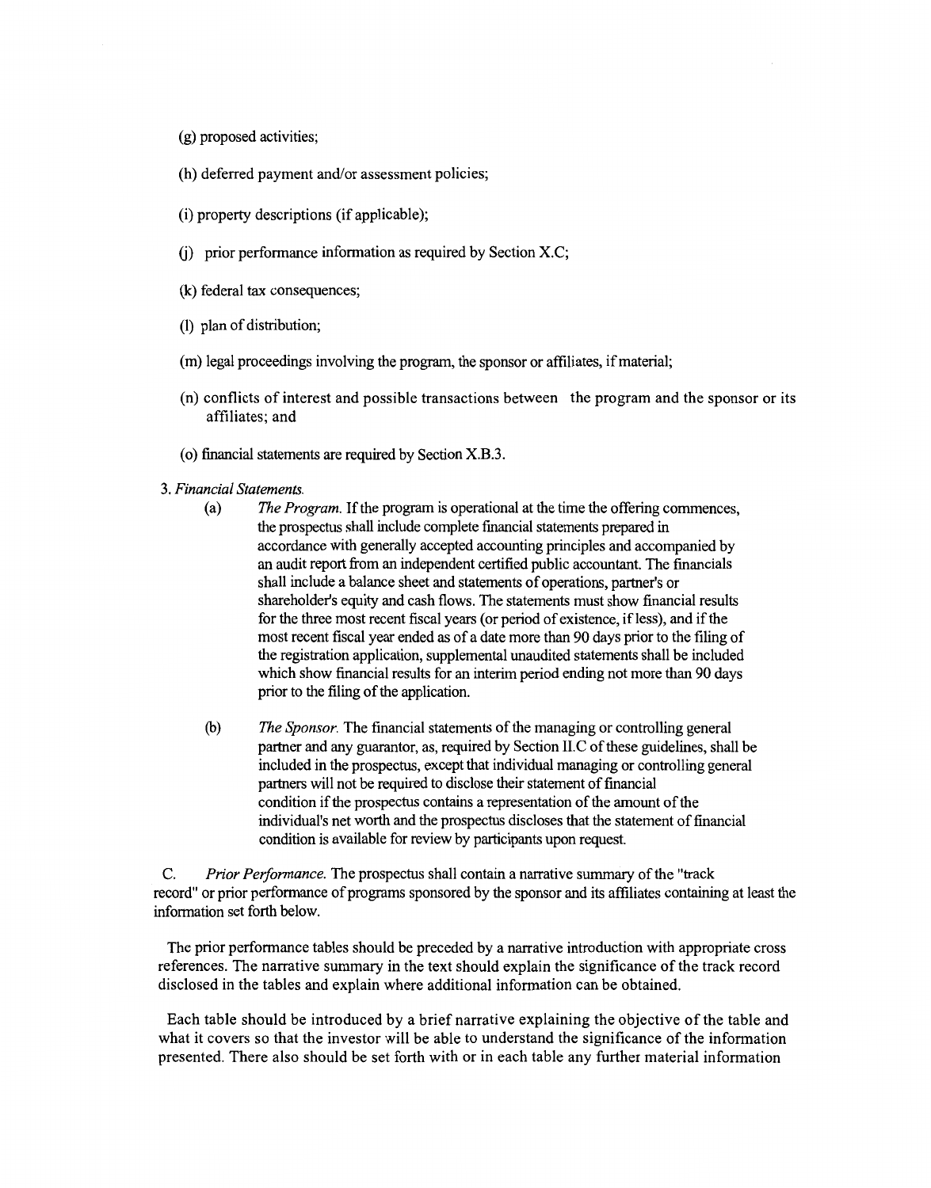(g) proposed activities;

(h) deferred payment and/or assessment policies;

(i) property descriptions (if applicable);

(j) prior performance information as required by Section X.C;

(k) federal tax consequences;

(l) plan of distribution;

(m) legal proceedings involving the program, the sponsor or affiliates, if material;

(n) conflicts of interest and possible transactions between the program and the sponsor or its affiliates; and

(o) financial statements are required by Section X.B.3.

3. *Financial Statements.*

(a) *The Program.* If the program is operational at the time the offering commences, the prospectus shall include complete financial statements prepared in accordance with generally accepted accounting principles and accompanied by an audit report from an independent certified public accountant. The financials shall include a balance sheet and statements of operations, partner's or shareholder's equity and cash flows. The statements must show financial results for the three most recent fiscal years (or period of existence, if less), and if the most recent fiscal year ended as of a date more than 90 days prior to the filing of the registration application, supplemental unaudited statements shall be included which show financial results for an interim period ending not more than 90 days prior to the filing of the application.

(b) *The Sponsor.* The financial statements of the managing or controlling general partner and any guarantor, as, required by Section II.C of these guidelines, shall be included in the prospectus, except that individual managing or controlling general partners will not be required to disclose their statement of financial condition if the prospectus contains a representation of the amount of the individual's net worth and the prospectus discloses that the statement of financial condition is available for review by participants upon request.

C. *Prior Performance.* The prospectus shall contain a narrative summary of the "track record" or prior performance of programs sponsored by the sponsor and its affiliates containing at least the information set forth below.

The prior performance tables should be preceded by a narrative introduction with appropriate cross references. The narrative summary in the text should explain the significance of the track record disclosed in the tables and explain where additional information can be obtained.

Each table should be introduced by a brief narrative explaining the objective of the table and what it covers so that the investor will be able to understand the significance of the information presented. There also should be set forth with or in each table any further material information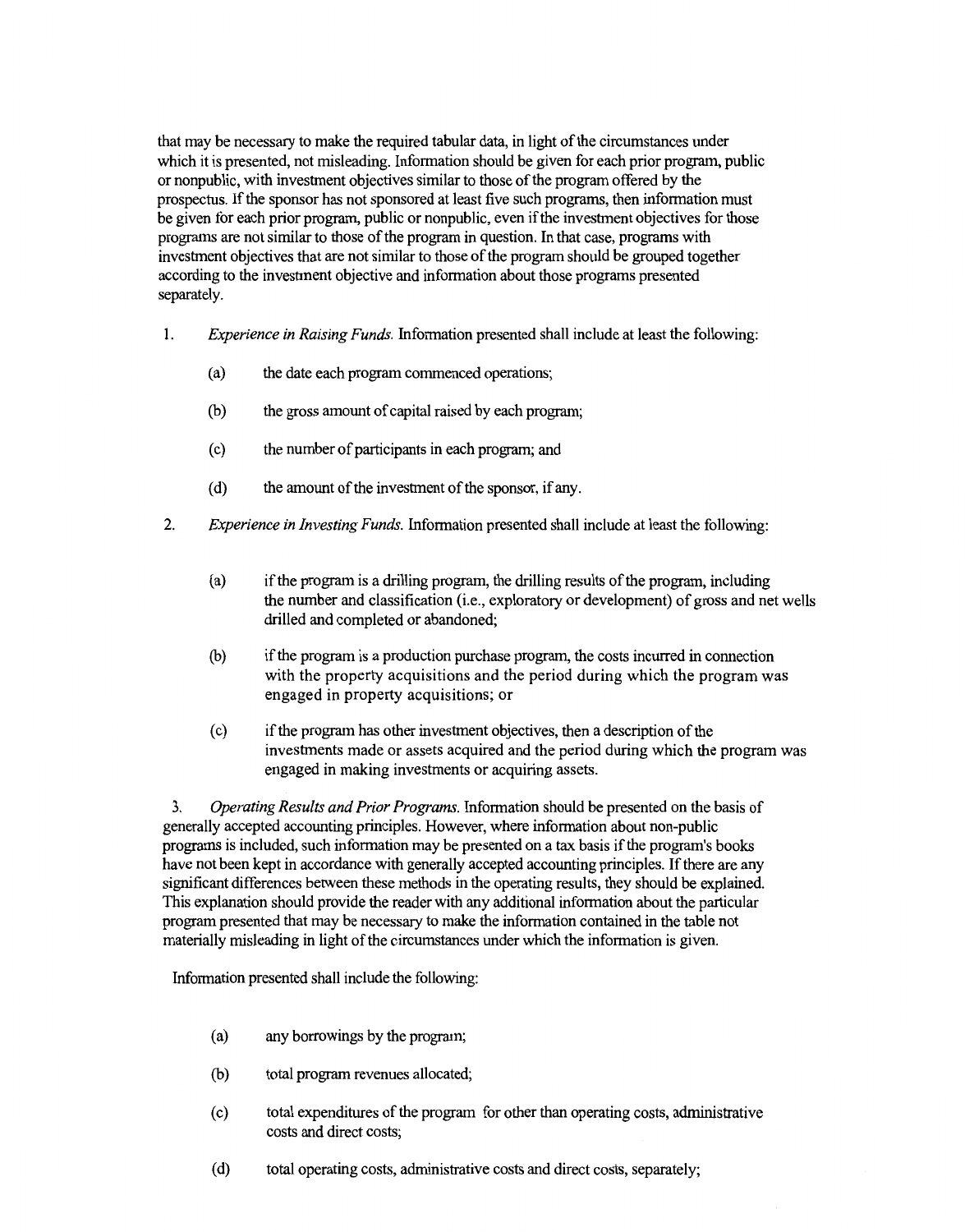that may be necessary to make the required tabular data, in light of the circumstances under which it is presented, not misleading. Information should be given for each prior program, public or nonpublic, with investment objectives similar to those of the program offered by the prospectus. If the sponsor has not sponsored at least five such programs, then information must be given for each prior program, public or nonpublic, even if the investment objectives for those programs are not similar to those of the program in question. In that case, programs with investment objectives that are not similar to those of the program should be grouped together according to the investment objective and information about those programs presented separately.

1. *Experience in Raising Funds.* Information presented shall include at least the following:

   (a) the date each program commenced operations;

   (b) the gross amount of capital raised by each program;

   (c) the number of participants in each program; and

   (d) the amount of the investment of the sponsor, if any.

2. *Experience in Investing Funds.* Information presented shall include at least the following:

   (a) if the program is a drilling program, the drilling results of the program, including the number and classification (i.e., exploratory or development) of gross and net wells drilled and completed or abandoned;

   (b) if the program is a production purchase program, the costs incurred in connection with the property acquisitions and the period during which the program was engaged in property acquisitions; or

   (c) if the program has other investment objectives, then a description of the investments made or assets acquired and the period during which the program was engaged in making investments or acquiring assets.

3. *Operating Results and Prior Programs.* Information should be presented on the basis of generally accepted accounting principles. However, where information about non-public programs is included, such information may be presented on a tax basis if the program's books have not been kept in accordance with generally accepted accounting principles. If there are any significant differences between these methods in the operating results, they should be explained. This explanation should provide the reader with any additional information about the particular program presented that may be necessary to make the information contained in the table not materially misleading in light of the circumstances under which the information is given.

Information presented shall include the following:

   (a) any borrowings by the program;

   (b) total program revenues allocated;

   (c) total expenditures of the program for other than operating costs, administrative costs and direct costs;

   (d) total operating costs, administrative costs and direct costs, separately;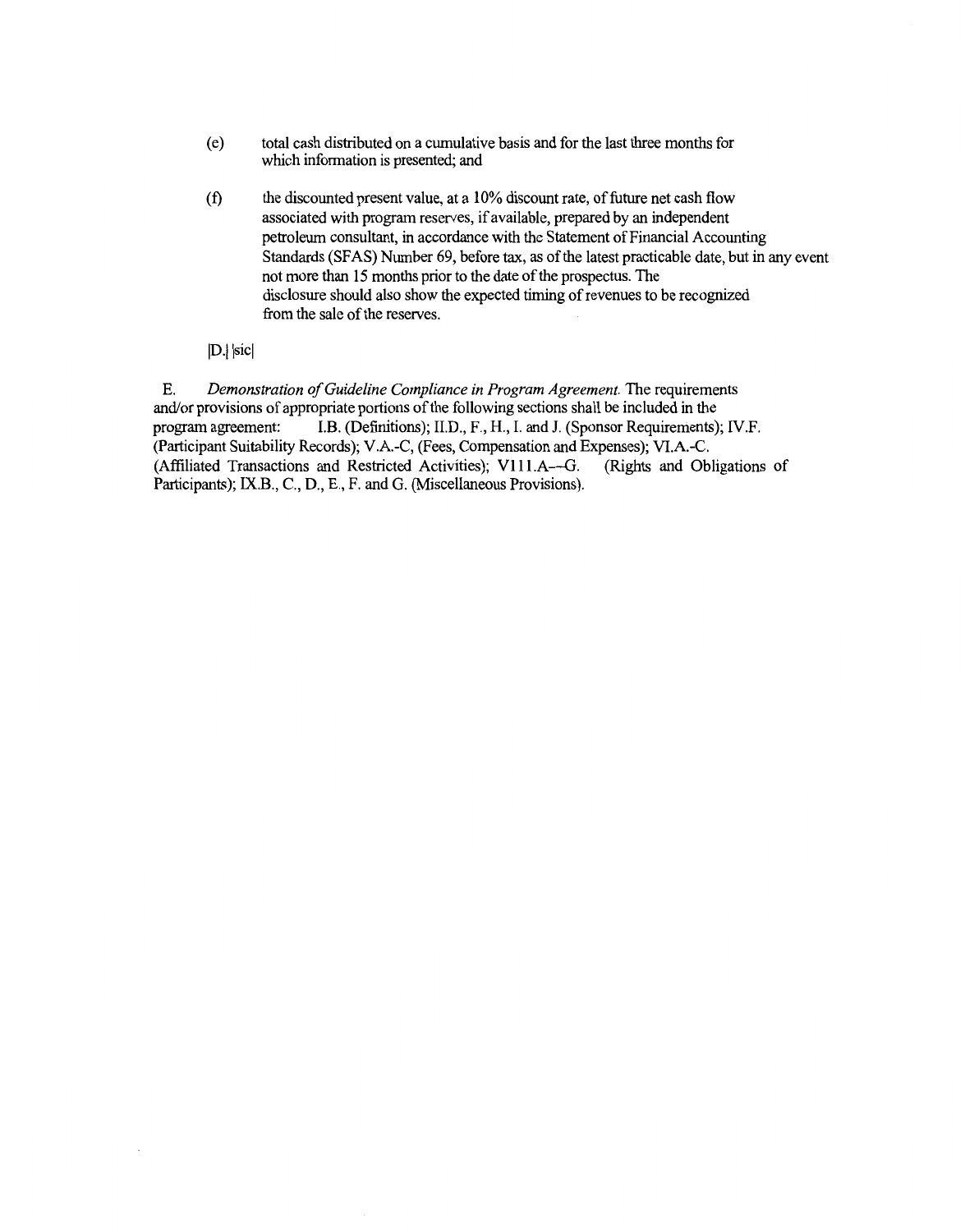(e) total cash distributed on a cumulative basis and for the last three months for which information is presented; and

(f) the discounted present value, at a 10% discount rate, of future net cash flow associated with program reserves, if available, prepared by an independent petroleum consultant, in accordance with the Statement of Financial Accounting Standards (SFAS) Number 69, before tax, as of the latest practicable date, but in any event not more than 15 months prior to the date of the prospectus. The disclosure should also show the expected timing of revenues to be recognized from the sale of the reserves.

[D.] [sic]

E. *Demonstration of Guideline Compliance in Program Agreement.* The requirements and/or provisions of appropriate portions of the following sections shall be included in the program agreement: I.B. (Definitions); II.D., F., H., I. and J. (Sponsor Requirements); IV.F. (Participant Suitability Records); V.A.-C, (Fees, Compensation and Expenses); VI.A.-C. (Affiliated Transactions and Restricted Activities); V111.A--G. (Rights and Obligations of Participants); IX.B., C., D., E., F. and G. (Miscellaneous Provisions).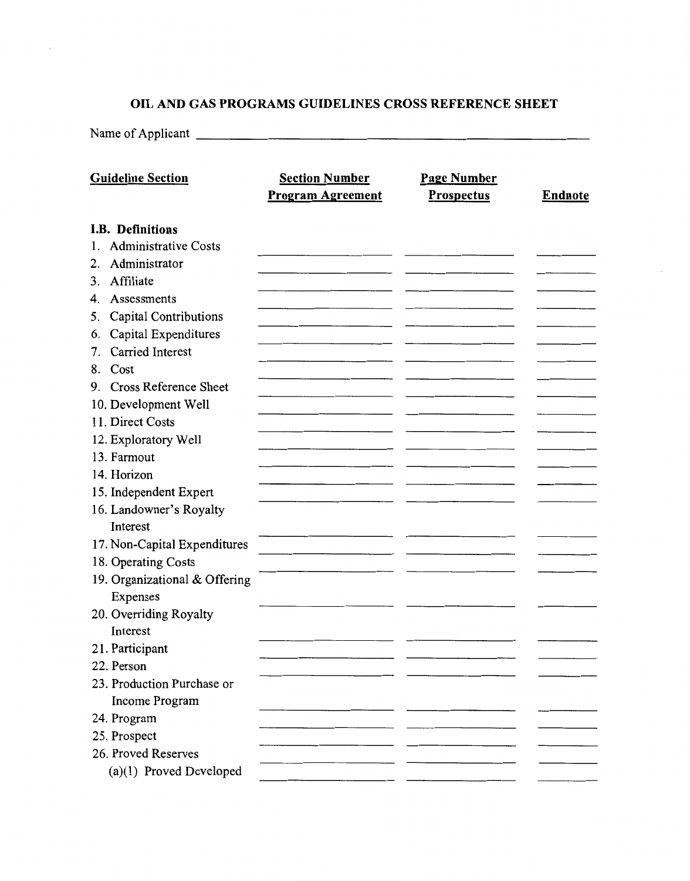# OIL AND GAS PROGRAMS GUIDELINES CROSS REFERENCE SHEET

Name of Applicant ______________________________

| Guideline Section | Section Number Program Agreement | Page Number Prospectus | Endnote |
|---|---|---|---|
| **I.B. Definitions** | | | |
| 1. Administrative Costs | | | |
| 2. Administrator | | | |
| 3. Affiliate | | | |
| 4. Assessments | | | |
| 5. Capital Contributions | | | |
| 6. Capital Expenditures | | | |
| 7. Carried Interest | | | |
| 8. Cost | | | |
| 9. Cross Reference Sheet | | | |
| 10. Development Well | | | |
| 11. Direct Costs | | | |
| 12. Exploratory Well | | | |
| 13. Farmout | | | |
| 14. Horizon | | | |
| 15. Independent Expert | | | |
| 16. Landowner's Royalty Interest | | | |
| 17. Non-Capital Expenditures | | | |
| 18. Operating Costs | | | |
| 19. Organizational & Offering Expenses | | | |
| 20. Overriding Royalty Interest | | | |
| 21. Participant | | | |
| 22. Person | | | |
| 23. Production Purchase or Income Program | | | |
| 24. Program | | | |
| 25. Prospect | | | |
| 26. Proved Reserves | | | |
| (a)(1) Proved Developed | | | |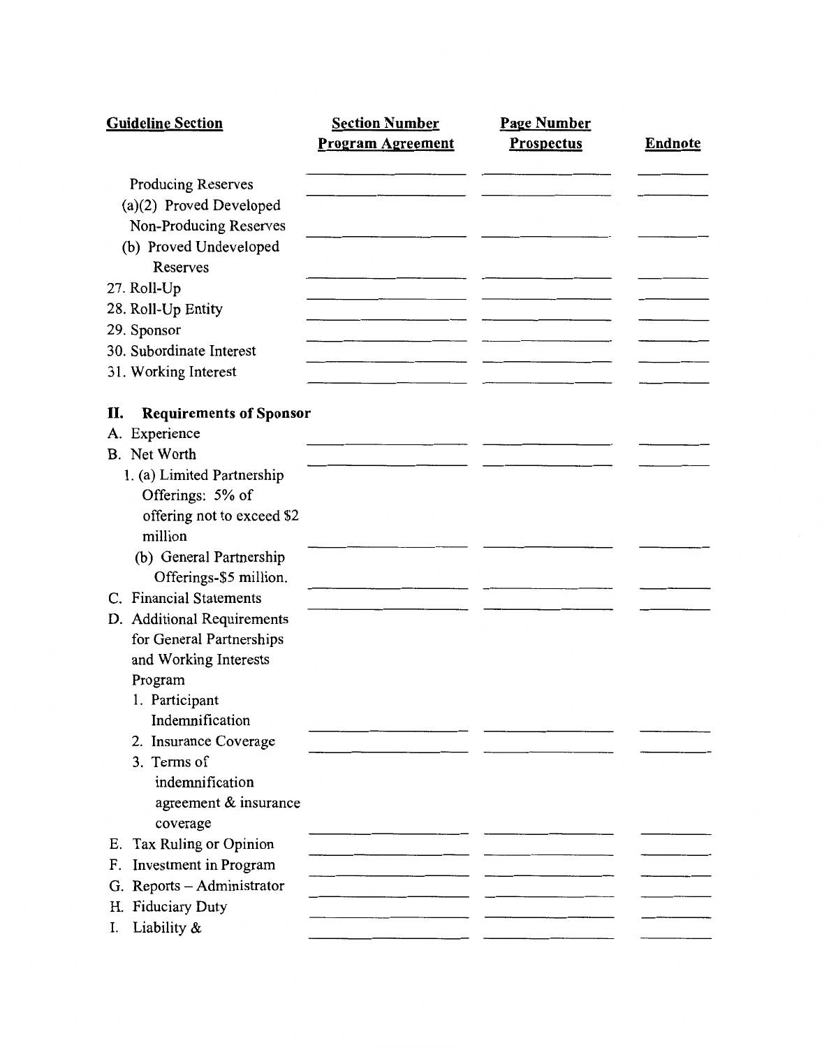| Guideline Section | Section Number Program Agreement | Page Number Prospectus | Endnote |
|---|---|---|---|
| Producing Reserves | | | |
| (a)(2) Proved Developed Non-Producing Reserves | | | |
| (b) Proved Undeveloped Reserves | | | |
| 27. Roll-Up | | | |
| 28. Roll-Up Entity | | | |
| 29. Sponsor | | | |
| 30. Subordinate Interest | | | |
| 31. Working Interest | | | |
| **II. Requirements of Sponsor** | | | |
| A. Experience | | | |
| B. Net Worth | | | |
| 1. (a) Limited Partnership Offerings: 5% of offering not to exceed $2 million | | | |
| (b) General Partnership Offerings-$5 million. | | | |
| C. Financial Statements | | | |
| D. Additional Requirements for General Partnerships and Working Interests Program | | | |
| 1. Participant Indemnification | | | |
| 2. Insurance Coverage | | | |
| 3. Terms of indemnification agreement & insurance coverage | | | |
| E. Tax Ruling or Opinion | | | |
| F. Investment in Program | | | |
| G. Reports – Administrator | | | |
| H. Fiduciary Duty | | | |
| I. Liability & | | | |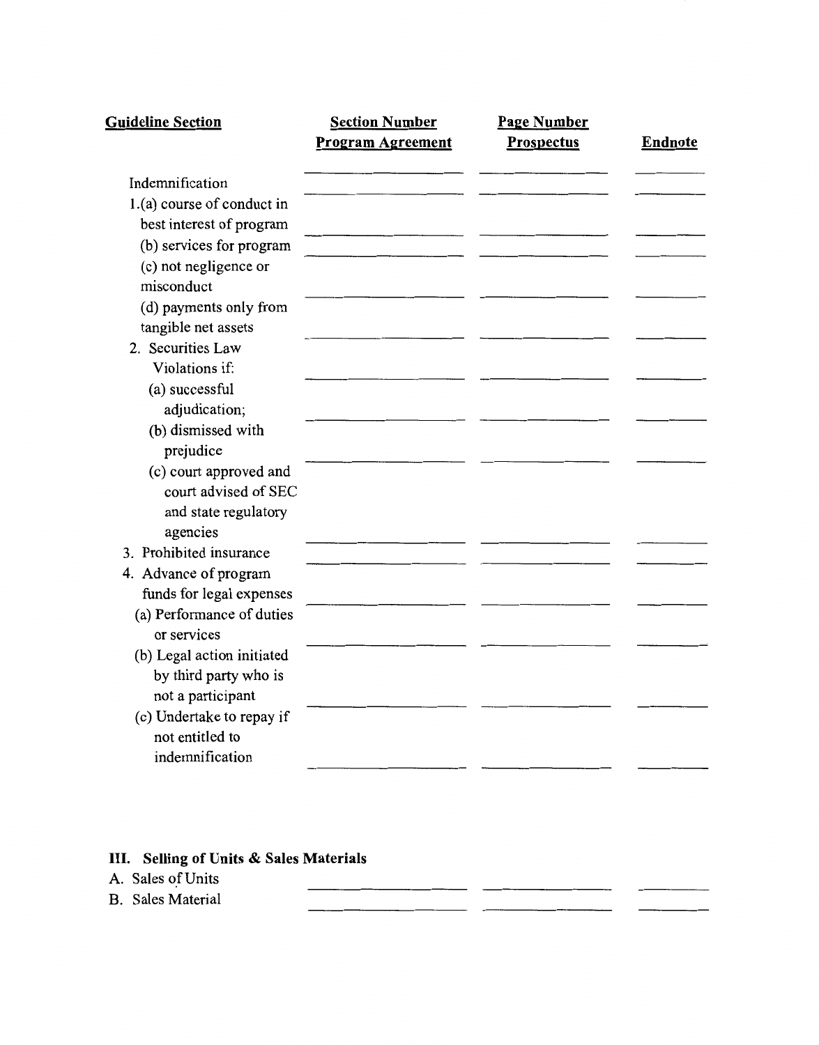| Guideline Section | Section Number Program Agreement | Page Number Prospectus | Endnote |
|---|---|---|---|
| Indemnification | | | |
| 1.(a) course of conduct in best interest of program | | | |
| (b) services for program | | | |
| (c) not negligence or misconduct | | | |
| (d) payments only from tangible net assets | | | |
| 2. Securities Law Violations if: | | | |
| (a) successful adjudication; | | | |
| (b) dismissed with prejudice | | | |
| (c) court approved and court advised of SEC and state regulatory agencies | | | |
| 3. Prohibited insurance | | | |
| 4. Advance of program funds for legal expenses | | | |
| (a) Performance of duties or services | | | |
| (b) Legal action initiated by third party who is not a participant | | | |
| (c) Undertake to repay if not entitled to indemnification | | | |

### III. Selling of Units & Sales Materials

| | | | |
|---|---|---|---|
| A. Sales of Units | | | |
| B. Sales Material | | | |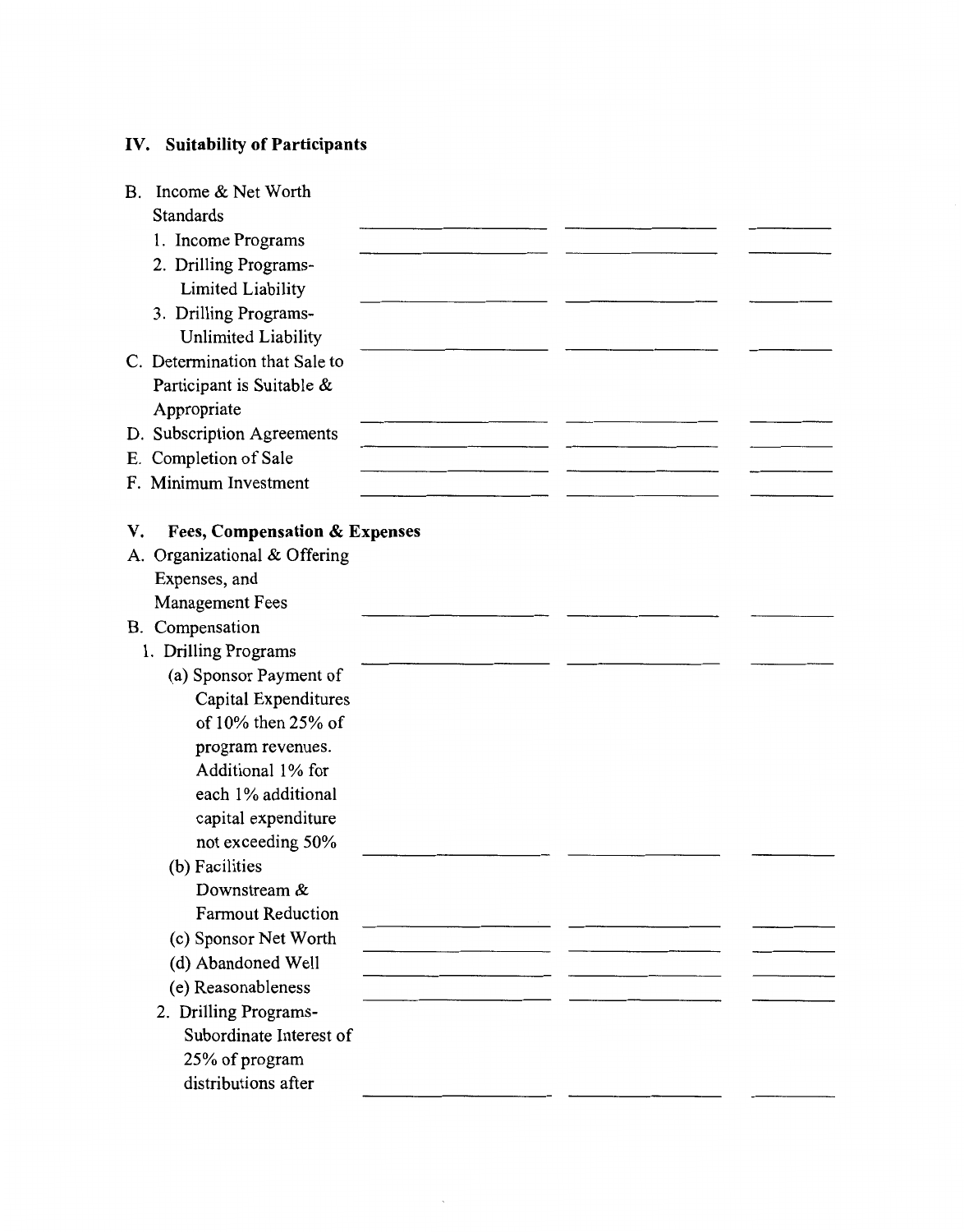## IV. Suitability of Participants

| | | | |
|---|---|---|---|
| B. Income & Net Worth Standards | | | |
| 1. Income Programs | | | |
| 2. Drilling Programs- Limited Liability | | | |
| 3. Drilling Programs- Unlimited Liability | | | |
| C. Determination that Sale to Participant is Suitable & Appropriate | | | |
| D. Subscription Agreements | | | |
| E. Completion of Sale | | | |
| F. Minimum Investment | | | |

## V. Fees, Compensation & Expenses

| | | | |
|---|---|---|---|
| A. Organizational & Offering Expenses, and Management Fees | | | |
| B. Compensation | | | |
| 1. Drilling Programs | | | |
| (a) Sponsor Payment of Capital Expenditures of 10% then 25% of program revenues. Additional 1% for each 1% additional capital expenditure not exceeding 50% | | | |
| (b) Facilities Downstream & Farmout Reduction | | | |
| (c) Sponsor Net Worth | | | |
| (d) Abandoned Well | | | |
| (e) Reasonableness | | | |
| 2. Drilling Programs- Subordinate Interest of 25% of program distributions after | | | |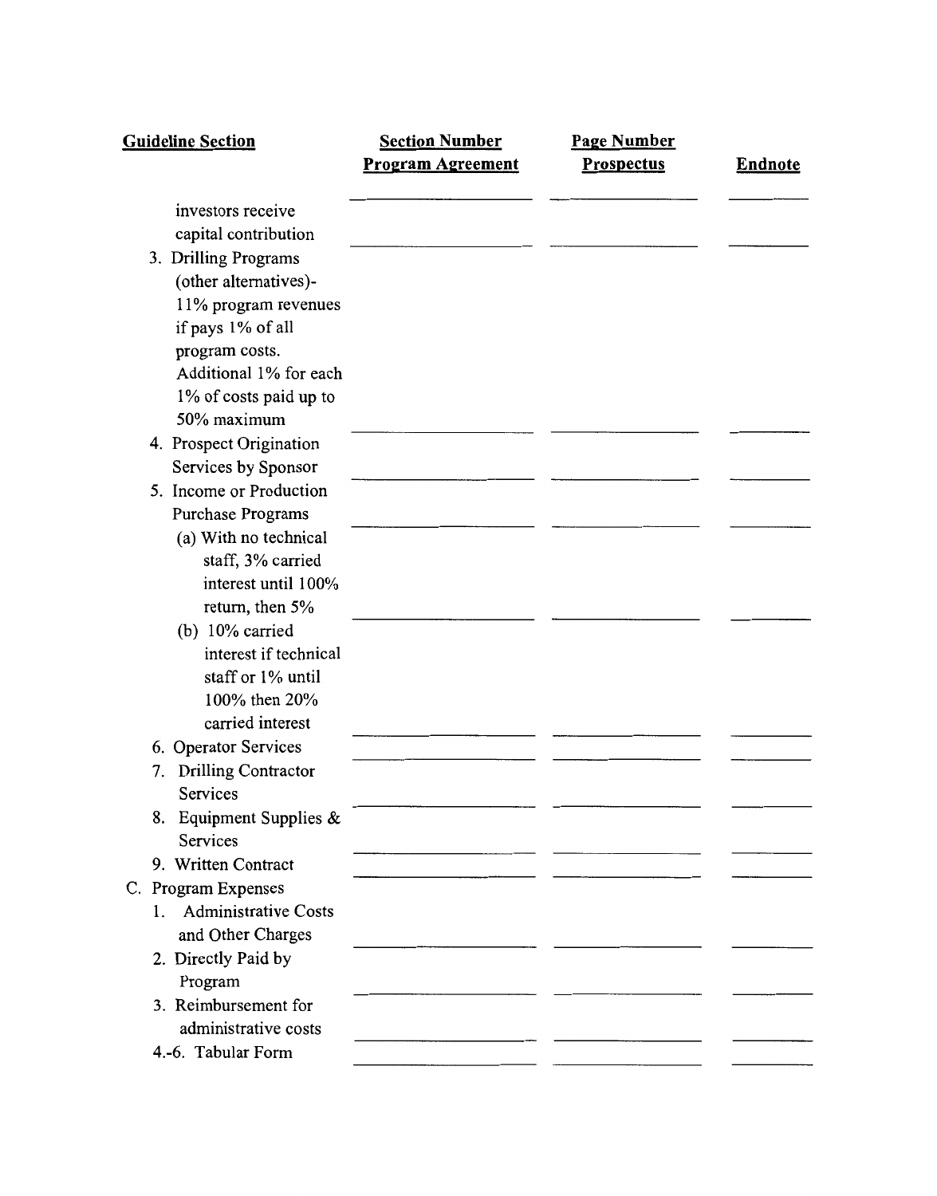| Guideline Section | Section Number Program Agreement | Page Number Prospectus | Endnote |
|---|---|---|---|
| investors receive capital contribution | | | |
| 3. Drilling Programs (other alternatives)- 11% program revenues if pays 1% of all program costs. Additional 1% for each 1% of costs paid up to 50% maximum | | | |
| 4. Prospect Origination Services by Sponsor | | | |
| 5. Income or Production Purchase Programs | | | |
| (a) With no technical staff, 3% carried interest until 100% return, then 5% | | | |
| (b) 10% carried interest if technical staff or 1% until 100% then 20% carried interest | | | |
| 6. Operator Services | | | |
| 7. Drilling Contractor Services | | | |
| 8. Equipment Supplies & Services | | | |
| 9. Written Contract | | | |
| C. Program Expenses | | | |
| 1. Administrative Costs and Other Charges | | | |
| 2. Directly Paid by Program | | | |
| 3. Reimbursement for administrative costs | | | |
| 4.-6. Tabular Form | | | |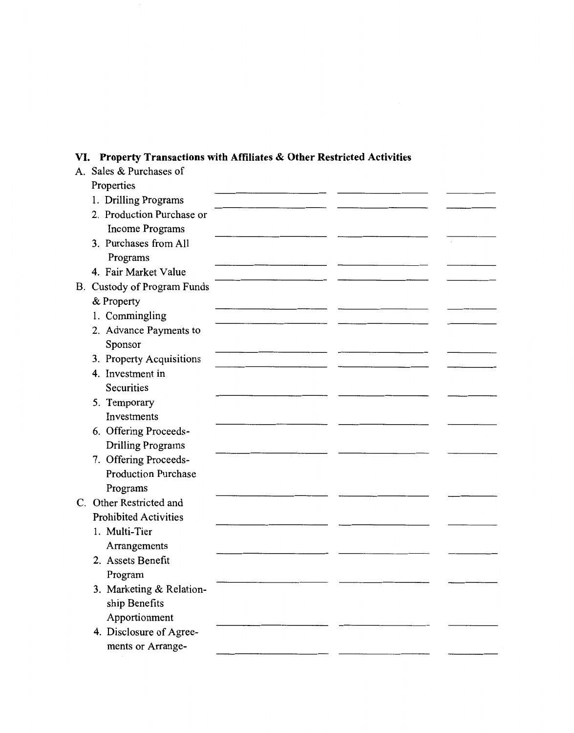## VI. Property Transactions with Affiliates & Other Restricted Activities

| | | | |
|---|---|---|---|
| A. Sales & Purchases of Properties | | | |
| 1. Drilling Programs | | | |
| 2. Production Purchase or Income Programs | | | |
| 3. Purchases from All Programs | | | |
| 4. Fair Market Value | | | |
| B. Custody of Program Funds & Property | | | |
| 1. Commingling | | | |
| 2. Advance Payments to Sponsor | | | |
| 3. Property Acquisitions | | | |
| 4. Investment in Securities | | | |
| 5. Temporary Investments | | | |
| 6. Offering Proceeds-Drilling Programs | | | |
| 7. Offering Proceeds-Production Purchase Programs | | | |
| C. Other Restricted and Prohibited Activities | | | |
| 1. Multi-Tier Arrangements | | | |
| 2. Assets Benefit Program | | | |
| 3. Marketing & Relationship Benefits Apportionment | | | |
| 4. Disclosure of Agreements or Arrange- | | | |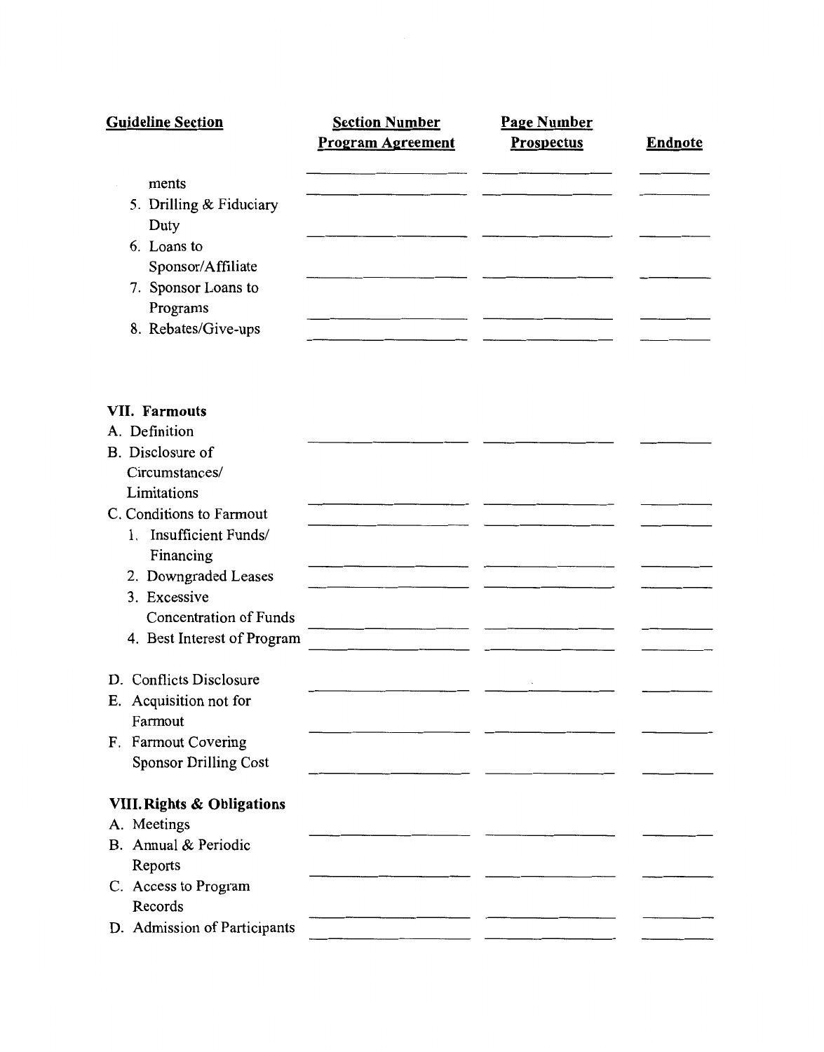| Guideline Section | Section Number Program Agreement | Page Number Prospectus | Endnote |
|---|---|---|---|
| ments | | | |
| 5. Drilling & Fiduciary Duty | | | |
| 6. Loans to Sponsor/Affiliate | | | |
| 7. Sponsor Loans to Programs | | | |
| 8. Rebates/Give-ups | | | |
| **VII. Farmouts** | | | |
| A. Definition | | | |
| B. Disclosure of Circumstances/ Limitations | | | |
| C. Conditions to Farmout | | | |
| 1. Insufficient Funds/ Financing | | | |
| 2. Downgraded Leases | | | |
| 3. Excessive Concentration of Funds | | | |
| 4. Best Interest of Program | | | |
| D. Conflicts Disclosure | | | |
| E. Acquisition not for Farmout | | | |
| F. Farmout Covering Sponsor Drilling Cost | | | |
| **VIII. Rights & Obligations** | | | |
| A. Meetings | | | |
| B. Annual & Periodic Reports | | | |
| C. Access to Program Records | | | |
| D. Admission of Participants | | | |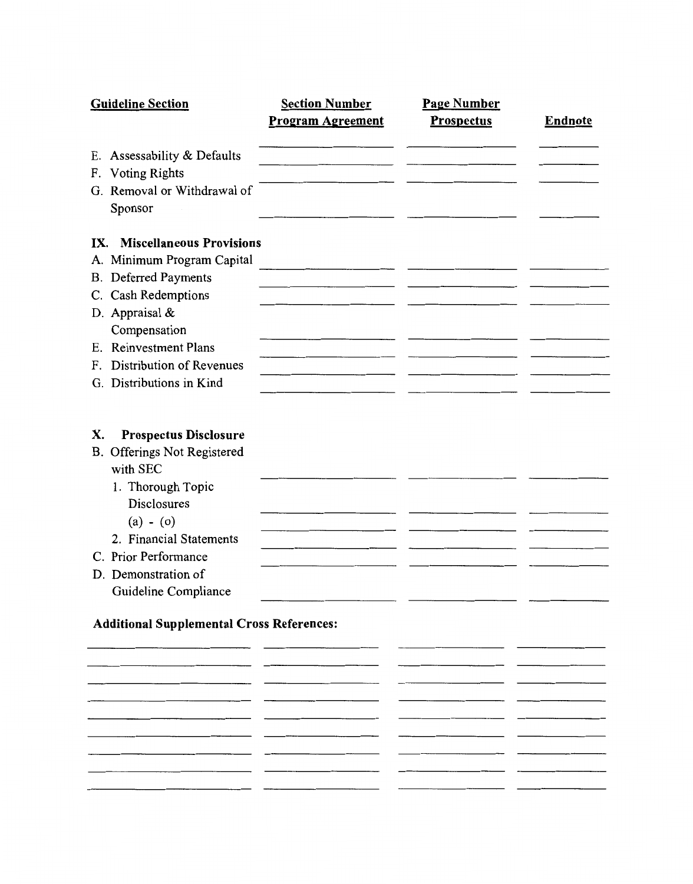| Guideline Section | Section Number Program Agreement | Page Number Prospectus | Endnote |
|---|---|---|---|
| E. Assessability & Defaults | | | |
| F. Voting Rights | | | |
| G. Removal or Withdrawal of Sponsor | | | |
| **IX. Miscellaneous Provisions** | | | |
| A. Minimum Program Capital | | | |
| B. Deferred Payments | | | |
| C. Cash Redemptions | | | |
| D. Appraisal & Compensation | | | |
| E. Reinvestment Plans | | | |
| F. Distribution of Revenues | | | |
| G. Distributions in Kind | | | |
| **X. Prospectus Disclosure** | | | |
| B. Offerings Not Registered with SEC | | | |
| 1. Thorough Topic Disclosures | | | |
| (a) - (o) | | | |
| 2. Financial Statements | | | |
| C. Prior Performance | | | |
| D. Demonstration of Guideline Compliance | | | |

**Additional Supplemental Cross References:**

| | | | |
|---|---|---|---|
| | | | |
| | | | |
| | | | |
| | | | |
| | | | |
| | | | |
| | | | |
| | | | |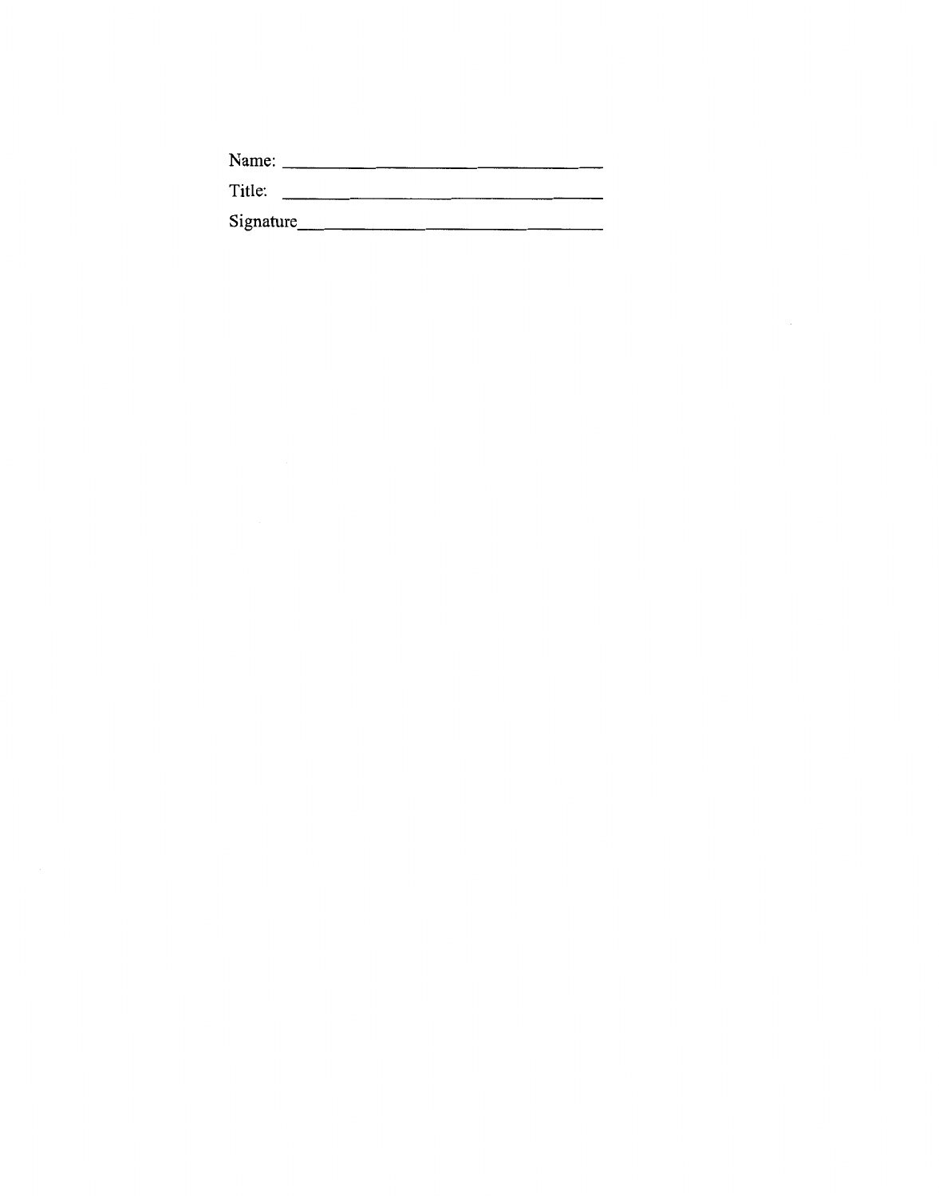Name: ________________________________

Title: ________________________________

Signature______________________________